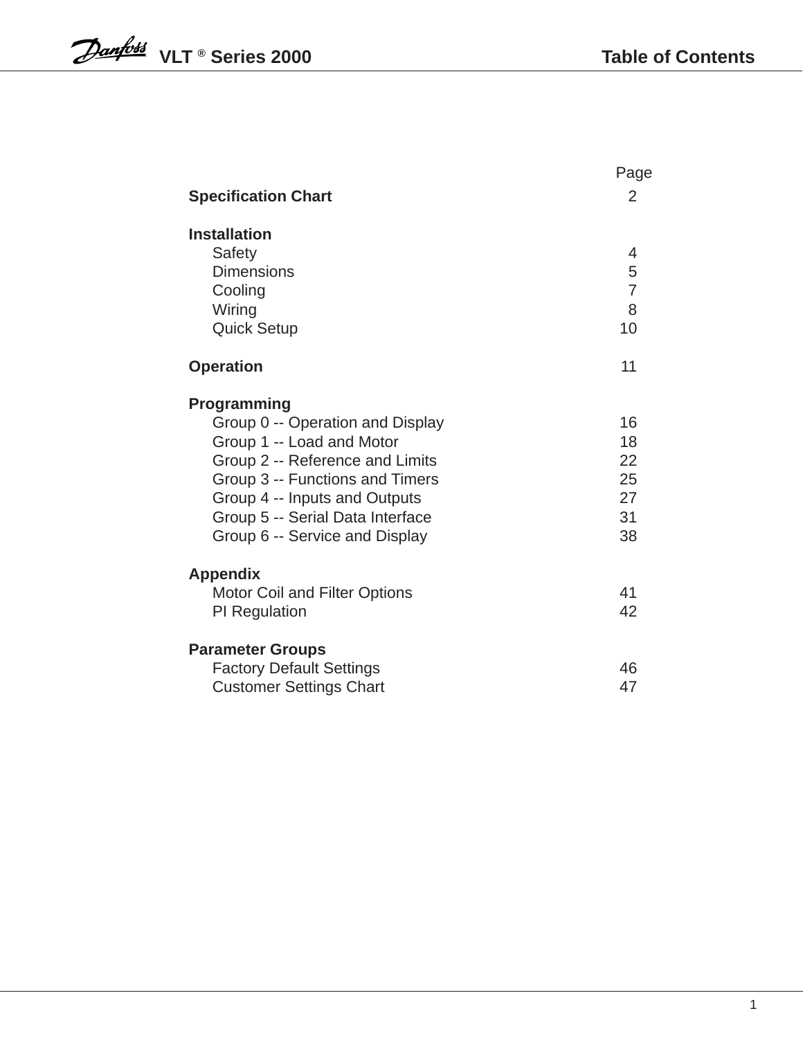# Table of Contents

| | Page |
|---|---|
| **Specification Chart** | 2 |
| | |
| **Installation** | |
| Safety | 4 |
| Dimensions | 5 |
| Cooling | 7 |
| Wiring | 8 |
| Quick Setup | 10 |
| | |
| **Operation** | 11 |
| | |
| **Programming** | |
| Group 0 -- Operation and Display | 16 |
| Group 1 -- Load and Motor | 18 |
| Group 2 -- Reference and Limits | 22 |
| Group 3 -- Functions and Timers | 25 |
| Group 4 -- Inputs and Outputs | 27 |
| Group 5 -- Serial Data Interface | 31 |
| Group 6 -- Service and Display | 38 |
| | |
| **Appendix** | |
| Motor Coil and Filter Options | 41 |
| PI Regulation | 42 |
| | |
| **Parameter Groups** | |
| Factory Default Settings | 46 |
| Customer Settings Chart | 47 |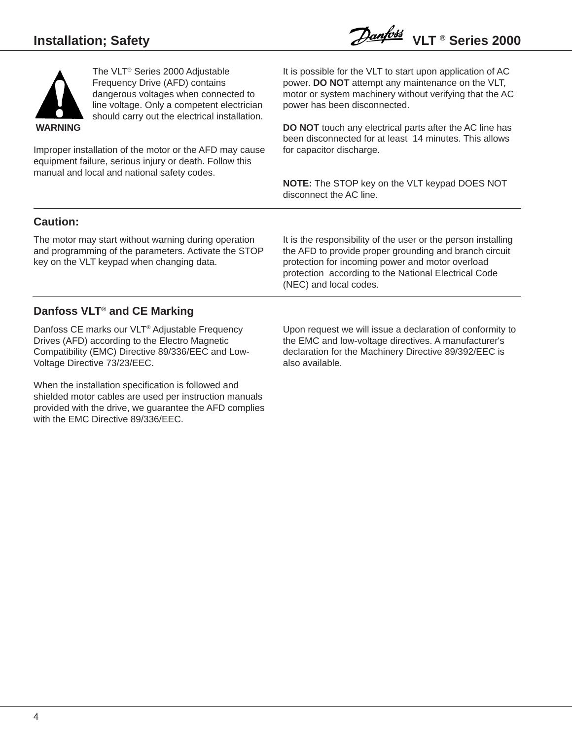## Installation; Safety

**WARNING**

The VLT® Series 2000 Adjustable Frequency Drive (AFD) contains dangerous voltages when connected to line voltage. Only a competent electrician should carry out the electrical installation.

Improper installation of the motor or the AFD may cause equipment failure, serious injury or death. Follow this manual and local and national safety codes.

It is possible for the VLT to start upon application of AC power. **DO NOT** attempt any maintenance on the VLT, motor or system machinery without verifying that the AC power has been disconnected.

**DO NOT** touch any electrical parts after the AC line has been disconnected for at least 14 minutes. This allows for capacitor discharge.

**NOTE:** The STOP key on the VLT keypad DOES NOT disconnect the AC line.

### Caution:

The motor may start without warning during operation and programming of the parameters. Activate the STOP key on the VLT keypad when changing data.

It is the responsibility of the user or the person installing the AFD to provide proper grounding and branch circuit protection for incoming power and motor overload protection according to the National Electrical Code (NEC) and local codes.

### Danfoss VLT® and CE Marking

Danfoss CE marks our VLT® Adjustable Frequency Drives (AFD) according to the Electro Magnetic Compatibility (EMC) Directive 89/336/EEC and Low-Voltage Directive 73/23/EEC.

When the installation specification is followed and shielded motor cables are used per instruction manuals provided with the drive, we guarantee the AFD complies with the EMC Directive 89/336/EEC.

Upon request we will issue a declaration of conformity to the EMC and low-voltage directives. A manufacturer's declaration for the Machinery Directive 89/392/EEC is also available.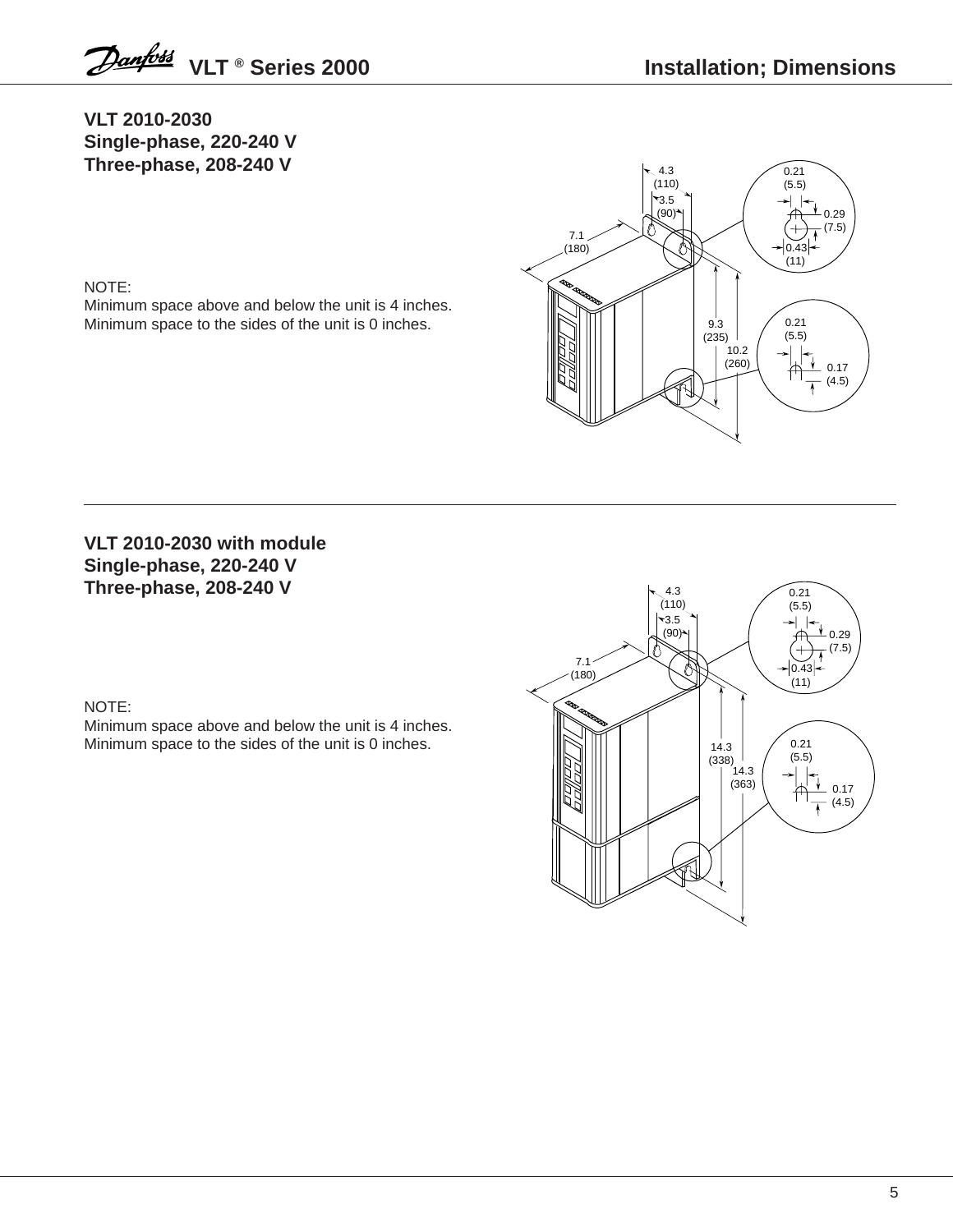## VLT 2010-2030
## Single-phase, 220-240 V
## Three-phase, 208-240 V

NOTE:
Minimum space above and below the unit is 4 inches.
Minimum space to the sides of the unit is 0 inches.

## VLT 2010-2030 with module
## Single-phase, 220-240 V
## Three-phase, 208-240 V

NOTE:
Minimum space above and below the unit is 4 inches.
Minimum space to the sides of the unit is 0 inches.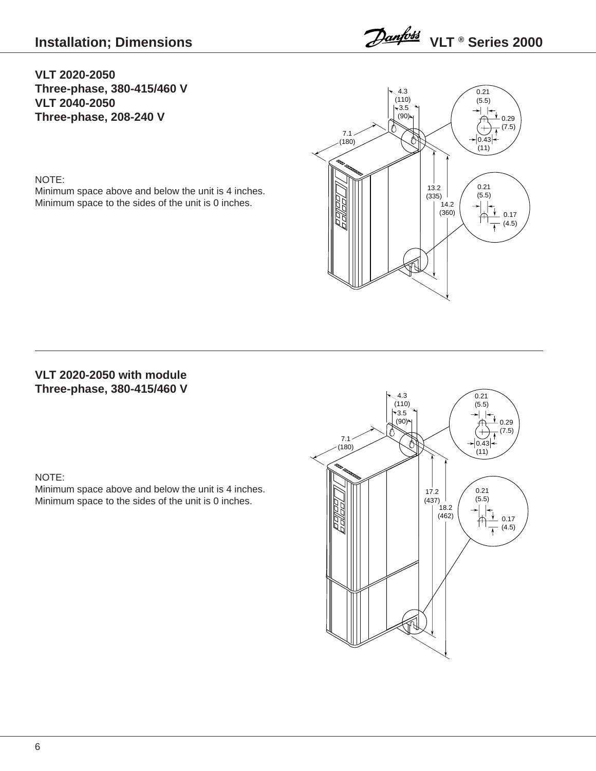**VLT 2020-2050**
**Three-phase, 380-415/460 V**
**VLT 2040-2050**
**Three-phase, 208-240 V**

NOTE:
Minimum space above and below the unit is 4 inches.
Minimum space to the sides of the unit is 0 inches.

4.3 (110)
3.5 (90)
7.1 (180)
13.2 (335)
14.2 (360)
0.21 (5.5)
0.29 (7.5)
0.43 (11)
0.21 (5.5)
0.17 (4.5)

---

**VLT 2020-2050 with module**
**Three-phase, 380-415/460 V**

NOTE:
Minimum space above and below the unit is 4 inches.
Minimum space to the sides of the unit is 0 inches.

4.3 (110)
3.5 (90)
7.1 (180)
17.2 (437)
18.2 (462)
0.21 (5.5)
0.29 (7.5)
0.43 (11)
0.21 (5.5)
0.17 (4.5)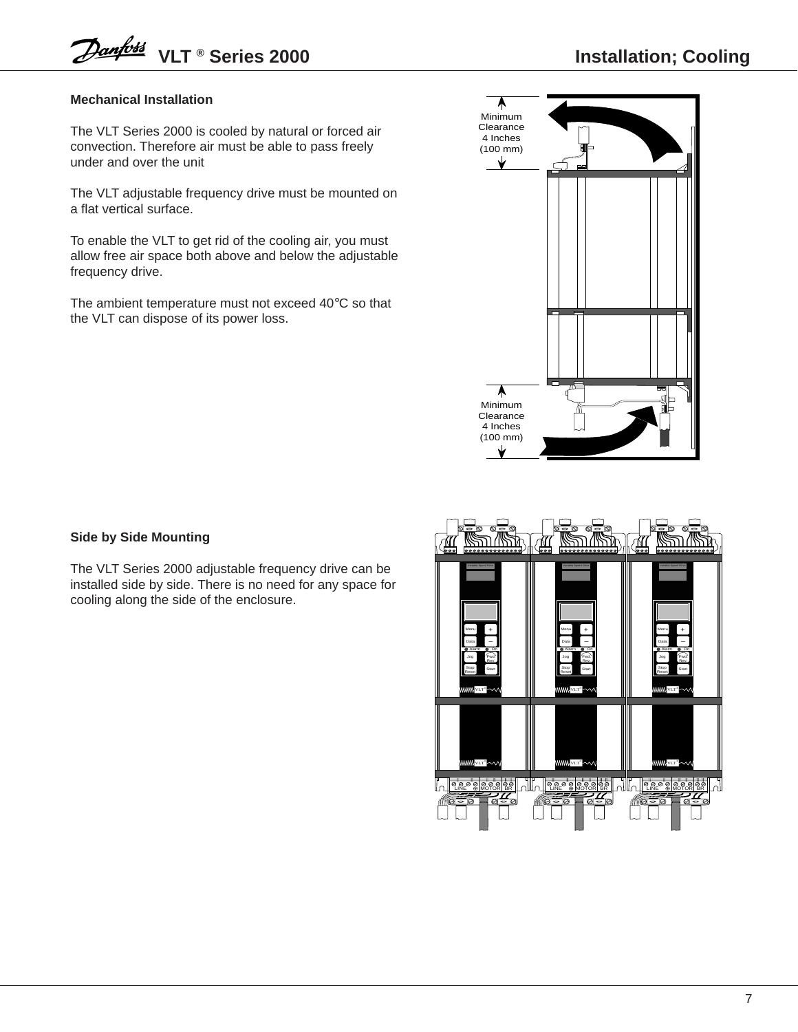## Mechanical Installation

The VLT Series 2000 is cooled by natural or forced air convection. Therefore air must be able to pass freely under and over the unit

The VLT adjustable frequency drive must be mounted on a flat vertical surface.

To enable the VLT to get rid of the cooling air, you must allow free air space both above and below the adjustable frequency drive.

The ambient temperature must not exceed 40°C so that the VLT can dispose of its power loss.

Minimum Clearance 4 Inches (100 mm)

Minimum Clearance 4 Inches (100 mm)

## Side by Side Mounting

The VLT Series 2000 adjustable frequency drive can be installed side by side. There is no need for any space for cooling along the side of the enclosure.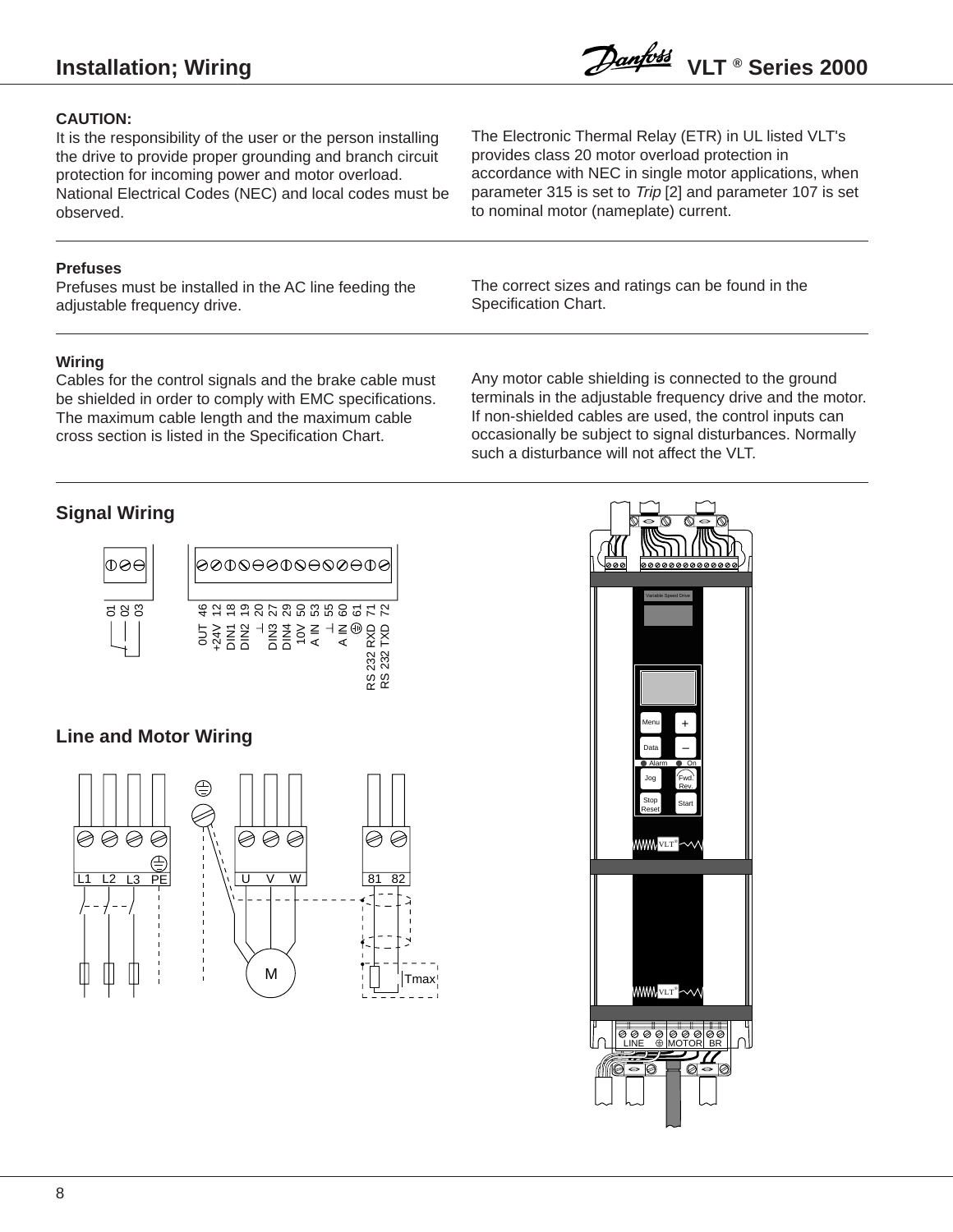## Installation; Wiring

**CAUTION:**
It is the responsibility of the user or the person installing the drive to provide proper grounding and branch circuit protection for incoming power and motor overload. National Electrical Codes (NEC) and local codes must be observed.

The Electronic Thermal Relay (ETR) in UL listed VLT's provides class 20 motor overload protection in accordance with NEC in single motor applications, when parameter 315 is set to *Trip* [2] and parameter 107 is set to nominal motor (nameplate) current.

---

**Prefuses**
Prefuses must be installed in the AC line feeding the adjustable frequency drive.

The correct sizes and ratings can be found in the Specification Chart.

---

**Wiring**
Cables for the control signals and the brake cable must be shielded in order to comply with EMC specifications. The maximum cable length and the maximum cable cross section is listed in the Specification Chart.

Any motor cable shielding is connected to the ground terminals in the adjustable frequency drive and the motor. If non-shielded cables are used, the control inputs can occasionally be subject to signal disturbances. Normally such a disturbance will not affect the VLT.

---

## Signal Wiring

01 02 03

| Terminal | Function |
|---|---|
| 46 | 0UT |
| 12 | +24V |
| 18 | DIN1 |
| 19 | DIN2 |
| 20 | ⊥ |
| 27 | DIN3 |
| 29 | DIN4 |
| 50 | 10V |
| 53 | A IN |
| 55 | ⊥ |
| 60 | A IN |
| 61 | ⏚ |
| 71 | RS 232 RXD |
| 72 | RS 232 TXD |

## Line and Motor Wiring

L1 L2 L3 PE — U V W — 81 82

M

Tmax

Variable Speed Drive

Menu + Data – Alarm On Jog Fwd. Rev. Stop Reset Start

VLT®

VLT®

LINE ⏚ MOTOR BR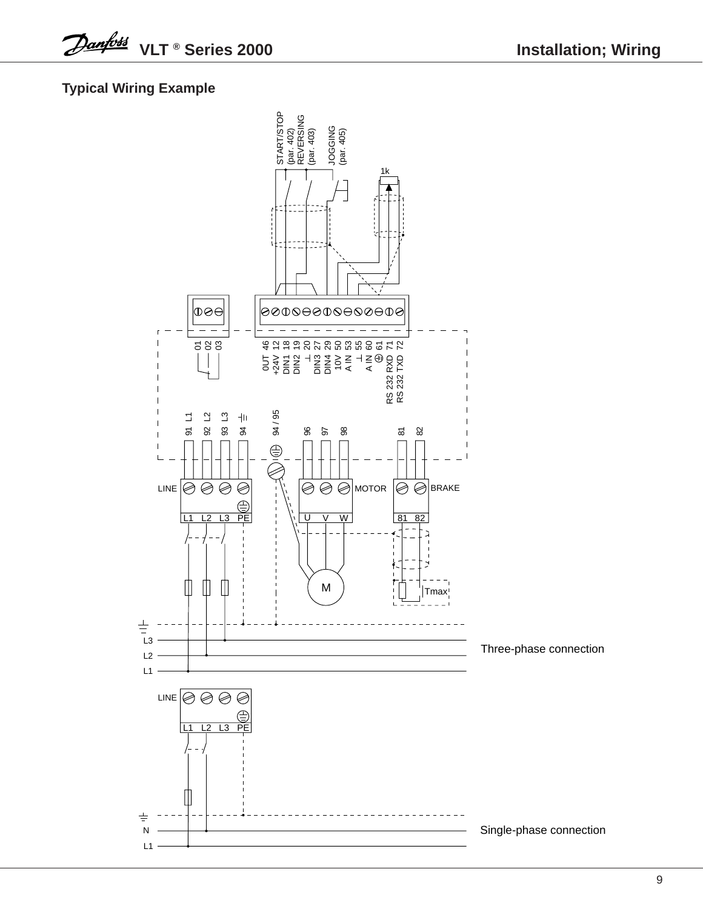## Typical Wiring Example

START/STOP (par. 402)
REVERSING (par. 403)
JOGGING (par. 405)

1k

01 02 03

0UT 46
+24V 12
DIN1 18
DIN2 19
⊥ 20
DIN3 27
DIN4 29
10V 50
A IN 53
⊥ 55
A IN 60
⏚ 61
RS 232 RXD 71
RS 232 TXD 72

91 L1
92 L2
93 L3
94 ⏚
94 / 95
96
97
98
81
82

LINE
L1 L2 L3 PE

MOTOR
U V W

BRAKE
81 82

M

Tmax

L3
L2
L1

Three-phase connection

LINE
L1 L2 L3 PE

N
L1

Single-phase connection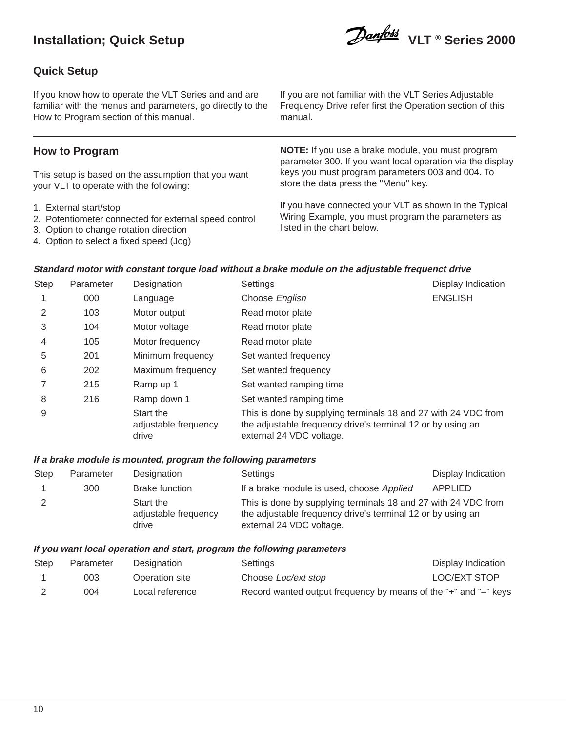## Quick Setup

If you know how to operate the VLT Series and and are familiar with the menus and parameters, go directly to the How to Program section of this manual.

If you are not familiar with the VLT Series Adjustable Frequency Drive refer first the Operation section of this manual.

## How to Program

This setup is based on the assumption that you want your VLT to operate with the following:

1. External start/stop
2. Potentiometer connected for external speed control
3. Option to change rotation direction
4. Option to select a fixed speed (Jog)

**NOTE:** If you use a brake module, you must program parameter 300. If you want local operation via the display keys you must program parameters 003 and 004. To store the data press the "Menu" key.

If you have connected your VLT as shown in the Typical Wiring Example, you must program the parameters as listed in the chart below.

***Standard motor with constant torque load without a brake module on the adjustable frequenct drive***

| Step | Parameter | Designation | Settings | Display Indication |
|---|---|---|---|---|
| 1 | 000 | Language | Choose *English* | ENGLISH |
| 2 | 103 | Motor output | Read motor plate | |
| 3 | 104 | Motor voltage | Read motor plate | |
| 4 | 105 | Motor frequency | Read motor plate | |
| 5 | 201 | Minimum frequency | Set wanted frequency | |
| 6 | 202 | Maximum frequency | Set wanted frequency | |
| 7 | 215 | Ramp up 1 | Set wanted ramping time | |
| 8 | 216 | Ramp down 1 | Set wanted ramping time | |
| 9 | | Start the adjustable frequency drive | This is done by supplying terminals 18 and 27 with 24 VDC from the adjustable frequency drive's terminal 12 or by using an external 24 VDC voltage. | |

***If a brake module is mounted, program the following parameters***

| Step | Parameter | Designation | Settings | Display Indication |
|---|---|---|---|---|
| 1 | 300 | Brake function | If a brake module is used, choose *Applied* | APPLIED |
| 2 | | Start the adjustable frequency drive | This is done by supplying terminals 18 and 27 with 24 VDC from the adjustable frequency drive's terminal 12 or by using an external 24 VDC voltage. | |

***If you want local operation and start, program the following parameters***

| Step | Parameter | Designation | Settings | Display Indication |
|---|---|---|---|---|
| 1 | 003 | Operation site | Choose *Loc/ext stop* | LOC/EXT STOP |
| 2 | 004 | Local reference | Record wanted output frequency by means of the "+" and "–" keys | |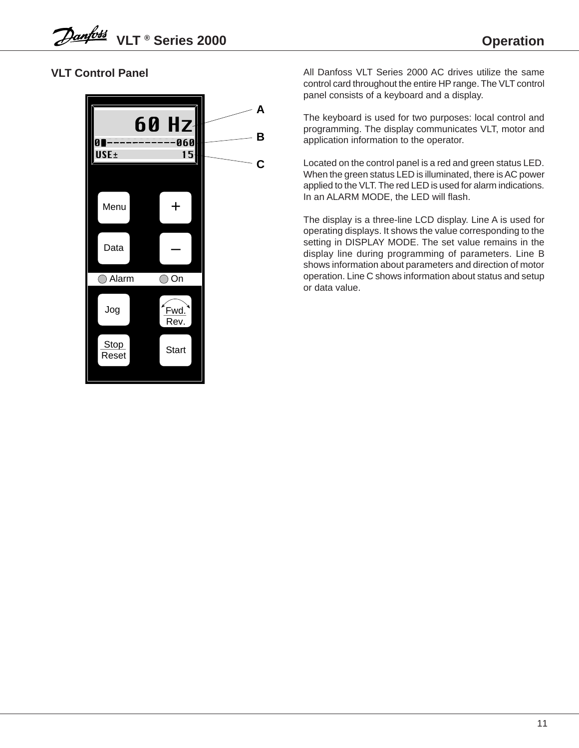## VLT Control Panel

All Danfoss VLT Series 2000 AC drives utilize the same control card throughout the entire HP range. The VLT control panel consists of a keyboard and a display.

The keyboard is used for two purposes: local control and programming. The display communicates VLT, motor and application information to the operator.

Located on the control panel is a red and green status LED. When the green status LED is illuminated, there is AC power applied to the VLT. The red LED is used for alarm indications. In an ALARM MODE, the LED will flash.

The display is a three-line LCD display. Line A is used for operating displays. It shows the value corresponding to the setting in DISPLAY MODE. The set value remains in the display line during programming of parameters. Line B shows information about parameters and direction of motor operation. Line C shows information about status and setup or data value.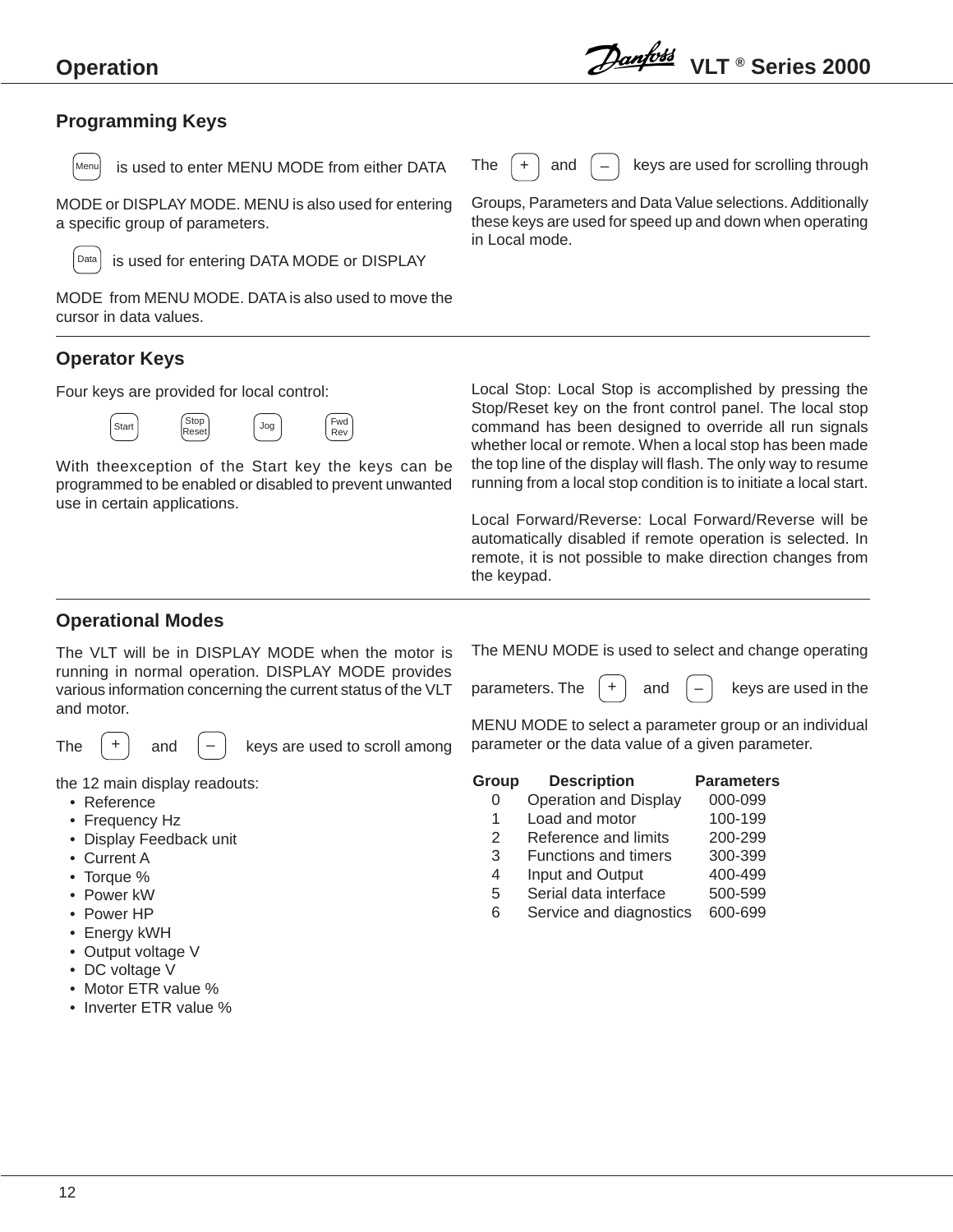## Programming Keys

[Menu] is used to enter MENU MODE from either DATA MODE or DISPLAY MODE. MENU is also used for entering a specific group of parameters.

[Data] is used for entering DATA MODE or DISPLAY MODE from MENU MODE. DATA is also used to move the cursor in data values.

The [+] and [–] keys are used for scrolling through Groups, Parameters and Data Value selections. Additionally these keys are used for speed up and down when operating in Local mode.

## Operator Keys

Four keys are provided for local control:

[Start] [Stop Reset] [Jog] [Fwd Rev]

With theexception of the Start key the keys can be programmed to be enabled or disabled to prevent unwanted use in certain applications.

Local Stop: Local Stop is accomplished by pressing the Stop/Reset key on the front control panel. The local stop command has been designed to override all run signals whether local or remote. When a local stop has been made the top line of the display will flash. The only way to resume running from a local stop condition is to initiate a local start.

Local Forward/Reverse: Local Forward/Reverse will be automatically disabled if remote operation is selected. In remote, it is not possible to make direction changes from the keypad.

## Operational Modes

The VLT will be in DISPLAY MODE when the motor is running in normal operation. DISPLAY MODE provides various information concerning the current status of the VLT and motor.

The [+] and [–] keys are used to scroll among the 12 main display readouts:

- Reference
- Frequency Hz
- Display Feedback unit
- Current A
- Torque %
- Power kW
- Power HP
- Energy kWH
- Output voltage V
- DC voltage V
- Motor ETR value %
- Inverter ETR value %

The MENU MODE is used to select and change operating parameters. The [+] and [–] keys are used in the MENU MODE to select a parameter group or an individual parameter or the data value of a given parameter.

| Group | Description | Parameters |
|---|---|---|
| 0 | Operation and Display | 000-099 |
| 1 | Load and motor | 100-199 |
| 2 | Reference and limits | 200-299 |
| 3 | Functions and timers | 300-399 |
| 4 | Input and Output | 400-499 |
| 5 | Serial data interface | 500-599 |
| 6 | Service and diagnostics | 600-699 |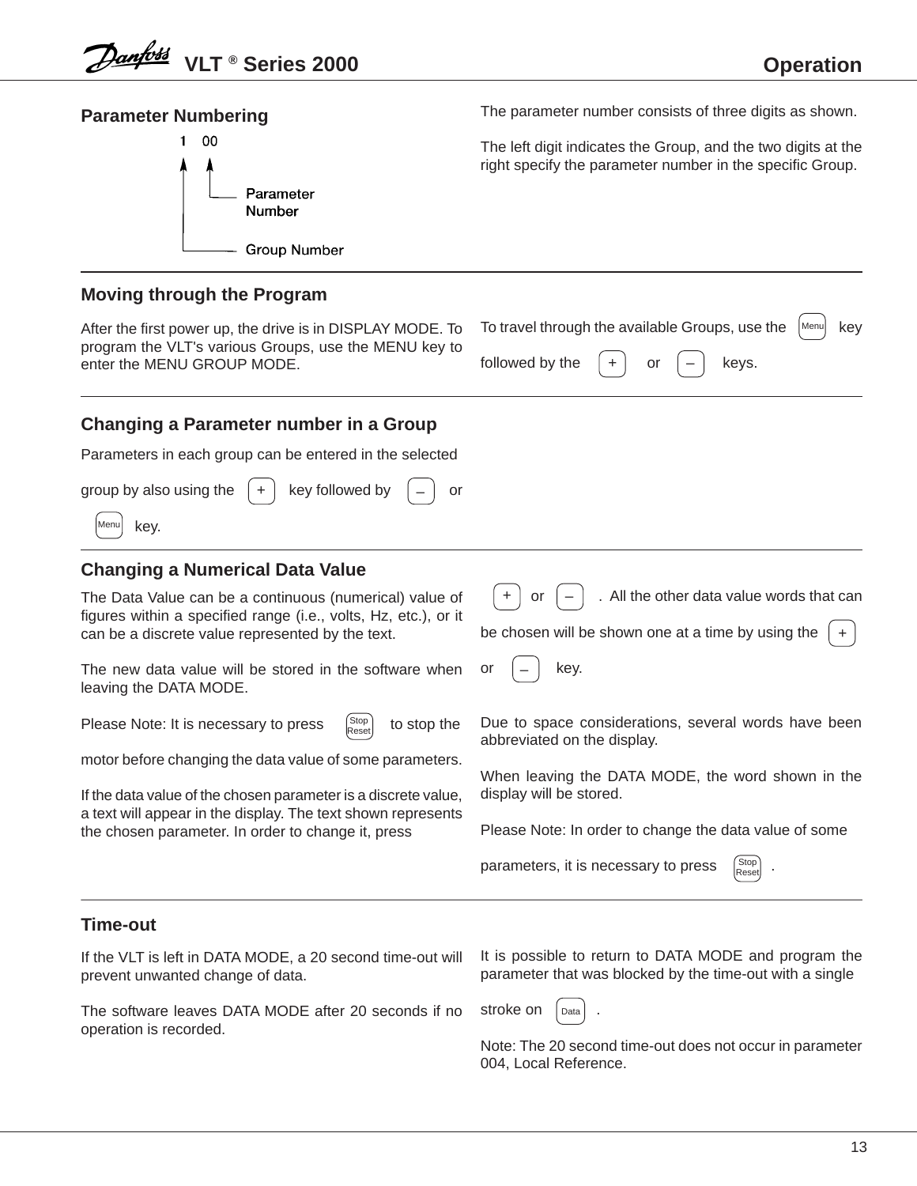## Parameter Numbering

```
1   00
↑   ↑
|   └── Parameter Number
└────── Group Number
```

The parameter number consists of three digits as shown.

The left digit indicates the Group, and the two digits at the right specify the parameter number in the specific Group.

## Moving through the Program

After the first power up, the drive is in DISPLAY MODE. To program the VLT's various Groups, use the MENU key to enter the MENU GROUP MODE.

To travel through the available Groups, use the [Menu] key followed by the [+] or [–] keys.

## Changing a Parameter number in a Group

Parameters in each group can be entered in the selected group by also using the [+] key followed by [–] or [Menu] key.

## Changing a Numerical Data Value

The Data Value can be a continuous (numerical) value of figures within a specified range (i.e., volts, Hz, etc.), or it can be a discrete value represented by the text.

The new data value will be stored in the software when leaving the DATA MODE.

Please Note: It is necessary to press [Stop Reset] to stop the motor before changing the data value of some parameters.

If the data value of the chosen parameter is a discrete value, a text will appear in the display. The text shown represents the chosen parameter. In order to change it, press [+] or [–]. All the other data value words that can be chosen will be shown one at a time by using the [+] or [–] key.

Due to space considerations, several words have been abbreviated on the display.

When leaving the DATA MODE, the word shown in the display will be stored.

Please Note: In order to change the data value of some parameters, it is necessary to press [Stop Reset].

## Time-out

If the VLT is left in DATA MODE, a 20 second time-out will prevent unwanted change of data.

The software leaves DATA MODE after 20 seconds if no operation is recorded.

It is possible to return to DATA MODE and program the parameter that was blocked by the time-out with a single stroke on [Data].

Note: The 20 second time-out does not occur in parameter 004, Local Reference.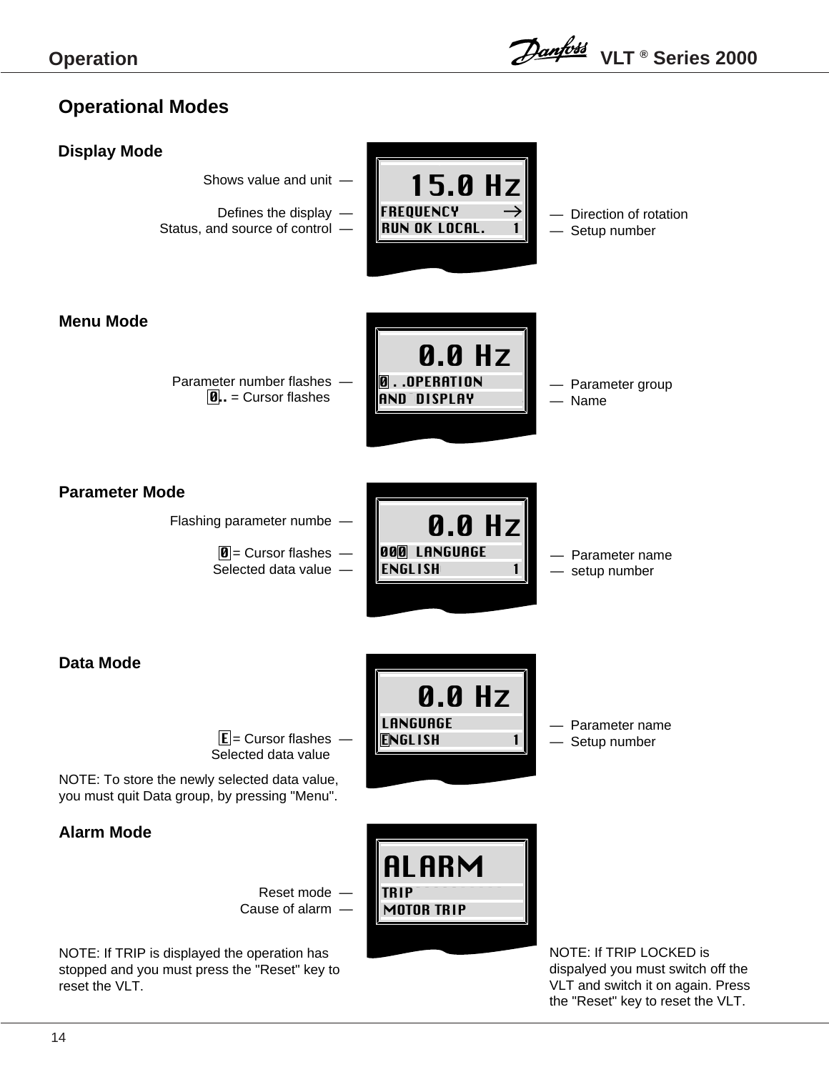## Operational Modes

### Display Mode

Shows value and unit —

Defines the display —

Status, and source of control —

```
    15.0 Hz
FREQUENCY      →
RUN OK LOCAL.  1
```

— Direction of rotation

— Setup number

### Menu Mode

Parameter number flashes —

0.. = Cursor flashes

```
     0.0 Hz
0 . .OPERATION
AND  DISPLAY
```

— Parameter group

— Name

### Parameter Mode

Flashing parameter numbe —

0 = Cursor flashes —

Selected data value —

```
     0.0 Hz
000  LANGUAGE
ENGLISH        1
```

— Parameter name

— setup number

### Data Mode

E = Cursor flashes —

Selected data value

```
     0.0 Hz
LANGUAGE
ENGLISH        1
```

— Parameter name

— Setup number

NOTE: To store the newly selected data value, you must quit Data group, by pressing "Menu".

### Alarm Mode

Reset mode —

Cause of alarm —

```
ALARM
TRIP
MOTOR TRIP
```

NOTE: If TRIP is displayed the operation has stopped and you must press the "Reset" key to reset the VLT.

NOTE: If TRIP LOCKED is dispalyed you must switch off the VLT and switch it on again. Press the "Reset" key to reset the VLT.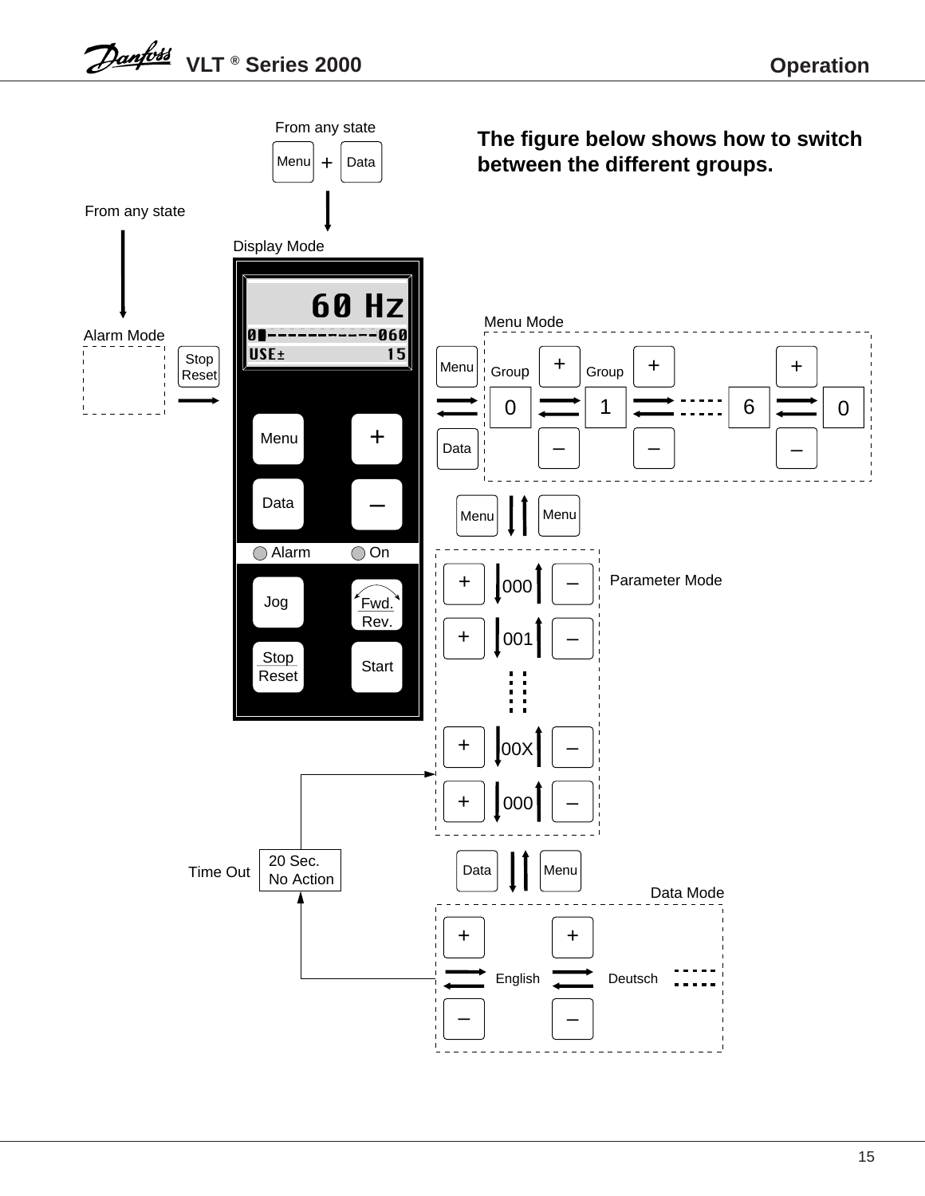**The figure below shows how to switch between the different groups.**

From any state

Menu + Data

From any state

Display Mode

60 Hz

0▮-----------060

USE±  15

Alarm Mode

Stop Reset

Menu +

Data –

Alarm On

Jog Fwd. Rev.

Stop Reset Start

Menu Mode

Menu Group 0 + – Group 1 + – 6 + – 0

Data

Menu Menu

Parameter Mode

+ 000 –

+ 001 –

+ 00X –

+ 000 –

Time Out 20 Sec. No Action

Data Menu

Data Mode

+ English + Deutsch

– –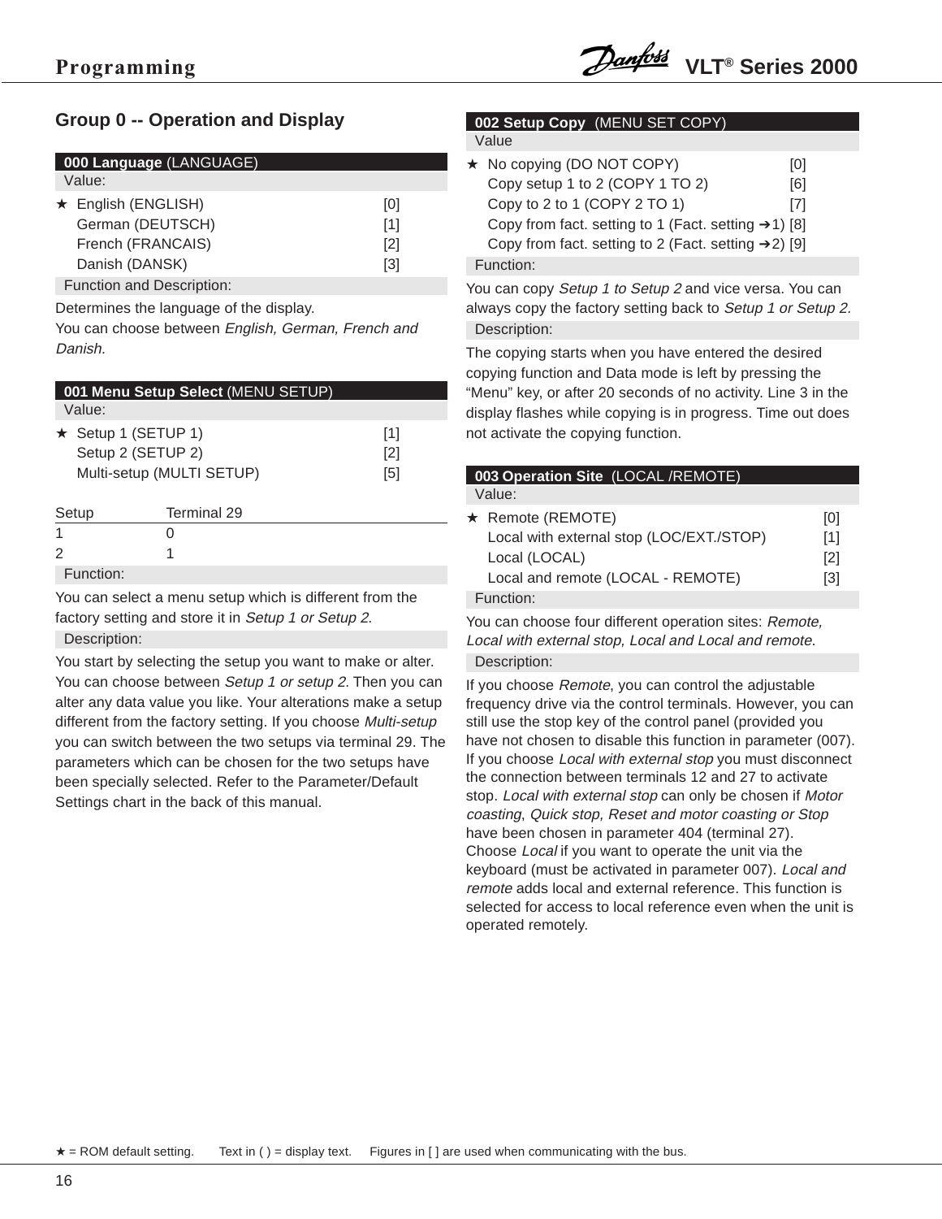## Group 0 -- Operation and Display

### 000 Language (LANGUAGE)

Value:

| | | |
|---|---|---|
| ★ | English (ENGLISH) | [0] |
| | German (DEUTSCH) | [1] |
| | French (FRANCAIS) | [2] |
| | Danish (DANSK) | [3] |

Function and Description:

Determines the language of the display.
You can choose between *English, German, French and Danish.*

### 001 Menu Setup Select (MENU SETUP)

Value:

| | | |
|---|---|---|
| ★ | Setup 1 (SETUP 1) | [1] |
| | Setup 2 (SETUP 2) | [2] |
| | Multi-setup (MULTI SETUP) | [5] |

| Setup | Terminal 29 |
|---|---|
| 1 | 0 |
| 2 | 1 |

Function:

You can select a menu setup which is different from the factory setting and store it in *Setup 1 or Setup 2*.

Description:

You start by selecting the setup you want to make or alter. You can choose between *Setup 1 or setup 2.* Then you can alter any data value you like. Your alterations make a setup different from the factory setting. If you choose *Multi-setup* you can switch between the two setups via terminal 29. The parameters which can be chosen for the two setups have been specially selected. Refer to the Parameter/Default Settings chart in the back of this manual.

### 002 Setup Copy (MENU SET COPY)

Value

| | | |
|---|---|---|
| ★ | No copying (DO NOT COPY) | [0] |
| | Copy setup 1 to 2 (COPY 1 TO 2) | [6] |
| | Copy to 2 to 1 (COPY 2 TO 1) | [7] |
| | Copy from fact. setting to 1 (Fact. setting ➔1) | [8] |
| | Copy from fact. setting to 2 (Fact. setting ➔2) | [9] |

Function:

You can copy *Setup 1 to Setup 2* and vice versa. You can always copy the factory setting back to *Setup 1 or Setup 2.*

Description:

The copying starts when you have entered the desired copying function and Data mode is left by pressing the “Menu” key, or after 20 seconds of no activity. Line 3 in the display flashes while copying is in progress. Time out does not activate the copying function.

### 003 Operation Site (LOCAL /REMOTE)

Value:

| | | |
|---|---|---|
| ★ | Remote (REMOTE) | [0] |
| | Local with external stop (LOC/EXT./STOP) | [1] |
| | Local (LOCAL) | [2] |
| | Local and remote (LOCAL - REMOTE) | [3] |

Function:

You can choose four different operation sites: *Remote, Local with external stop, Local and Local and remote*.

Description:

If you choose *Remote*, you can control the adjustable frequency drive via the control terminals. However, you can still use the stop key of the control panel (provided you have not chosen to disable this function in parameter (007). If you choose *Local with external stop* you must disconnect the connection between terminals 12 and 27 to activate stop. *Local with external stop* can only be chosen if *Motor coasting*, *Quick stop, Reset and motor coasting or Stop* have been chosen in parameter 404 (terminal 27).
Choose *Local* if you want to operate the unit via the keyboard (must be activated in parameter 007). *Local and remote* adds local and external reference. This function is selected for access to local reference even when the unit is operated remotely.

★ = ROM default setting. Text in ( ) = display text. Figures in [ ] are used when communicating with the bus.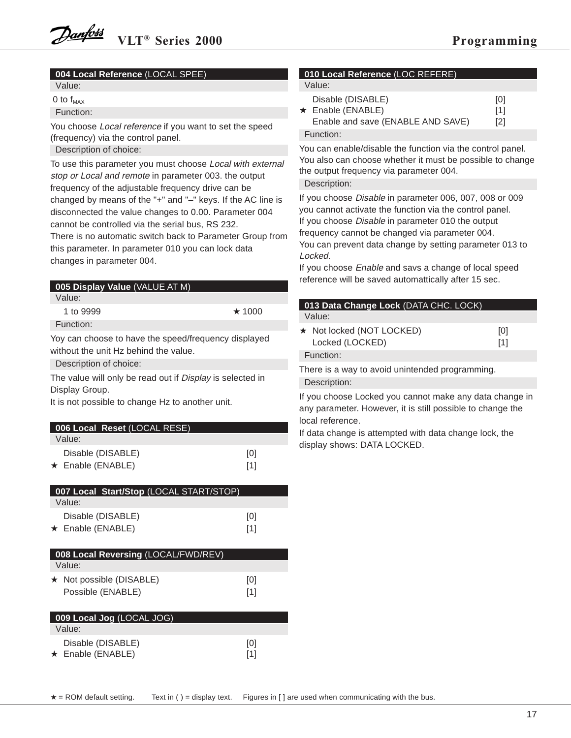### 004 Local Reference (LOCAL SPEE)

Value:

0 to $f_{MAX}$

Function:

You choose *Local reference* if you want to set the speed (frequency) via the control panel.

Description of choice:

To use this parameter you must choose *Local with external stop or Local and remote* in parameter 003. the output frequency of the adjustable frequency drive can be changed by means of the "+" and "–" keys. If the AC line is disconnected the value changes to 0.00. Parameter 004 cannot be controlled via the serial bus, RS 232.
There is no automatic switch back to Parameter Group from this parameter. In parameter 010 you can lock data changes in parameter 004.

### 005 Display Value (VALUE AT M)

Value:

| | |
|---|---|
| 1 to 9999 | ★ 1000 |

Function:

Yoy can choose to have the speed/frequency displayed without the unit Hz behind the value.

Description of choice:

The value will only be read out if *Display* is selected in Display Group.
It is not possible to change Hz to another unit.

### 006 Local Reset (LOCAL RESE)

Value:

| | |
|---|---|
| Disable (DISABLE) | [0] |
| ★ Enable (ENABLE) | [1] |

### 007 Local Start/Stop (LOCAL START/STOP)

Value:

| | |
|---|---|
| Disable (DISABLE) | [0] |
| ★ Enable (ENABLE) | [1] |

### 008 Local Reversing (LOCAL/FWD/REV)

Value:

| | |
|---|---|
| ★ Not possible (DISABLE) | [0] |
| Possible (ENABLE) | [1] |

### 009 Local Jog (LOCAL JOG)

Value:

| | |
|---|---|
| Disable (DISABLE) | [0] |
| ★ Enable (ENABLE) | [1] |

### 010 Local Reference (LOC REFERE)

Value:

| | |
|---|---|
| Disable (DISABLE) | [0] |
| ★ Enable (ENABLE) | [1] |
| Enable and save (ENABLE AND SAVE) | [2] |

Function:

You can enable/disable the function via the control panel. You also can choose whether it must be possible to change the output frequency via parameter 004.

Description:

If you choose *Disable* in parameter 006, 007, 008 or 009 you cannot activate the function via the control panel.
If you choose *Disable* in parameter 010 the output frequency cannot be changed via parameter 004.
You can prevent data change by setting parameter 013 to *Locked.*
If you choose *Enable* and savs a change of local speed reference will be saved automattically after 15 sec.

### 013 Data Change Lock (DATA CHC. LOCK)

Value:

| | |
|---|---|
| ★ Not locked (NOT LOCKED) | [0] |
| Locked (LOCKED) | [1] |

Function:

There is a way to avoid unintended programming.

Description:

If you choose Locked you cannot make any data change in any parameter. However, it is still possible to change the local reference.
If data change is attempted with data change lock, the display shows: DATA LOCKED.

★ = ROM default setting. Text in ( ) = display text. Figures in [ ] are used when communicating with the bus.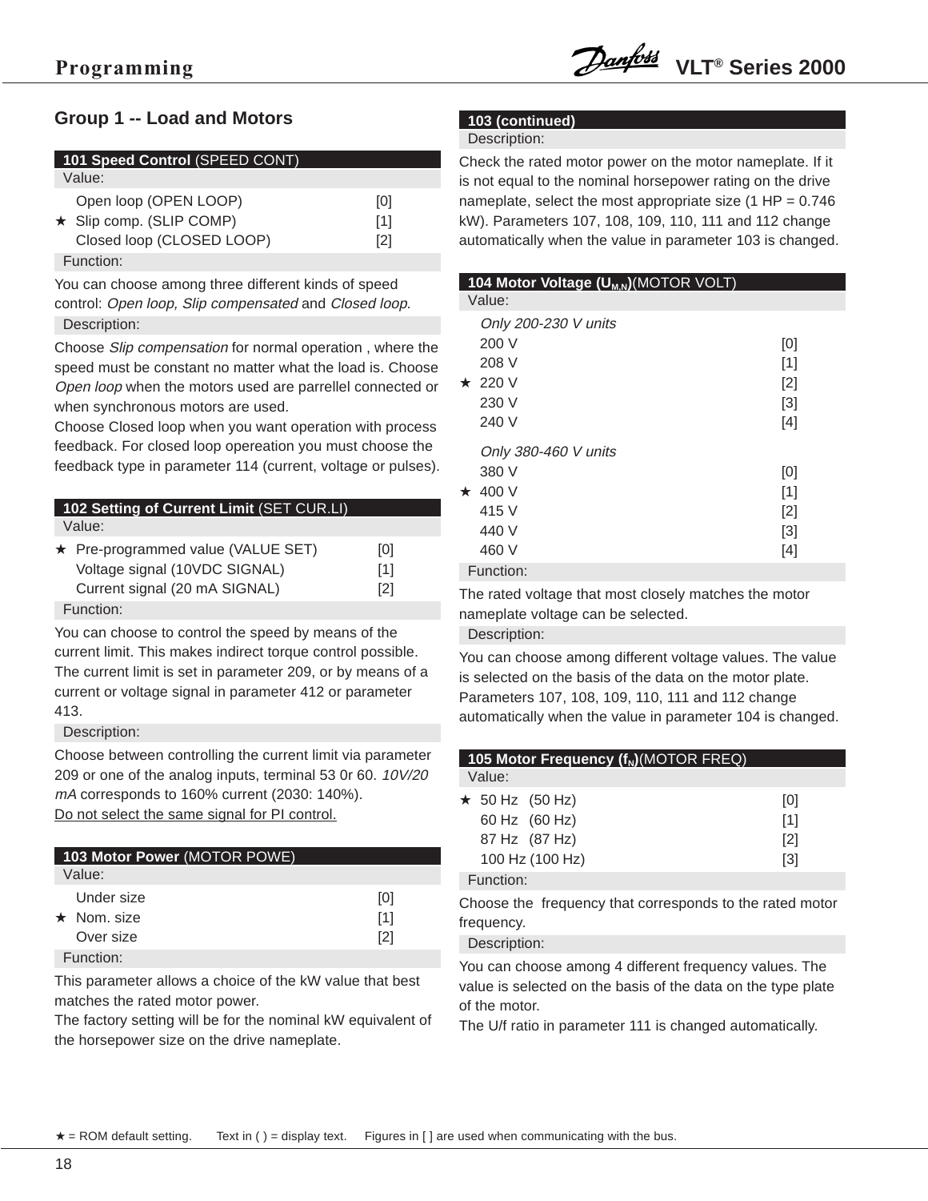## Group 1 -- Load and Motors

### 101 Speed Control (SPEED CONT)

Value:

| | | |
|---|---|---|
| | Open loop (OPEN LOOP) | [0] |
| ★ | Slip comp. (SLIP COMP) | [1] |
| | Closed loop (CLOSED LOOP) | [2] |

Function:

You can choose among three different kinds of speed control: *Open loop, Slip compensated* and *Closed loop*.

Description:

Choose *Slip compensation* for normal operation , where the speed must be constant no matter what the load is. Choose *Open loop* when the motors used are parrellel connected or when synchronous motors are used.
Choose Closed loop when you want operation with process feedback. For closed loop opereation you must choose the feedback type in parameter 114 (current, voltage or pulses).

### 102 Setting of Current Limit (SET CUR.LI)

Value:

| | | |
|---|---|---|
| ★ | Pre-programmed value (VALUE SET) | [0] |
| | Voltage signal (10VDC SIGNAL) | [1] |
| | Current signal (20 mA SIGNAL) | [2] |

Function:

You can choose to control the speed by means of the current limit. This makes indirect torque control possible. The current limit is set in parameter 209, or by means of a current or voltage signal in parameter 412 or parameter 413.

Description:

Choose between controlling the current limit via parameter 209 or one of the analog inputs, terminal 53 0r 60. *10V/20 mA* corresponds to 160% current (2030: 140%).
Do not select the same signal for PI control.

### 103 Motor Power (MOTOR POWE)

Value:

| | | |
|---|---|---|
| | Under size | [0] |
| ★ | Nom. size | [1] |
| | Over size | [2] |

Function:

This parameter allows a choice of the kW value that best matches the rated motor power.
The factory setting will be for the nominal kW equivalent of the horsepower size on the drive nameplate.

### 103 (continued)

Description:

Check the rated motor power on the motor nameplate. If it is not equal to the nominal horsepower rating on the drive nameplate, select the most appropriate size (1 HP = 0.746 kW). Parameters 107, 108, 109, 110, 111 and 112 change automatically when the value in parameter 103 is changed.

### 104 Motor Voltage ($U_{M,N}$)(MOTOR VOLT)

Value:

| | | |
|---|---|---|
| | *Only 200-230 V units* | |
| | 200 V | [0] |
| | 208 V | [1] |
| ★ | 220 V | [2] |
| | 230 V | [3] |
| | 240 V | [4] |
| | *Only 380-460 V units* | |
| | 380 V | [0] |
| ★ | 400 V | [1] |
| | 415 V | [2] |
| | 440 V | [3] |
| | 460 V | [4] |

Function:

The rated voltage that most closely matches the motor nameplate voltage can be selected.

Description:

You can choose among different voltage values. The value is selected on the basis of the data on the motor plate. Parameters 107, 108, 109, 110, 111 and 112 change automatically when the value in parameter 104 is changed.

### 105 Motor Frequency ($f_N$)(MOTOR FREQ)

Value:

| | | |
|---|---|---|
| ★ | 50 Hz (50 Hz) | [0] |
| | 60 Hz (60 Hz) | [1] |
| | 87 Hz (87 Hz) | [2] |
| | 100 Hz (100 Hz) | [3] |

Function:

Choose the frequency that corresponds to the rated motor frequency.

Description:

You can choose among 4 different frequency values. The value is selected on the basis of the data on the type plate of the motor.
The U/f ratio in parameter 111 is changed automatically.

★ = ROM default setting. Text in ( ) = display text. Figures in [ ] are used when communicating with the bus.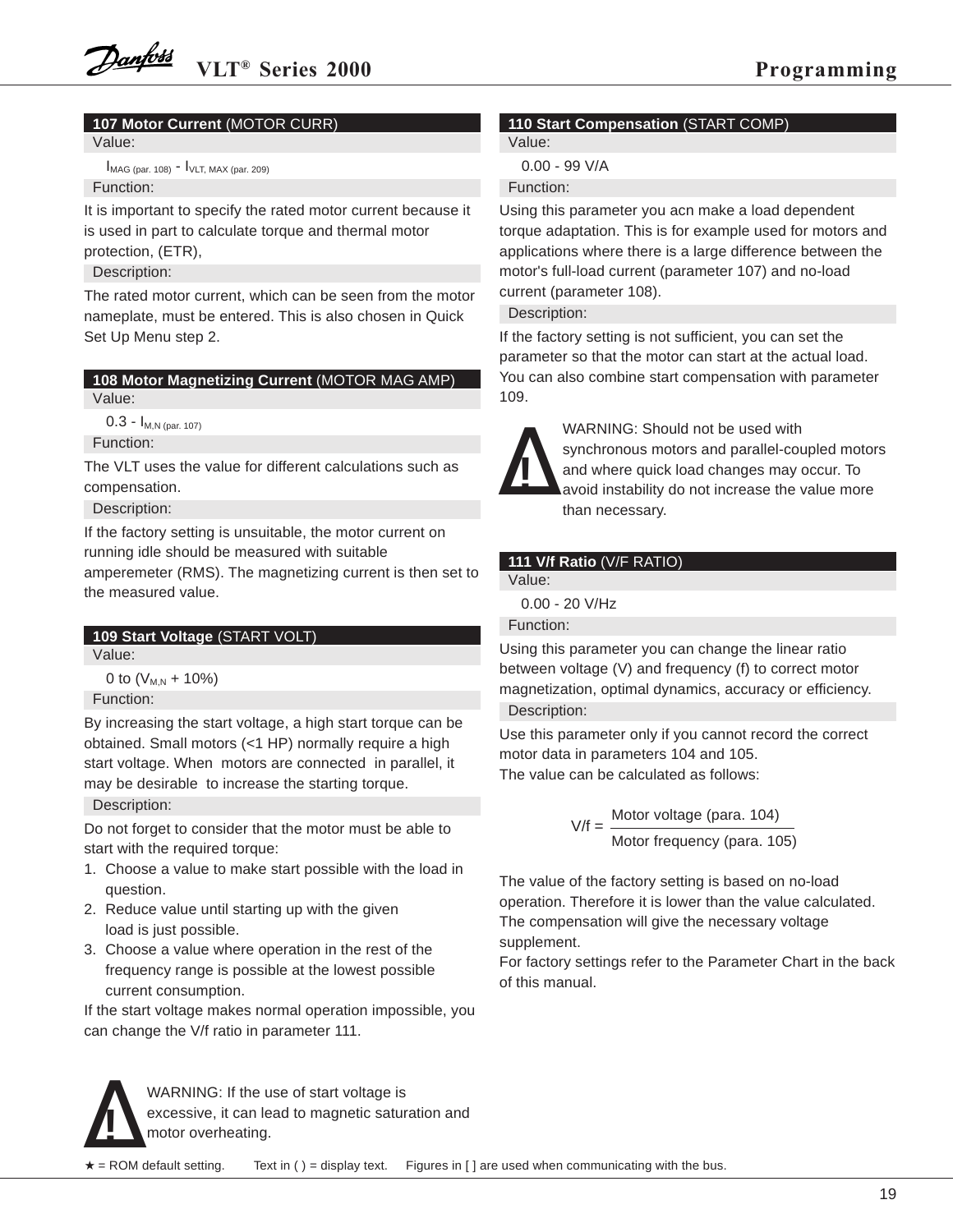### **107 Motor Current** (MOTOR CURR)

Value:

$I_{MAG\ (par.\ 108)}$ - $I_{VLT,\ MAX\ (par.\ 209)}$

Function:

It is important to specify the rated motor current because it is used in part to calculate torque and thermal motor protection, (ETR),

Description:

The rated motor current, which can be seen from the motor nameplate, must be entered. This is also chosen in Quick Set Up Menu step 2.

### **108 Motor Magnetizing Current** (MOTOR MAG AMP)

Value:

0.3 - $I_{M,N\ (par.\ 107)}$

Function:

The VLT uses the value for different calculations such as compensation.

Description:

If the factory setting is unsuitable, the motor current on running idle should be measured with suitable amperemeter (RMS). The magnetizing current is then set to the measured value.

### **109 Start Voltage** (START VOLT)

Value:

0 to ($V_{M,N}$ + 10%)

Function:

By increasing the start voltage, a high start torque can be obtained. Small motors (<1 HP) normally require a high start voltage. When motors are connected in parallel, it may be desirable to increase the starting torque.

Description:

Do not forget to consider that the motor must be able to start with the required torque:

1. Choose a value to make start possible with the load in question.
2. Reduce value until starting up with the given load is just possible.
3. Choose a value where operation in the rest of the frequency range is possible at the lowest possible current consumption.

If the start voltage makes normal operation impossible, you can change the V/f ratio in parameter 111.

**!** WARNING: If the use of start voltage is excessive, it can lead to magnetic saturation and motor overheating.

### **110 Start Compensation** (START COMP)

Value:

0.00 - 99 V/A

Function:

Using this parameter you acn make a load dependent torque adaptation. This is for example used for motors and applications where there is a large difference between the motor's full-load current (parameter 107) and no-load current (parameter 108).

Description:

If the factory setting is not sufficient, you can set the parameter so that the motor can start at the actual load. You can also combine start compensation with parameter 109.

**!** WARNING: Should not be used with synchronous motors and parallel-coupled motors and where quick load changes may occur. To avoid instability do not increase the value more than necessary.

### **111 V/f Ratio** (V/F RATIO)

Value:

0.00 - 20 V/Hz

Function:

Using this parameter you can change the linear ratio between voltage (V) and frequency (f) to correct motor magnetization, optimal dynamics, accuracy or efficiency.

Description:

Use this parameter only if you cannot record the correct motor data in parameters 104 and 105.
The value can be calculated as follows:

$$V/f = \frac{\text{Motor voltage (para. 104)}}{\text{Motor frequency (para. 105)}}$$

The value of the factory setting is based on no-load operation. Therefore it is lower than the value calculated. The compensation will give the necessary voltage supplement.
For factory settings refer to the Parameter Chart in the back of this manual.

★ = ROM default setting. Text in ( ) = display text. Figures in [ ] are used when communicating with the bus.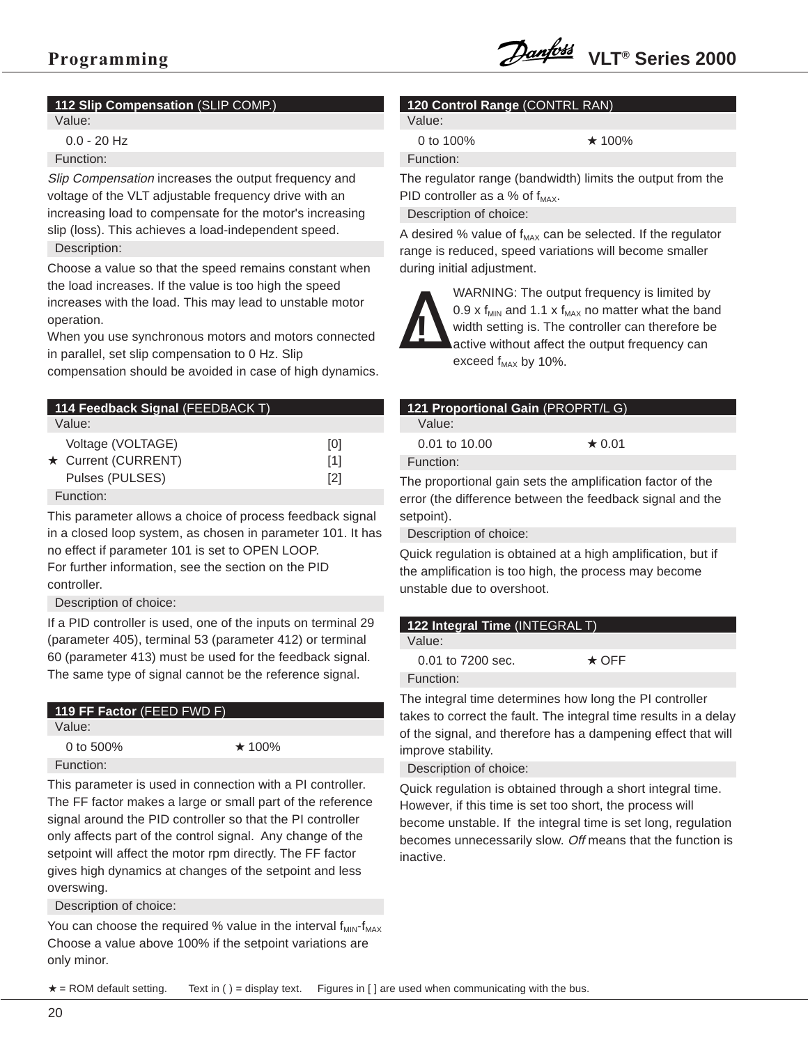### 112 Slip Compensation (SLIP COMP.)

Value:

0.0 - 20 Hz

Function:

*Slip Compensation* increases the output frequency and voltage of the VLT adjustable frequency drive with an increasing load to compensate for the motor's increasing slip (loss). This achieves a load-independent speed.

Description:

Choose a value so that the speed remains constant when the load increases. If the value is too high the speed increases with the load. This may lead to unstable motor operation.
When you use synchronous motors and motors connected in parallel, set slip compensation to 0 Hz. Slip compensation should be avoided in case of high dynamics.

### 114 Feedback Signal (FEEDBACK T)

Value:

| | | |
|---|---|---|
| | Voltage (VOLTAGE) | [0] |
| ★ | Current (CURRENT) | [1] |
| | Pulses (PULSES) | [2] |

Function:

This parameter allows a choice of process feedback signal in a closed loop system, as chosen in parameter 101. It has no effect if parameter 101 is set to OPEN LOOP.
For further information, see the section on the PID controller.

Description of choice:

If a PID controller is used, one of the inputs on terminal 29 (parameter 405), terminal 53 (parameter 412) or terminal 60 (parameter 413) must be used for the feedback signal. The same type of signal cannot be the reference signal.

### 119 FF Factor (FEED FWD F)

Value:

0 to 500% ★ 100%

Function:

This parameter is used in connection with a PI controller. The FF factor makes a large or small part of the reference signal around the PID controller so that the PI controller only affects part of the control signal. Any change of the setpoint will affect the motor rpm directly. The FF factor gives high dynamics at changes of the setpoint and less overswing.

Description of choice:

You can choose the required % value in the interval $f_{MIN}$-$f_{MAX}$
Choose a value above 100% if the setpoint variations are only minor.

### 120 Control Range (CONTRL RAN)

Value:

0 to 100% ★ 100%

Function:

The regulator range (bandwidth) limits the output from the PID controller as a % of $f_{MAX}$.

Description of choice:

A desired % value of $f_{MAX}$ can be selected. If the regulator range is reduced, speed variations will become smaller during initial adjustment.

WARNING: The output frequency is limited by 0.9 x $f_{MIN}$ and 1.1 x $f_{MAX}$ no matter what the band width setting is. The controller can therefore be active without affect the output frequency can exceed $f_{MAX}$ by 10%.

### 121 Proportional Gain (PROPRT/L G)

Value:

0.01 to 10.00 ★ 0.01

Function:

The proportional gain sets the amplification factor of the error (the difference between the feedback signal and the setpoint).

Description of choice:

Quick regulation is obtained at a high amplification, but if the amplification is too high, the process may become unstable due to overshoot.

### 122 Integral Time (INTEGRAL T)

Value:

0.01 to 7200 sec. ★ OFF

Function:

The integral time determines how long the PI controller takes to correct the fault. The integral time results in a delay of the signal, and therefore has a dampening effect that will improve stability.

Description of choice:

Quick regulation is obtained through a short integral time. However, if this time is set too short, the process will become unstable. If the integral time is set long, regulation becomes unnecessarily slow. *Off* means that the function is inactive.

★ = ROM default setting. Text in ( ) = display text. Figures in [ ] are used when communicating with the bus.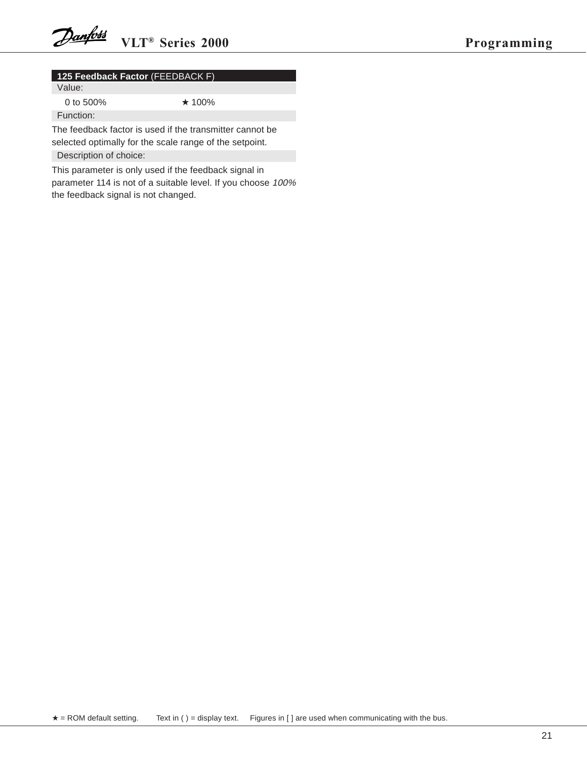### **125 Feedback Factor** (FEEDBACK F)

Value:

0 to 500% ★ 100%

Function:

The feedback factor is used if the transmitter cannot be selected optimally for the scale range of the setpoint.

Description of choice:

This parameter is only used if the feedback signal in parameter 114 is not of a suitable level. If you choose *100%* the feedback signal is not changed.

★ = ROM default setting. Text in ( ) = display text. Figures in [ ] are used when communicating with the bus.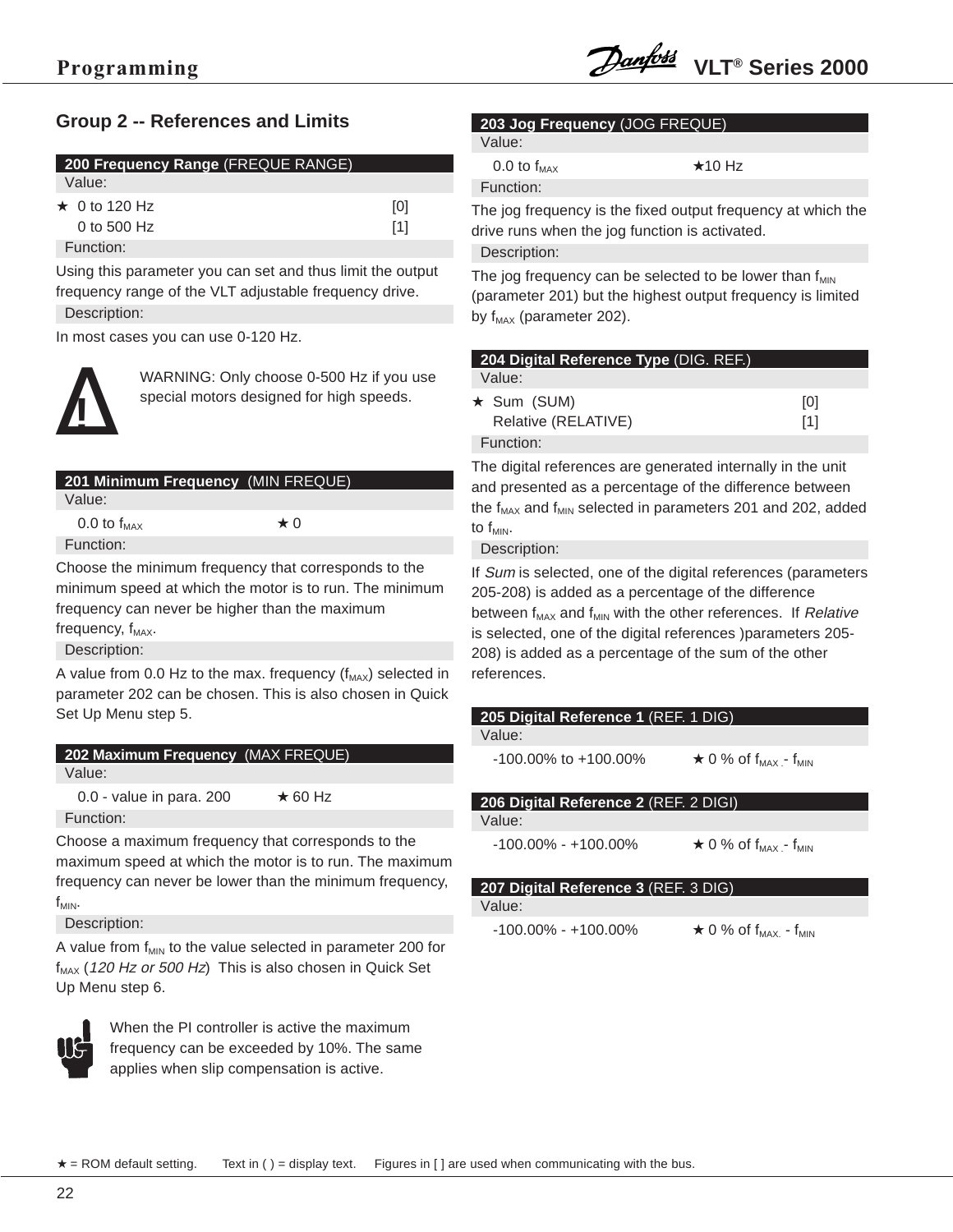## Group 2 -- References and Limits

**200 Frequency Range** (FREQUE RANGE)

Value:

| | |
|---|---|
| ★ 0 to 120 Hz | [0] |
| 0 to 500 Hz | [1] |

Function:

Using this parameter you can set and thus limit the output frequency range of the VLT adjustable frequency drive.

Description:

In most cases you can use 0-120 Hz.

WARNING: Only choose 0-500 Hz if you use special motors designed for high speeds.

**201 Minimum Frequency** (MIN FREQUE)

Value:

0.0 to $f_{MAX}$ ★ 0

Function:

Choose the minimum frequency that corresponds to the minimum speed at which the motor is to run. The minimum frequency can never be higher than the maximum frequency, $f_{MAX}$.

Description:

A value from 0.0 Hz to the max. frequency ($f_{MAX}$) selected in parameter 202 can be chosen. This is also chosen in Quick Set Up Menu step 5.

**202 Maximum Frequency** (MAX FREQUE)

Value:

0.0 - value in para. 200 ★ 60 Hz

Function:

Choose a maximum frequency that corresponds to the maximum speed at which the motor is to run. The maximum frequency can never be lower than the minimum frequency, $f_{MIN}$.

Description:

A value from $f_{MIN}$ to the value selected in parameter 200 for $f_{MAX}$ (*120 Hz or 500 Hz*) This is also chosen in Quick Set Up Menu step 6.

When the PI controller is active the maximum frequency can be exceeded by 10%. The same applies when slip compensation is active.

**203 Jog Frequency** (JOG FREQUE)

Value:

0.0 to $f_{MAX}$ ★10 Hz

Function:

The jog frequency is the fixed output frequency at which the drive runs when the jog function is activated.

Description:

The jog frequency can be selected to be lower than $f_{MIN}$ (parameter 201) but the highest output frequency is limited by $f_{MAX}$ (parameter 202).

**204 Digital Reference Type** (DIG. REF.)

Value:

| | |
|---|---|
| ★ Sum (SUM) | [0] |
| Relative (RELATIVE) | [1] |

Function:

The digital references are generated internally in the unit and presented as a percentage of the difference between the $f_{MAX}$ and $f_{MIN}$ selected in parameters 201 and 202, added to $f_{MIN}$.

Description:

If *Sum* is selected, one of the digital references (parameters 205-208) is added as a percentage of the difference between $f_{MAX}$ and $f_{MIN}$ with the other references. If *Relative* is selected, one of the digital references )parameters 205-208) is added as a percentage of the sum of the other references.

**205 Digital Reference 1** (REF. 1 DIG)

Value:

-100.00% to +100.00% ★ 0 % of $f_{MAX}$ - $f_{MIN}$

**206 Digital Reference 2** (REF. 2 DIGI)

Value:

-100.00% - +100.00% ★ 0 % of $f_{MAX}$ - $f_{MIN}$

**207 Digital Reference 3** (REF. 3 DIG)

Value:

-100.00% - +100.00% ★ 0 % of $f_{MAX}$ - $f_{MIN}$

★ = ROM default setting. Text in ( ) = display text. Figures in [ ] are used when communicating with the bus.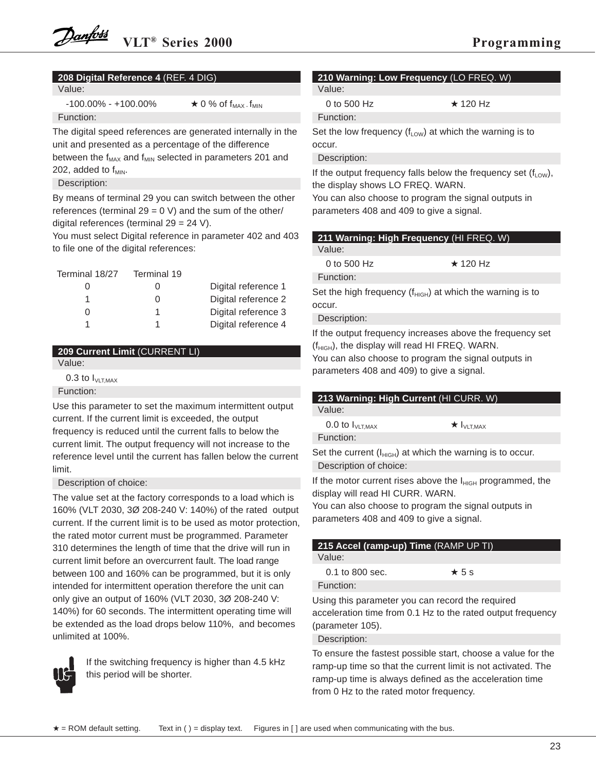### 208 Digital Reference 4 (REF. 4 DIG)

Value:

-100.00% - +100.00% ★ 0 % of $f_{MAX}$ - $f_{MIN}$

Function:

The digital speed references are generated internally in the unit and presented as a percentage of the difference between the $f_{MAX}$ and $f_{MIN}$ selected in parameters 201 and 202, added to $f_{MIN}$.

Description:

By means of terminal 29 you can switch between the other references (terminal 29 = 0 V) and the sum of the other/ digital references (terminal 29 = 24 V).

You must select Digital reference in parameter 402 and 403 to file one of the digital references:

| Terminal 18/27 | Terminal 19 | |
|---|---|---|
| 0 | 0 | Digital reference 1 |
| 1 | 0 | Digital reference 2 |
| 0 | 1 | Digital reference 3 |
| 1 | 1 | Digital reference 4 |

### 209 Current Limit (CURRENT LI)

Value:

0.3 to $I_{VLT,MAX}$

Function:

Use this parameter to set the maximum intermittent output current. If the current limit is exceeded, the output frequency is reduced until the current falls to below the current limit. The output frequency will not increase to the reference level until the current has fallen below the current limit.

Description of choice:

The value set at the factory corresponds to a load which is 160% (VLT 2030, 3Ø 208-240 V: 140%) of the rated output current. If the current limit is to be used as motor protection, the rated motor current must be programmed. Parameter 310 determines the length of time that the drive will run in current limit before an overcurrent fault. The load range between 100 and 160% can be programmed, but it is only intended for intermittent operation therefore the unit can only give an output of 160% (VLT 2030, 3Ø 208-240 V: 140%) for 60 seconds. The intermittent operating time will be extended as the load drops below 110%, and becomes unlimited at 100%.

If the switching frequency is higher than 4.5 kHz this period will be shorter.

### 210 Warning: Low Frequency (LO FREQ. W)

Value:

0 to 500 Hz ★ 120 Hz

Function:

Set the low frequency ($f_{LOW}$) at which the warning is to occur.

Description:

If the output frequency falls below the frequency set ($f_{LOW}$), the display shows LO FREQ. WARN.

You can also choose to program the signal outputs in parameters 408 and 409 to give a signal.

### 211 Warning: High Frequency (HI FREQ. W)

Value:

0 to 500 Hz ★ 120 Hz

Function:

Set the high frequency ($f_{HIGH}$) at which the warning is to occur.

Description:

If the output frequency increases above the frequency set ($f_{HIGH}$), the display will read HI FREQ. WARN.

You can also choose to program the signal outputs in parameters 408 and 409) to give a signal.

### 213 Warning: High Current (HI CURR. W)

Value:

0.0 to $I_{VLT,MAX}$ ★ $I_{VLT,MAX}$

Function:

Set the current ($I_{HIGH}$) at which the warning is to occur.

Description of choice:

If the motor current rises above the $I_{HIGH}$ programmed, the display will read HI CURR. WARN.

You can also choose to program the signal outputs in parameters 408 and 409 to give a signal.

### 215 Accel (ramp-up) Time (RAMP UP TI)

Value:

0.1 to 800 sec. ★ 5 s

Function:

Using this parameter you can record the required acceleration time from 0.1 Hz to the rated output frequency (parameter 105).

Description:

To ensure the fastest possible start, choose a value for the ramp-up time so that the current limit is not activated. The ramp-up time is always defined as the acceleration time from 0 Hz to the rated motor frequency.

★ = ROM default setting. Text in ( ) = display text. Figures in [ ] are used when communicating with the bus.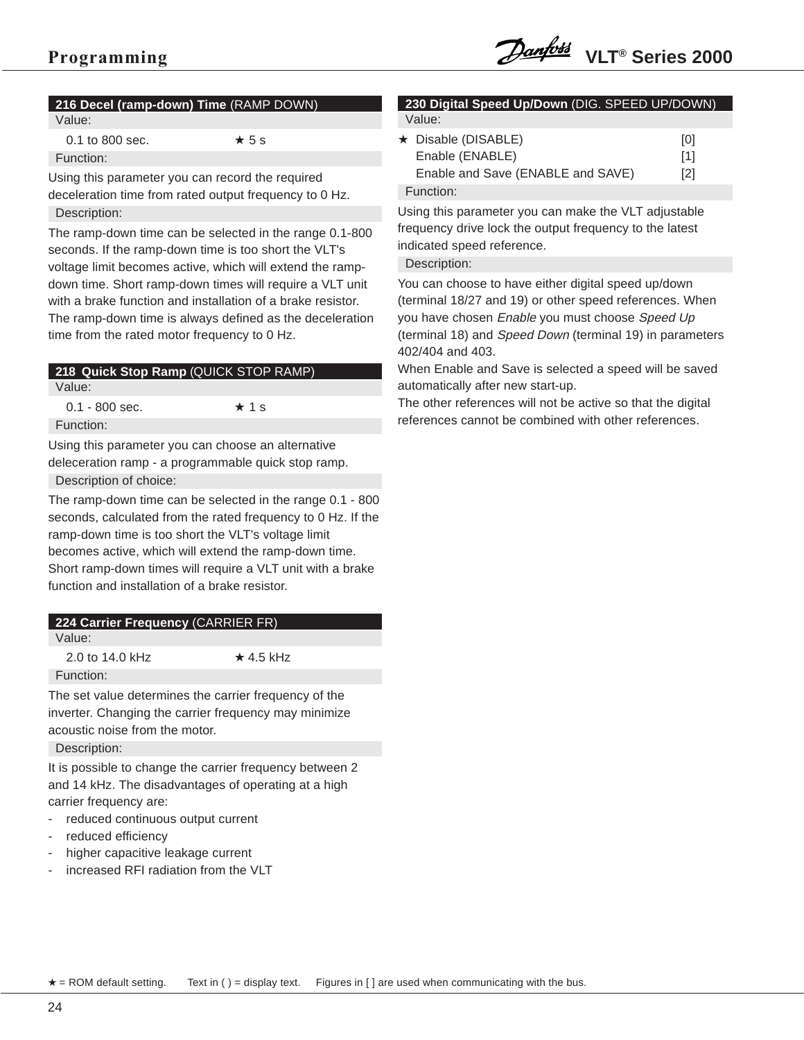### 216 Decel (ramp-down) Time (RAMP DOWN)

Value:

0.1 to 800 sec. ★ 5 s

Function:

Using this parameter you can record the required deceleration time from rated output frequency to 0 Hz.

Description:

The ramp-down time can be selected in the range 0.1-800 seconds. If the ramp-down time is too short the VLT's voltage limit becomes active, which will extend the ramp-down time. Short ramp-down times will require a VLT unit with a brake function and installation of a brake resistor. The ramp-down time is always defined as the deceleration time from the rated motor frequency to 0 Hz.

### 218 Quick Stop Ramp (QUICK STOP RAMP)

Value:

0.1 - 800 sec. ★ 1 s

Function:

Using this parameter you can choose an alternative deleceration ramp - a programmable quick stop ramp.

Description of choice:

The ramp-down time can be selected in the range 0.1 - 800 seconds, calculated from the rated frequency to 0 Hz. If the ramp-down time is too short the VLT's voltage limit becomes active, which will extend the ramp-down time. Short ramp-down times will require a VLT unit with a brake function and installation of a brake resistor.

### 224 Carrier Frequency (CARRIER FR)

Value:

2.0 to 14.0 kHz ★ 4.5 kHz

Function:

The set value determines the carrier frequency of the inverter. Changing the carrier frequency may minimize acoustic noise from the motor.

Description:

It is possible to change the carrier frequency between 2 and 14 kHz. The disadvantages of operating at a high carrier frequency are:

- reduced continuous output current
- reduced efficiency
- higher capacitive leakage current
- increased RFI radiation from the VLT

### 230 Digital Speed Up/Down (DIG. SPEED UP/DOWN)

Value:

| | | |
|---|---|---|
| ★ | Disable (DISABLE) | [0] |
| | Enable (ENABLE) | [1] |
| | Enable and Save (ENABLE and SAVE) | [2] |

Function:

Using this parameter you can make the VLT adjustable frequency drive lock the output frequency to the latest indicated speed reference.

Description:

You can choose to have either digital speed up/down (terminal 18/27 and 19) or other speed references. When you have chosen *Enable* you must choose *Speed Up* (terminal 18) and *Speed Down* (terminal 19) in parameters 402/404 and 403.

When Enable and Save is selected a speed will be saved automatically after new start-up.

The other references will not be active so that the digital references cannot be combined with other references.

★ = ROM default setting. Text in ( ) = display text. Figures in [ ] are used when communicating with the bus.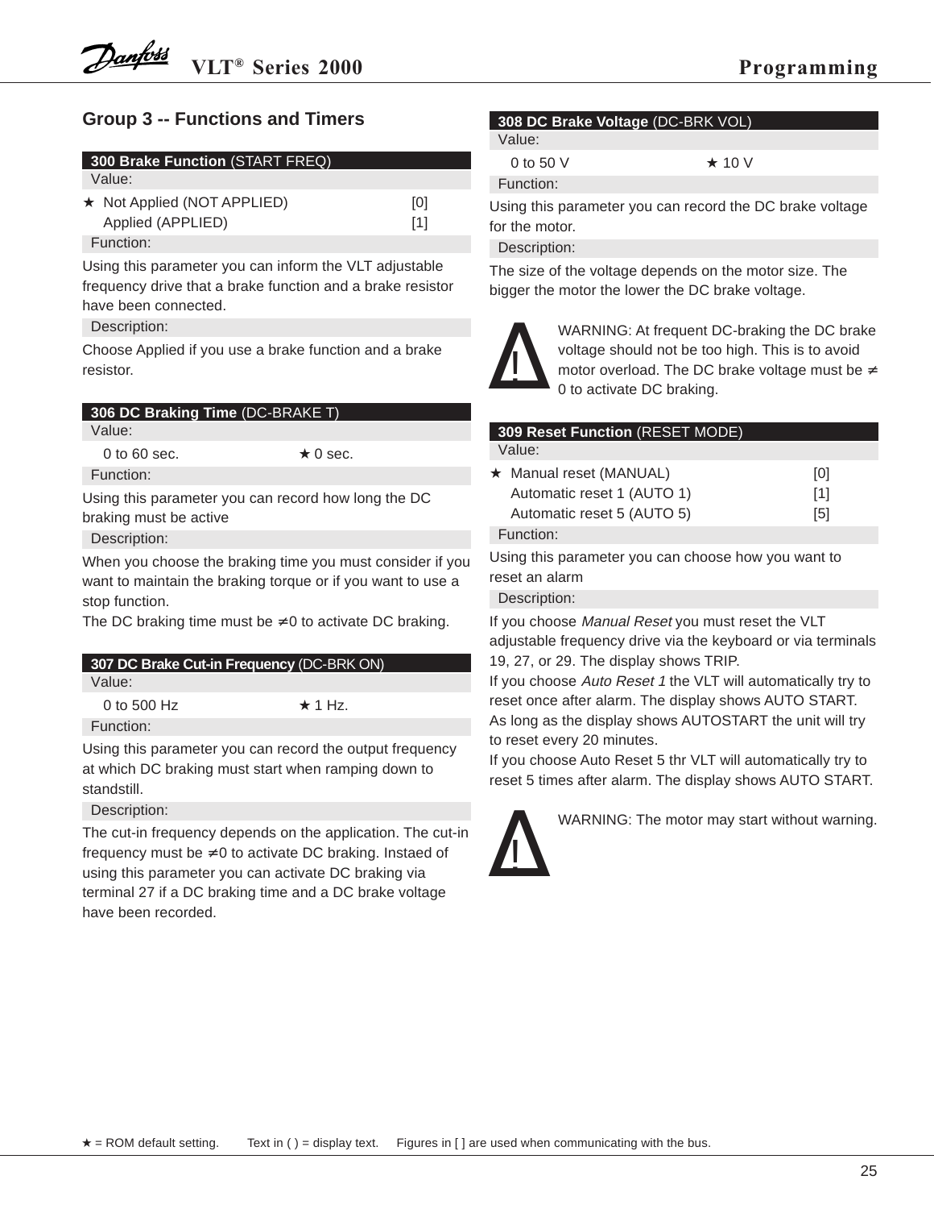## Group 3 -- Functions and Timers

**300 Brake Function** (START FREQ)

Value:

| | | |
|---|---|---|
| ★ | Not Applied (NOT APPLIED) | [0] |
| | Applied (APPLIED) | [1] |

Function:

Using this parameter you can inform the VLT adjustable frequency drive that a brake function and a brake resistor have been connected.

Description:

Choose Applied if you use a brake function and a brake resistor.

**306 DC Braking Time** (DC-BRAKE T)

Value:

0 to 60 sec. ★ 0 sec.

Function:

Using this parameter you can record how long the DC braking must be active

Description:

When you choose the braking time you must consider if you want to maintain the braking torque or if you want to use a stop function.

The DC braking time must be ≠0 to activate DC braking.

**307 DC Brake Cut-in Frequency** (DC-BRK ON)

Value:

0 to 500 Hz ★ 1 Hz.

Function:

Using this parameter you can record the output frequency at which DC braking must start when ramping down to standstill.

Description:

The cut-in frequency depends on the application. The cut-in frequency must be ≠0 to activate DC braking. Instaed of using this parameter you can activate DC braking via terminal 27 if a DC braking time and a DC brake voltage have been recorded.

**308 DC Brake Voltage** (DC-BRK VOL)

Value:

0 to 50 V ★ 10 V

Function:

Using this parameter you can record the DC brake voltage for the motor.

Description:

The size of the voltage depends on the motor size. The bigger the motor the lower the DC brake voltage.

WARNING: At frequent DC-braking the DC brake voltage should not be too high. This is to avoid motor overload. The DC brake voltage must be ≠ 0 to activate DC braking.

**309 Reset Function** (RESET MODE)

Value:

| | | |
|---|---|---|
| ★ | Manual reset (MANUAL) | [0] |
| | Automatic reset 1 (AUTO 1) | [1] |
| | Automatic reset 5 (AUTO 5) | [5] |

Function:

Using this parameter you can choose how you want to reset an alarm

Description:

If you choose *Manual Reset* you must reset the VLT adjustable frequency drive via the keyboard or via terminals 19, 27, or 29. The display shows TRIP.

If you choose *Auto Reset 1* the VLT will automatically try to reset once after alarm. The display shows AUTO START. As long as the display shows AUTOSTART the unit will try to reset every 20 minutes.

If you choose Auto Reset 5 thr VLT will automatically try to reset 5 times after alarm. The display shows AUTO START.

WARNING: The motor may start without warning.

★ = ROM default setting. Text in ( ) = display text. Figures in [ ] are used when communicating with the bus.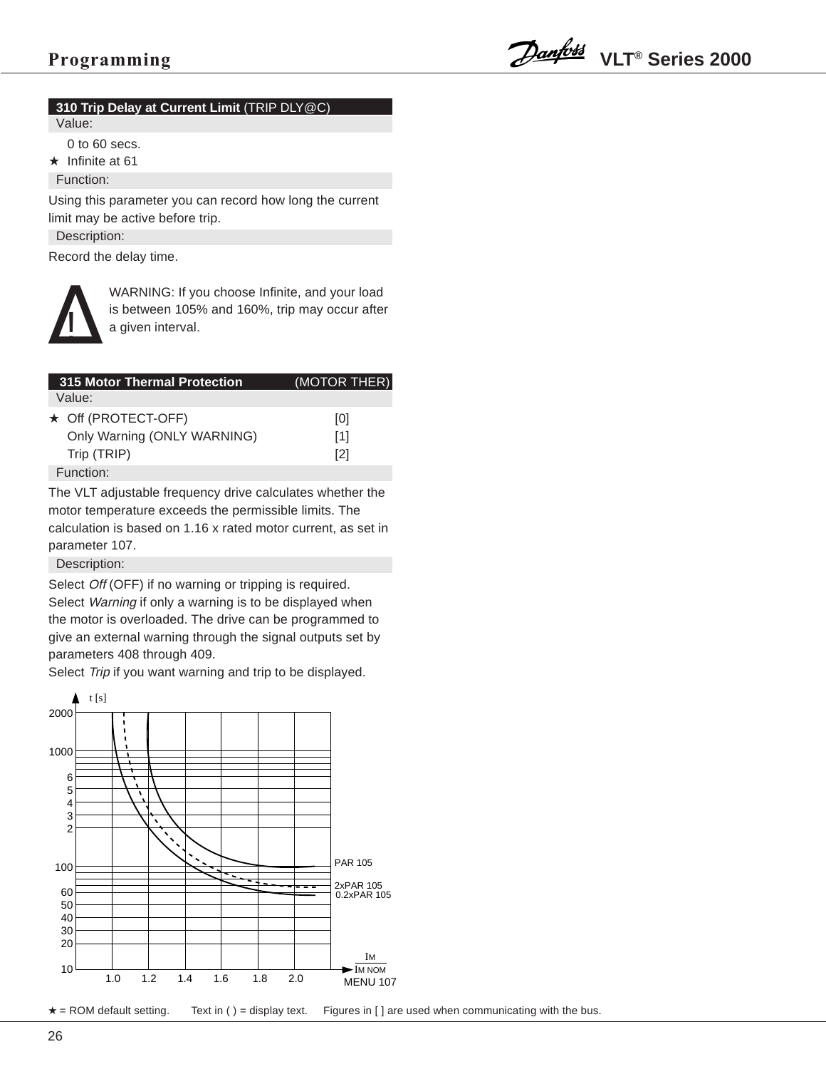## 310 Trip Delay at Current Limit (TRIP DLY@C)

Value:

0 to 60 secs.

★ Infinite at 61

Function:

Using this parameter you can record how long the current limit may be active before trip.

Description:

Record the delay time.

WARNING: If you choose Infinite, and your load is between 105% and 160%, trip may occur after a given interval.

## 315 Motor Thermal Protection (MOTOR THER)

Value:

| | |
|---|---|
| ★ Off (PROTECT-OFF) | [0] |
| Only Warning (ONLY WARNING) | [1] |
| Trip (TRIP) | [2] |

Function:

The VLT adjustable frequency drive calculates whether the motor temperature exceeds the permissible limits. The calculation is based on 1.16 x rated motor current, as set in parameter 107.

Description:

Select *Off* (OFF) if no warning or tripping is required. Select *Warning* if only a warning is to be displayed when the motor is overloaded. The drive can be programmed to give an external warning through the signal outputs set by parameters 408 through 409.
Select *Trip* if you want warning and trip to be displayed.

★ = ROM default setting. Text in ( ) = display text. Figures in [ ] are used when communicating with the bus.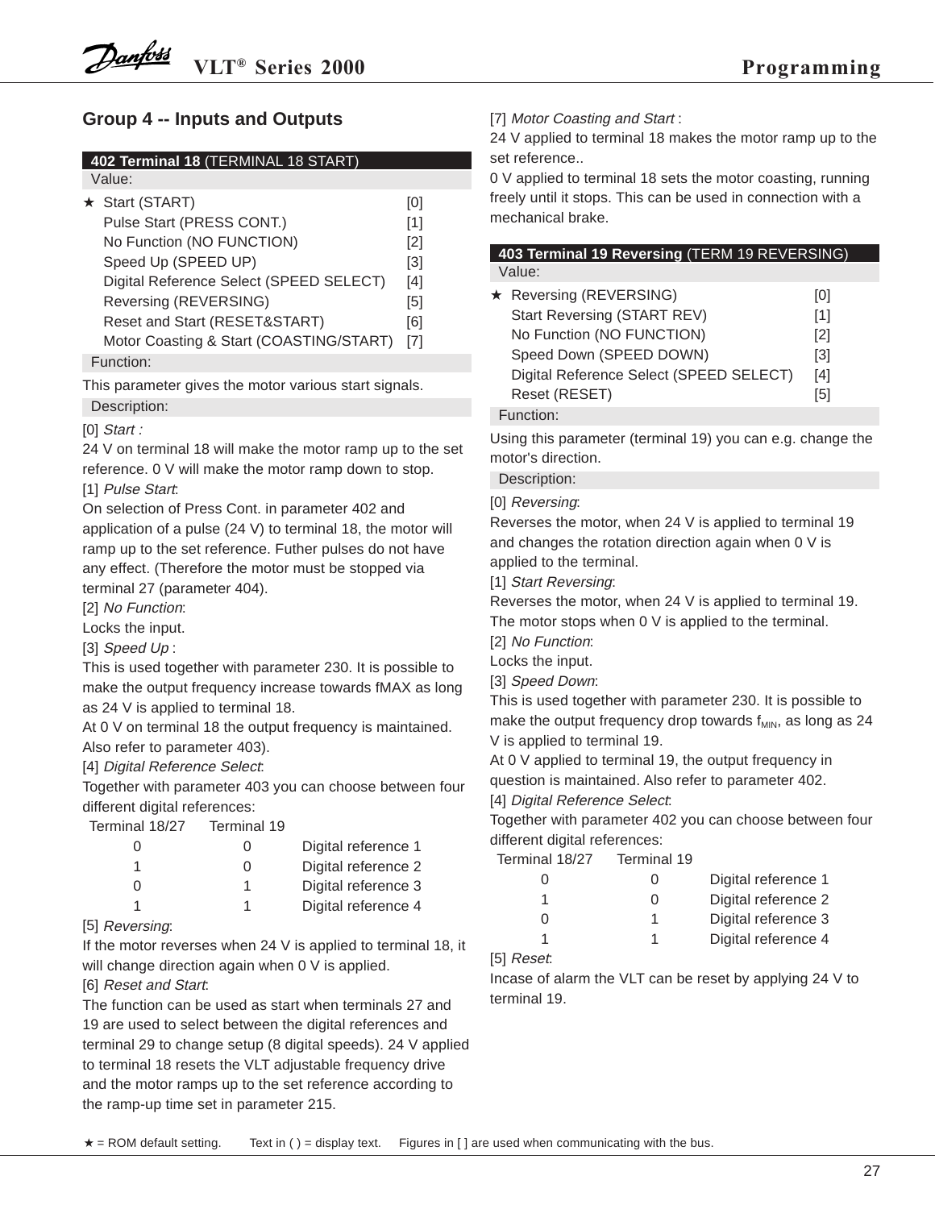## Group 4 -- Inputs and Outputs

**402 Terminal 18** (TERMINAL 18 START)

Value:

| | | |
|---|---|---|
| ★ | Start (START) | [0] |
| | Pulse Start (PRESS CONT.) | [1] |
| | No Function (NO FUNCTION) | [2] |
| | Speed Up (SPEED UP) | [3] |
| | Digital Reference Select (SPEED SELECT) | [4] |
| | Reversing (REVERSING) | [5] |
| | Reset and Start (RESET&START) | [6] |
| | Motor Coasting & Start (COASTING/START) | [7] |

Function:

This parameter gives the motor various start signals.

Description:

[0] *Start :*
24 V on terminal 18 will make the motor ramp up to the set reference. 0 V will make the motor ramp down to stop.

[1] *Pulse Start*:
On selection of Press Cont. in parameter 402 and application of a pulse (24 V) to terminal 18, the motor will ramp up to the set reference. Futher pulses do not have any effect. (Therefore the motor must be stopped via terminal 27 (parameter 404).

[2] *No Function*:
Locks the input.

[3] *Speed Up* :
This is used together with parameter 230. It is possible to make the output frequency increase towards fMAX as long as 24 V is applied to terminal 18.
At 0 V on terminal 18 the output frequency is maintained. Also refer to parameter 403).

[4] *Digital Reference Select*:
Together with parameter 403 you can choose between four different digital references:

| Terminal 18/27 | Terminal 19 | |
|---|---|---|
| 0 | 0 | Digital reference 1 |
| 1 | 0 | Digital reference 2 |
| 0 | 1 | Digital reference 3 |
| 1 | 1 | Digital reference 4 |

[5] *Reversing*:
If the motor reverses when 24 V is applied to terminal 18, it will change direction again when 0 V is applied.

[6] *Reset and Start*:
The function can be used as start when terminals 27 and 19 are used to select between the digital references and terminal 29 to change setup (8 digital speeds). 24 V applied to terminal 18 resets the VLT adjustable frequency drive and the motor ramps up to the set reference according to the ramp-up time set in parameter 215.

[7] *Motor Coasting and Start* :
24 V applied to terminal 18 makes the motor ramp up to the set reference..
0 V applied to terminal 18 sets the motor coasting, running freely until it stops. This can be used in connection with a mechanical brake.

**403 Terminal 19 Reversing** (TERM 19 REVERSING)

Value:

| | | |
|---|---|---|
| ★ | Reversing (REVERSING) | [0] |
| | Start Reversing (START REV) | [1] |
| | No Function (NO FUNCTION) | [2] |
| | Speed Down (SPEED DOWN) | [3] |
| | Digital Reference Select (SPEED SELECT) | [4] |
| | Reset (RESET) | [5] |

Function:

Using this parameter (terminal 19) you can e.g. change the motor's direction.

Description:

[0] *Reversing*:
Reverses the motor, when 24 V is applied to terminal 19 and changes the rotation direction again when 0 V is applied to the terminal.

[1] *Start Reversing*:
Reverses the motor, when 24 V is applied to terminal 19. The motor stops when 0 V is applied to the terminal.

[2] *No Function*:
Locks the input.

[3] *Speed Down*:
This is used together with parameter 230. It is possible to make the output frequency drop towards $f_{MIN}$, as long as 24 V is applied to terminal 19.
At 0 V applied to terminal 19, the output frequency in question is maintained. Also refer to parameter 402.

[4] *Digital Reference Select*:
Together with parameter 402 you can choose between four different digital references:

| Terminal 18/27 | Terminal 19 | |
|---|---|---|
| 0 | 0 | Digital reference 1 |
| 1 | 0 | Digital reference 2 |
| 0 | 1 | Digital reference 3 |
| 1 | 1 | Digital reference 4 |

[5] *Reset*:
Incase of alarm the VLT can be reset by applying 24 V to terminal 19.

★ = ROM default setting. Text in ( ) = display text. Figures in [ ] are used when communicating with the bus.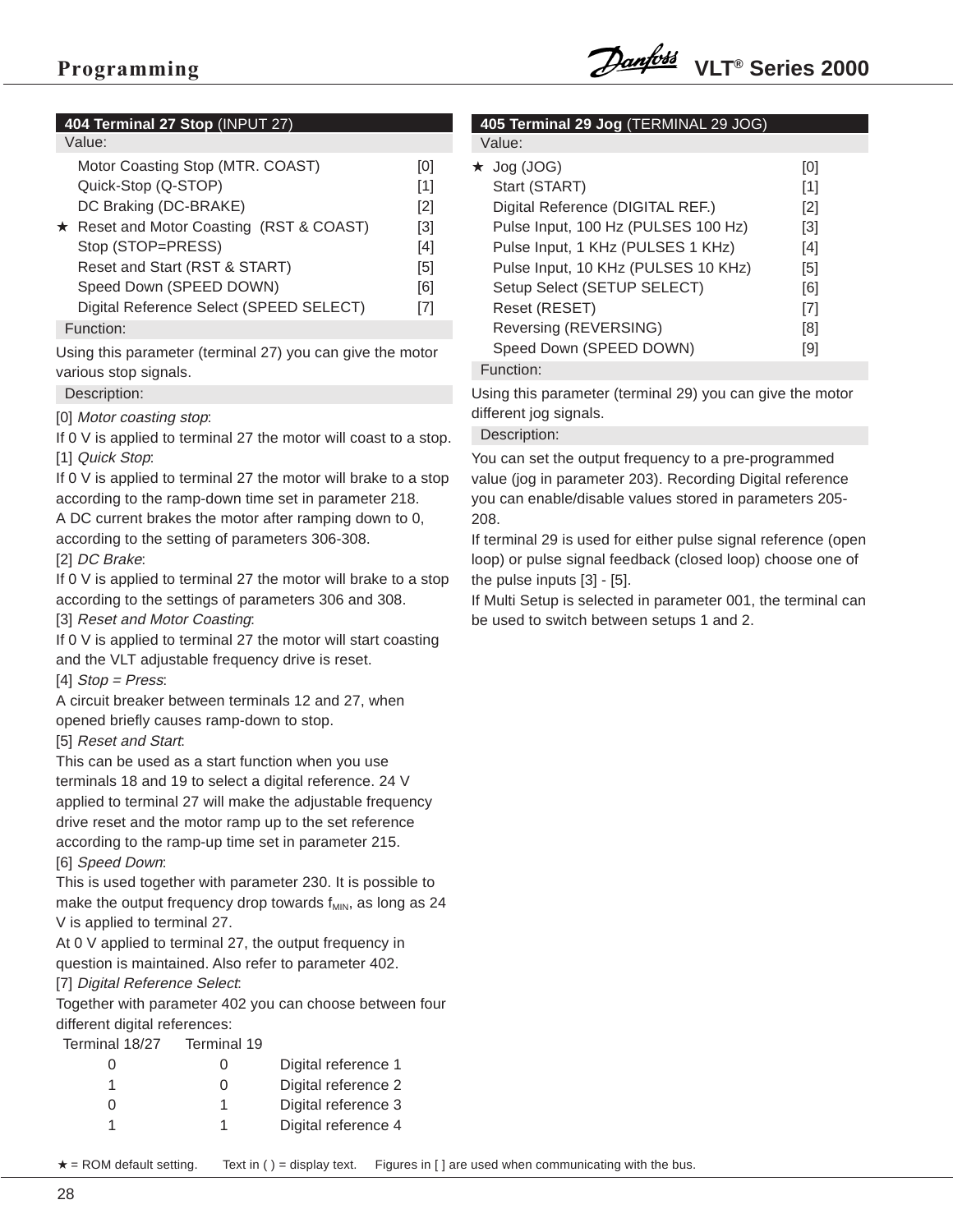## 404 Terminal 27 Stop (INPUT 27)

Value:

| | Value | |
|---|---|---|
| | Motor Coasting Stop (MTR. COAST) | [0] |
| | Quick-Stop (Q-STOP) | [1] |
| | DC Braking (DC-BRAKE) | [2] |
| ★ | Reset and Motor Coasting (RST & COAST) | [3] |
| | Stop (STOP=PRESS) | [4] |
| | Reset and Start (RST & START) | [5] |
| | Speed Down (SPEED DOWN) | [6] |
| | Digital Reference Select (SPEED SELECT) | [7] |

Function:

Using this parameter (terminal 27) you can give the motor various stop signals.

Description:

[0] *Motor coasting stop*:
If 0 V is applied to terminal 27 the motor will coast to a stop.

[1] *Quick Stop*:
If 0 V is applied to terminal 27 the motor will brake to a stop according to the ramp-down time set in parameter 218.
A DC current brakes the motor after ramping down to 0, according to the setting of parameters 306-308.

[2] *DC Brake*:
If 0 V is applied to terminal 27 the motor will brake to a stop according to the settings of parameters 306 and 308.

[3] *Reset and Motor Coasting*:
If 0 V is applied to terminal 27 the motor will start coasting and the VLT adjustable frequency drive is reset.

[4] *Stop = Press*:
A circuit breaker between terminals 12 and 27, when opened briefly causes ramp-down to stop.

[5] *Reset and Start*:
This can be used as a start function when you use terminals 18 and 19 to select a digital reference. 24 V applied to terminal 27 will make the adjustable frequency drive reset and the motor ramp up to the set reference according to the ramp-up time set in parameter 215.

[6] *Speed Down*:
This is used together with parameter 230. It is possible to make the output frequency drop towards $f_{MIN}$, as long as 24 V is applied to terminal 27.
At 0 V applied to terminal 27, the output frequency in question is maintained. Also refer to parameter 402.

[7] *Digital Reference Select*:
Together with parameter 402 you can choose between four different digital references:

| Terminal 18/27 | Terminal 19 | |
|---|---|---|
| 0 | 0 | Digital reference 1 |
| 1 | 0 | Digital reference 2 |
| 0 | 1 | Digital reference 3 |
| 1 | 1 | Digital reference 4 |

## 405 Terminal 29 Jog (TERMINAL 29 JOG)

Value:

| | Value | |
|---|---|---|
| ★ | Jog (JOG) | [0] |
| | Start (START) | [1] |
| | Digital Reference (DIGITAL REF.) | [2] |
| | Pulse Input, 100 Hz (PULSES 100 Hz) | [3] |
| | Pulse Input, 1 KHz (PULSES 1 KHz) | [4] |
| | Pulse Input, 10 KHz (PULSES 10 KHz) | [5] |
| | Setup Select (SETUP SELECT) | [6] |
| | Reset (RESET) | [7] |
| | Reversing (REVERSING) | [8] |
| | Speed Down (SPEED DOWN) | [9] |

Function:

Using this parameter (terminal 29) you can give the motor different jog signals.

Description:

You can set the output frequency to a pre-programmed value (jog in parameter 203). Recording Digital reference you can enable/disable values stored in parameters 205-208.
If terminal 29 is used for either pulse signal reference (open loop) or pulse signal feedback (closed loop) choose one of the pulse inputs [3] - [5].
If Multi Setup is selected in parameter 001, the terminal can be used to switch between setups 1 and 2.

★ = ROM default setting. Text in ( ) = display text. Figures in [ ] are used when communicating with the bus.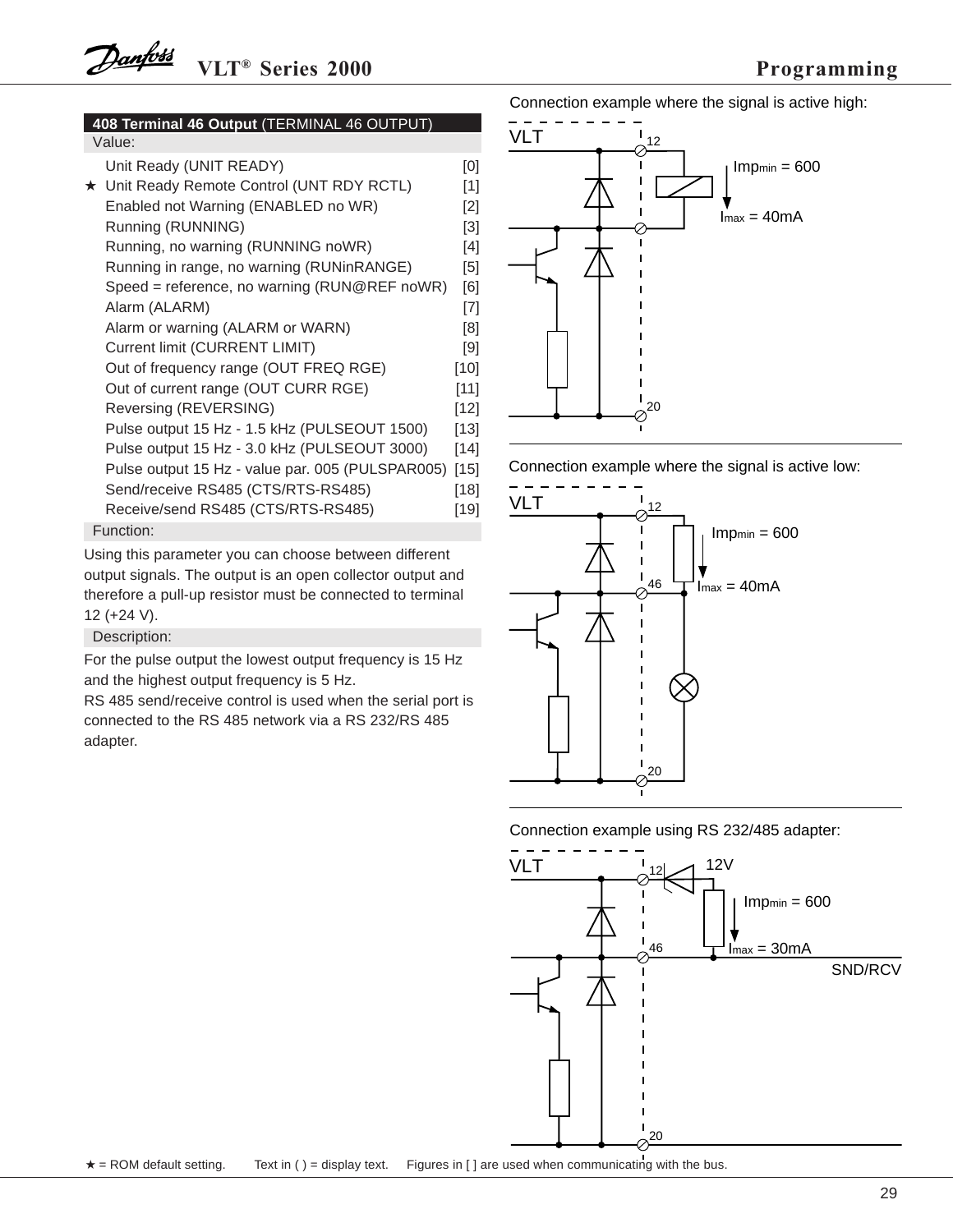## 408 Terminal 46 Output (TERMINAL 46 OUTPUT)

**Value:**

| | | |
|---|---|---|
| | Unit Ready (UNIT READY) | [0] |
| ★ | Unit Ready Remote Control (UNT RDY RCTL) | [1] |
| | Enabled not Warning (ENABLED no WR) | [2] |
| | Running (RUNNING) | [3] |
| | Running, no warning (RUNNING noWR) | [4] |
| | Running in range, no warning (RUNinRANGE) | [5] |
| | Speed = reference, no warning (RUN@REF noWR) | [6] |
| | Alarm (ALARM) | [7] |
| | Alarm or warning (ALARM or WARN) | [8] |
| | Current limit (CURRENT LIMIT) | [9] |
| | Out of frequency range (OUT FREQ RGE) | [10] |
| | Out of current range (OUT CURR RGE) | [11] |
| | Reversing (REVERSING) | [12] |
| | Pulse output 15 Hz - 1.5 kHz (PULSEOUT 1500) | [13] |
| | Pulse output 15 Hz - 3.0 kHz (PULSEOUT 3000) | [14] |
| | Pulse output 15 Hz - value par. 005 (PULSPAR005) | [15] |
| | Send/receive RS485 (CTS/RTS-RS485) | [18] |
| | Receive/send RS485 (CTS/RTS-RS485) | [19] |

**Function:**

Using this parameter you can choose between different output signals. The output is an open collector output and therefore a pull-up resistor must be connected to terminal 12 (+24 V).

**Description:**

For the pulse output the lowest output frequency is 15 Hz and the highest output frequency is 5 Hz.
RS 485 send/receive control is used when the serial port is connected to the RS 485 network via a RS 232/RS 485 adapter.

Connection example where the signal is active high:

VLT — 12, 20; $Imp_{min}$ = 600, $I_{max}$ = 40mA

Connection example where the signal is active low:

VLT — 12, 46, 20; $Imp_{min}$ = 600, $I_{max}$ = 40mA

Connection example using RS 232/485 adapter:

VLT — 12, 46, 20; 12V; $Imp_{min}$ = 600, $I_{max}$ = 30mA; SND/RCV

★ = ROM default setting. Text in ( ) = display text. Figures in [ ] are used when communicating with the bus.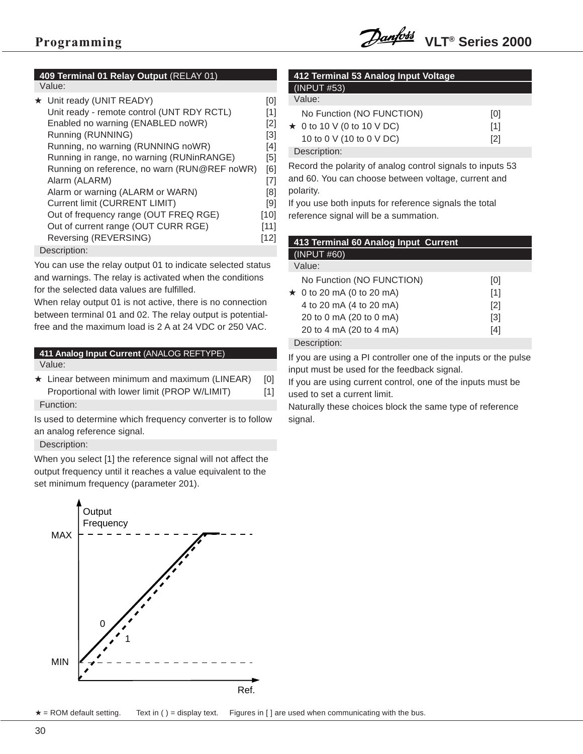### 409 Terminal 01 Relay Output (RELAY 01)

Value:

| | | |
|---|---|---|
| ★ | Unit ready (UNIT READY) | [0] |
| | Unit ready - remote control (UNT RDY RCTL) | [1] |
| | Enabled no warning (ENABLED noWR) | [2] |
| | Running (RUNNING) | [3] |
| | Running, no warning (RUNNING noWR) | [4] |
| | Running in range, no warning (RUNinRANGE) | [5] |
| | Running on reference, no warn (RUN@REF noWR) | [6] |
| | Alarm (ALARM) | [7] |
| | Alarm or warning (ALARM or WARN) | [8] |
| | Current limit (CURRENT LIMIT) | [9] |
| | Out of frequency range (OUT FREQ RGE) | [10] |
| | Out of current range (OUT CURR RGE) | [11] |
| | Reversing (REVERSING) | [12] |

Description:

You can use the relay output 01 to indicate selected status and warnings. The relay is activated when the conditions for the selected data values are fulfilled.
When relay output 01 is not active, there is no connection between terminal 01 and 02. The relay output is potential-free and the maximum load is 2 A at 24 VDC or 250 VAC.

### 411 Analog Input Current (ANALOG REFTYPE)

Value:

| | | |
|---|---|---|
| ★ | Linear between minimum and maximum (LINEAR) | [0] |
| | Proportional with lower limit (PROP W/LIMIT) | [1] |

Function:

Is used to determine which frequency converter is to follow an analog reference signal.

Description:

When you select [1] the reference signal will not affect the output frequency until it reaches a value equivalent to the set minimum frequency (parameter 201).

### 412 Terminal 53 Analog Input Voltage (INPUT #53)

Value:

| | | |
|---|---|---|
| | No Function (NO FUNCTION) | [0] |
| ★ | 0 to 10 V (0 to 10 V DC) | [1] |
| | 10 to 0 V (10 to 0 V DC) | [2] |

Description:

Record the polarity of analog control signals to inputs 53 and 60. You can choose between voltage, current and polarity.
If you use both inputs for reference signals the total reference signal will be a summation.

### 413 Terminal 60 Analog Input Current (INPUT #60)

Value:

| | | |
|---|---|---|
| | No Function (NO FUNCTION) | [0] |
| ★ | 0 to 20 mA (0 to 20 mA) | [1] |
| | 4 to 20 mA (4 to 20 mA) | [2] |
| | 20 to 0 mA (20 to 0 mA) | [3] |
| | 20 to 4 mA (20 to 4 mA) | [4] |

Description:

If you are using a PI controller one of the inputs or the pulse input must be used for the feedback signal.
If you are using current control, one of the inputs must be used to set a current limit.
Naturally these choices block the same type of reference signal.

★ = ROM default setting. Text in ( ) = display text. Figures in [ ] are used when communicating with the bus.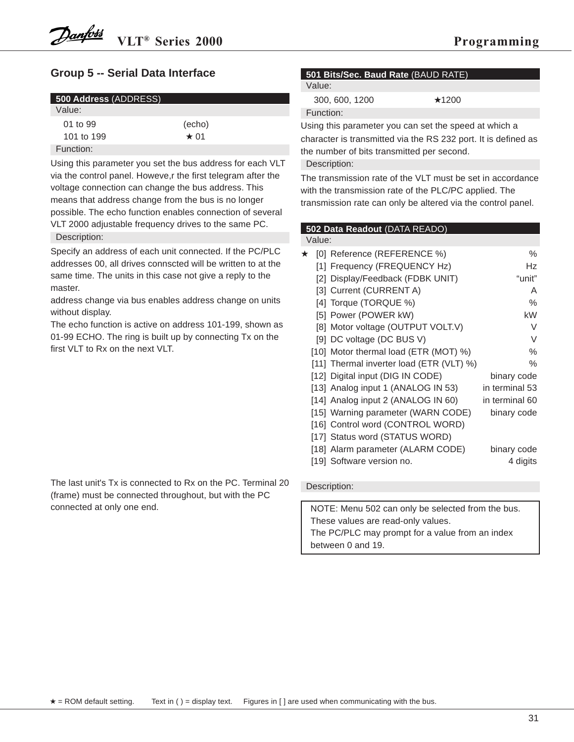## Group 5 -- Serial Data Interface

**500 Address** (ADDRESS)

Value:

| | |
|---|---|
| 01 to 99 | (echo) |
| 101 to 199 | ★ 01 |

Function:

Using this parameter you set the bus address for each VLT via the control panel. Howeve,r the first telegram after the voltage connection can change the bus address. This means that address change from the bus is no longer possible. The echo function enables connection of several VLT 2000 adjustable frequency drives to the same PC.

Description:

Specify an address of each unit connected. If the PC/PLC addresses 00, all drives connscted will be written to at the same time. The units in this case not give a reply to the master.
address change via bus enables address change on units without display.
The echo function is active on address 101-199, shown as 01-99 ECHO. The ring is built up by connecting Tx on the first VLT to Rx on the next VLT.

The last unit's Tx is connected to Rx on the PC. Terminal 20 (frame) must be connected throughout, but with the PC connected at only one end.

**501 Bits/Sec. Baud Rate** (BAUD RATE)

Value:

| | |
|---|---|
| 300, 600, 1200 | ★1200 |

Function:

Using this parameter you can set the speed at which a character is transmitted via the RS 232 port. It is defined as the number of bits transmitted per second.

Description:

The transmission rate of the VLT must be set in accordance with the transmission rate of the PLC/PC applied. The transmission rate can only be altered via the control panel.

**502 Data Readout** (DATA READO)

Value:

| | | | |
|---|---|---|---|
| ★ | [0] | Reference (REFERENCE %) | % |
| | [1] | Frequency (FREQUENCY Hz) | Hz |
| | [2] | Display/Feedback (FDBK UNIT) | “unit” |
| | [3] | Current (CURRENT A) | A |
| | [4] | Torque (TORQUE %) | % |
| | [5] | Power (POWER kW) | kW |
| | [8] | Motor voltage (OUTPUT VOLT.V) | V |
| | [9] | DC voltage (DC BUS V) | V |
| | [10] | Motor thermal load (ETR (MOT) %) | % |
| | [11] | Thermal inverter load (ETR (VLT) %) | % |
| | [12] | Digital input (DIG IN CODE) | binary code |
| | [13] | Analog input 1 (ANALOG IN 53) | in terminal 53 |
| | [14] | Analog input 2 (ANALOG IN 60) | in terminal 60 |
| | [15] | Warning parameter (WARN CODE) | binary code |
| | [16] | Control word (CONTROL WORD) | |
| | [17] | Status word (STATUS WORD) | |
| | [18] | Alarm parameter (ALARM CODE) | binary code |
| | [19] | Software version no. | 4 digits |

Description:

> NOTE: Menu 502 can only be selected from the bus. These values are read-only values.
> The PC/PLC may prompt for a value from an index between 0 and 19.

★ = ROM default setting. Text in ( ) = display text. Figures in [ ] are used when communicating with the bus.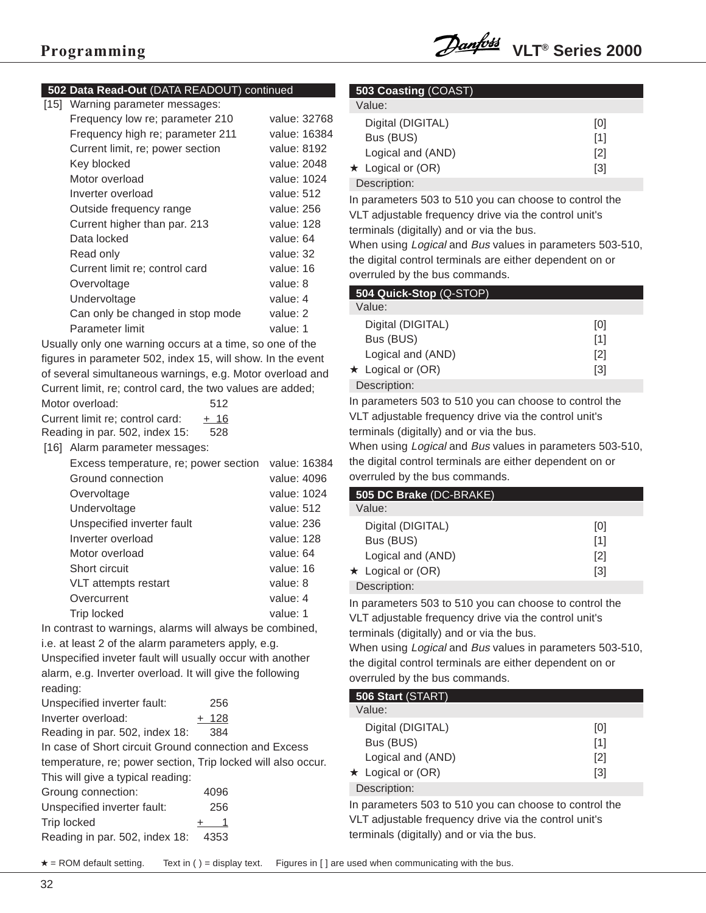### 502 Data Read-Out (DATA READOUT) continued

[15] Warning parameter messages:

| | |
|---|---|
| Frequency low re; parameter 210 | value: 32768 |
| Frequency high re; parameter 211 | value: 16384 |
| Current limit, re; power section | value: 8192 |
| Key blocked | value: 2048 |
| Motor overload | value: 1024 |
| Inverter overload | value: 512 |
| Outside frequency range | value: 256 |
| Current higher than par. 213 | value: 128 |
| Data locked | value: 64 |
| Read only | value: 32 |
| Current limit re; control card | value: 16 |
| Overvoltage | value: 8 |
| Undervoltage | value: 4 |
| Can only be changed in stop mode | value: 2 |
| Parameter limit | value: 1 |

Usually only one warning occurs at a time, so one of the figures in parameter 502, index 15, will show. In the event of several simultaneous warnings, e.g. Motor overload and Current limit, re; control card, the two values are added;

| | |
|---|---|
| Motor overload: | 512 |
| Current limit re; control card: | + 16 |
| Reading in par. 502, index 15: | 528 |

[16] Alarm parameter messages:

| | |
|---|---|
| Excess temperature, re; power section | value: 16384 |
| Ground connection | value: 4096 |
| Overvoltage | value: 1024 |
| Undervoltage | value: 512 |
| Unspecified inverter fault | value: 236 |
| Inverter overload | value: 128 |
| Motor overload | value: 64 |
| Short circuit | value: 16 |
| VLT attempts restart | value: 8 |
| Overcurrent | value: 4 |
| Trip locked | value: 1 |

In contrast to warnings, alarms will always be combined, i.e. at least 2 of the alarm parameters apply, e.g. Unspecified inveter fault will usually occur with another alarm, e.g. Inverter overload. It will give the following reading:

| | |
|---|---|
| Unspecified inverter fault: | 256 |
| Inverter overload: | + 128 |
| Reading in par. 502, index 18: | 384 |

In case of Short circuit Ground connection and Excess temperature, re; power section, Trip locked will also occur. This will give a typical reading:

| | |
|---|---|
| Groung connection: | 4096 |
| Unspecified inverter fault: | 256 |
| Trip locked | + 1 |
| Reading in par. 502, index 18: | 4353 |

### 503 Coasting (COAST)

Value:

| | |
|---|---|
| Digital (DIGITAL) | [0] |
| Bus (BUS) | [1] |
| Logical and (AND) | [2] |
| ★ Logical or (OR) | [3] |

Description:

In parameters 503 to 510 you can choose to control the VLT adjustable frequency drive via the control unit's terminals (digitally) and or via the bus.
When using *Logical* and *Bus* values in parameters 503-510, the digital control terminals are either dependent on or overruled by the bus commands.

### 504 Quick-Stop (Q-STOP)

Value:

| | |
|---|---|
| Digital (DIGITAL) | [0] |
| Bus (BUS) | [1] |
| Logical and (AND) | [2] |
| ★ Logical or (OR) | [3] |

Description:

In parameters 503 to 510 you can choose to control the VLT adjustable frequency drive via the control unit's terminals (digitally) and or via the bus.
When using *Logical* and *Bus* values in parameters 503-510, the digital control terminals are either dependent on or overruled by the bus commands.

### 505 DC Brake (DC-BRAKE)

Value:

| | |
|---|---|
| Digital (DIGITAL) | [0] |
| Bus (BUS) | [1] |
| Logical and (AND) | [2] |
| ★ Logical or (OR) | [3] |

Description:

In parameters 503 to 510 you can choose to control the VLT adjustable frequency drive via the control unit's terminals (digitally) and or via the bus.
When using *Logical* and *Bus* values in parameters 503-510, the digital control terminals are either dependent on or overruled by the bus commands.

### 506 Start (START)

Value:

| | |
|---|---|
| Digital (DIGITAL) | [0] |
| Bus (BUS) | [1] |
| Logical and (AND) | [2] |
| ★ Logical or (OR) | [3] |

Description:

In parameters 503 to 510 you can choose to control the VLT adjustable frequency drive via the control unit's terminals (digitally) and or via the bus.

★ = ROM default setting. Text in ( ) = display text. Figures in [ ] are used when communicating with the bus.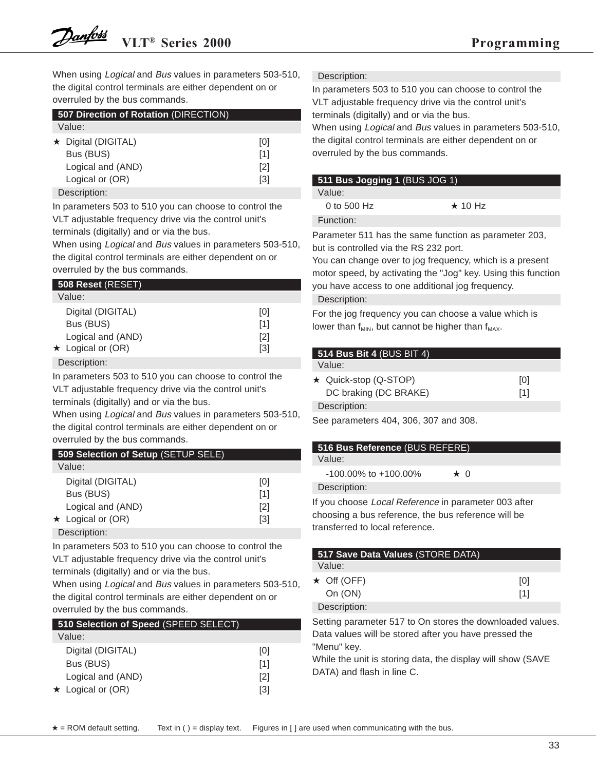When using *Logical* and *Bus* values in parameters 503-510, the digital control terminals are either dependent on or overruled by the bus commands.

### 507 Direction of Rotation (DIRECTION)

Value:

| | |
|---|---|
| ★ Digital (DIGITAL) | [0] |
| Bus (BUS) | [1] |
| Logical and (AND) | [2] |
| Logical or (OR) | [3] |

Description:

In parameters 503 to 510 you can choose to control the VLT adjustable frequency drive via the control unit's terminals (digitally) and or via the bus.
When using *Logical* and *Bus* values in parameters 503-510, the digital control terminals are either dependent on or overruled by the bus commands.

### 508 Reset (RESET)

Value:

| | |
|---|---|
| Digital (DIGITAL) | [0] |
| Bus (BUS) | [1] |
| Logical and (AND) | [2] |
| ★ Logical or (OR) | [3] |

Description:

In parameters 503 to 510 you can choose to control the VLT adjustable frequency drive via the control unit's terminals (digitally) and or via the bus.
When using *Logical* and *Bus* values in parameters 503-510, the digital control terminals are either dependent on or overruled by the bus commands.

### 509 Selection of Setup (SETUP SELE)

Value:

| | |
|---|---|
| Digital (DIGITAL) | [0] |
| Bus (BUS) | [1] |
| Logical and (AND) | [2] |
| ★ Logical or (OR) | [3] |

Description:

In parameters 503 to 510 you can choose to control the VLT adjustable frequency drive via the control unit's terminals (digitally) and or via the bus.
When using *Logical* and *Bus* values in parameters 503-510, the digital control terminals are either dependent on or overruled by the bus commands.

### 510 Selection of Speed (SPEED SELECT)

Value:

| | |
|---|---|
| Digital (DIGITAL) | [0] |
| Bus (BUS) | [1] |
| Logical and (AND) | [2] |
| ★ Logical or (OR) | [3] |

Description:

In parameters 503 to 510 you can choose to control the VLT adjustable frequency drive via the control unit's terminals (digitally) and or via the bus.
When using *Logical* and *Bus* values in parameters 503-510, the digital control terminals are either dependent on or overruled by the bus commands.

### 511 Bus Jogging 1 (BUS JOG 1)

Value:

0 to 500 Hz ★ 10 Hz

Function:

Parameter 511 has the same function as parameter 203, but is controlled via the RS 232 port.
You can change over to jog frequency, which is a present motor speed, by activating the "Jog" key. Using this function you have access to one additional jog frequency.

Description:

For the jog frequency you can choose a value which is lower than $f_{MIN}$, but cannot be higher than $f_{MAX}$.

### 514 Bus Bit 4 (BUS BIT 4)

Value:

| | |
|---|---|
| ★ Quick-stop (Q-STOP) | [0] |
| DC braking (DC BRAKE) | [1] |

Description:

See parameters 404, 306, 307 and 308.

### 516 Bus Reference (BUS REFERE)

Value:

-100.00% to +100.00% ★ 0

Description:

If you choose *Local Reference* in parameter 003 after choosing a bus reference, the bus reference will be transferred to local reference.

### 517 Save Data Values (STORE DATA)

Value:

| | |
|---|---|
| ★ Off (OFF) | [0] |
| On (ON) | [1] |

Description:

Setting parameter 517 to On stores the downloaded values. Data values will be stored after you have pressed the "Menu" key.
While the unit is storing data, the display will show (SAVE DATA) and flash in line C.

★ = ROM default setting. Text in ( ) = display text. Figures in [ ] are used when communicating with the bus.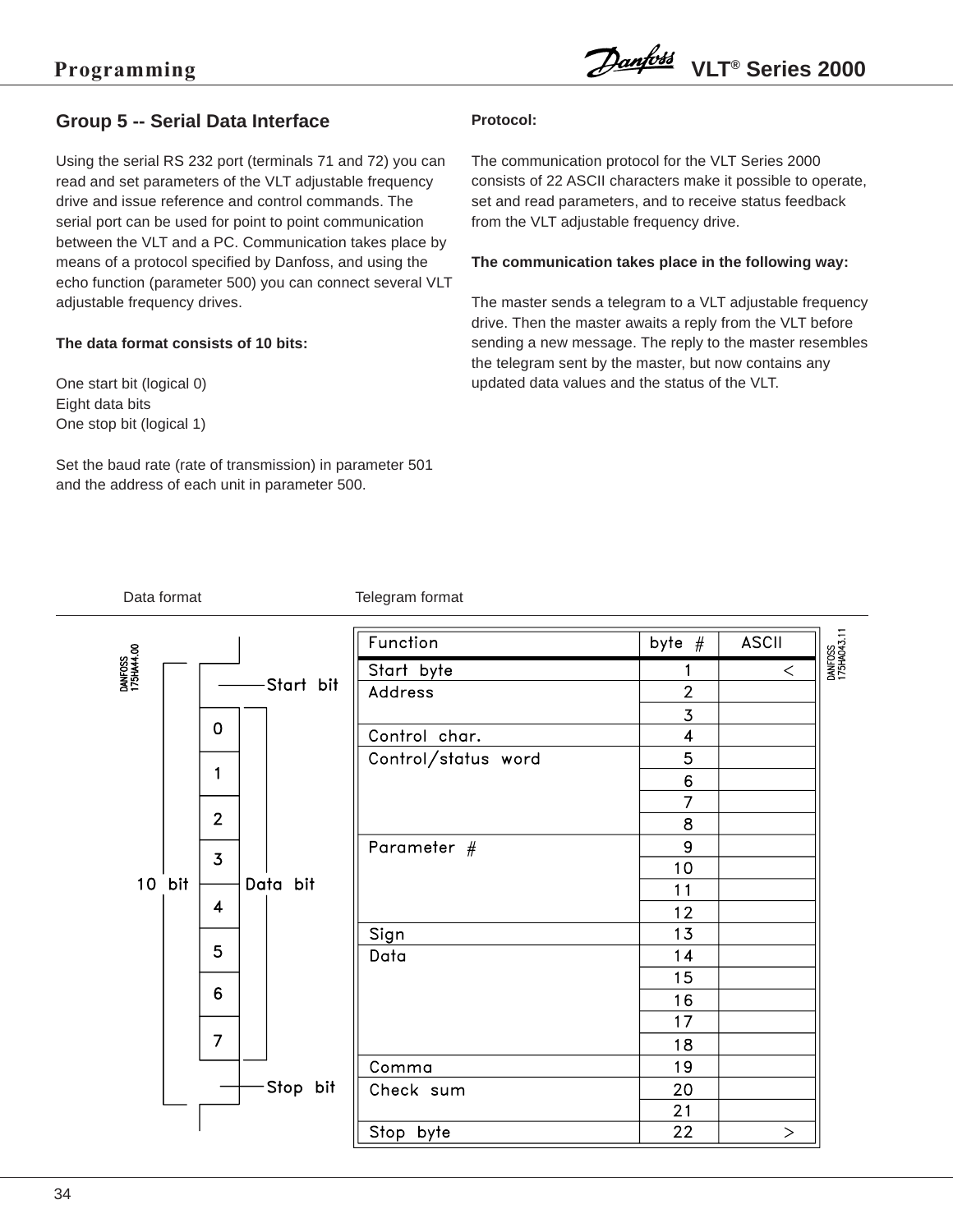## Group 5 -- Serial Data Interface

Using the serial RS 232 port (terminals 71 and 72) you can read and set parameters of the VLT adjustable frequency drive and issue reference and control commands. The serial port can be used for point to point communication between the VLT and a PC. Communication takes place by means of a protocol specified by Danfoss, and using the echo function (parameter 500) you can connect several VLT adjustable frequency drives.

**The data format consists of 10 bits:**

One start bit (logical 0)
Eight data bits
One stop bit (logical 1)

Set the baud rate (rate of transmission) in parameter 501 and the address of each unit in parameter 500.

**Protocol:**

The communication protocol for the VLT Series 2000 consists of 22 ASCII characters make it possible to operate, set and read parameters, and to receive status feedback from the VLT adjustable frequency drive.

**The communication takes place in the following way:**

The master sends a telegram to a VLT adjustable frequency drive. Then the master awaits a reply from the VLT before sending a new message. The reply to the master resembles the telegram sent by the master, but now contains any updated data values and the status of the VLT.

Data format

| 10 bit | |
|---|---|
| Start bit | |
| Data bit | 0 |
| | 1 |
| | 2 |
| | 3 |
| | 4 |
| | 5 |
| | 6 |
| | 7 |
| Stop bit | |

DANFOSS 175HA44.00

Telegram format

| Function | byte # | ASCII |
|---|---|---|
| Start byte | 1 | < |
| Address | 2 | |
| | 3 | |
| Control char. | 4 | |
| Control/status word | 5 | |
| | 6 | |
| | 7 | |
| | 8 | |
| Parameter # | 9 | |
| | 10 | |
| | 11 | |
| | 12 | |
| Sign | 13 | |
| Data | 14 | |
| | 15 | |
| | 16 | |
| | 17 | |
| | 18 | |
| Comma | 19 | |
| Check sum | 20 | |
| | 21 | |
| Stop byte | 22 | > |

DANFOSS 175HA043.11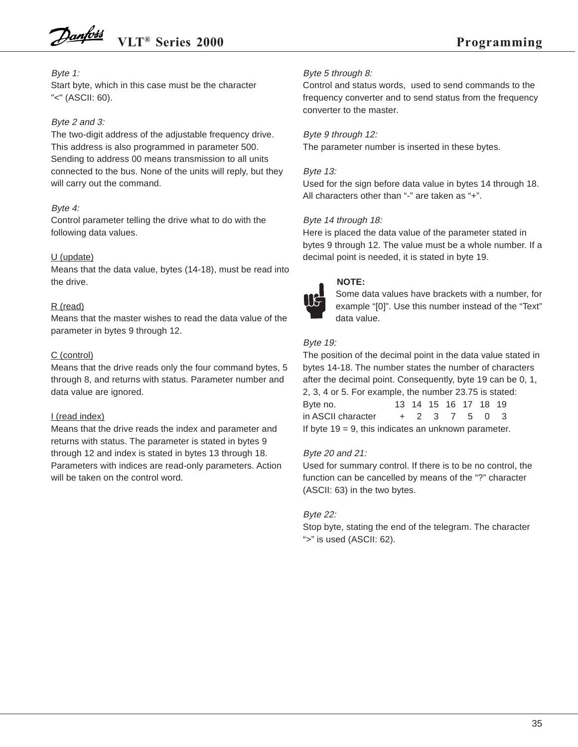*Byte 1:*
Start byte, which in this case must be the character "<" (ASCII: 60).

*Byte 2 and 3:*
The two-digit address of the adjustable frequency drive. This address is also programmed in parameter 500. Sending to address 00 means transmission to all units connected to the bus. None of the units will reply, but they will carry out the command.

*Byte 4:*
Control parameter telling the drive what to do with the following data values.

U (update)
Means that the data value, bytes (14-18), must be read into the drive.

R (read)
Means that the master wishes to read the data value of the parameter in bytes 9 through 12.

C (control)
Means that the drive reads only the four command bytes, 5 through 8, and returns with status. Parameter number and data value are ignored.

I (read index)
Means that the drive reads the index and parameter and returns with status. The parameter is stated in bytes 9 through 12 and index is stated in bytes 13 through 18. Parameters with indices are read-only parameters. Action will be taken on the control word.

*Byte 5 through 8:*
Control and status words, used to send commands to the frequency converter and to send status from the frequency converter to the master.

*Byte 9 through 12:*
The parameter number is inserted in these bytes.

*Byte 13:*
Used for the sign before data value in bytes 14 through 18. All characters other than "-" are taken as "+".

*Byte 14 through 18:*
Here is placed the data value of the parameter stated in bytes 9 through 12. The value must be a whole number. If a decimal point is needed, it is stated in byte 19.

**NOTE:**
Some data values have brackets with a number, for example "[0]". Use this number instead of the "Text" data value.

*Byte 19:*
The position of the decimal point in the data value stated in bytes 14-18. The number states the number of characters after the decimal point. Consequently, byte 19 can be 0, 1, 2, 3, 4 or 5. For example, the number 23.75 is stated:

| Byte no. | 13 | 14 | 15 | 16 | 17 | 18 | 19 |
|---|---|---|---|---|---|---|---|
| in ASCII character | + | 2 | 3 | 7 | 5 | 0 | 3 |

If byte 19 = 9, this indicates an unknown parameter.

*Byte 20 and 21:*
Used for summary control. If there is to be no control, the function can be cancelled by means of the "?" character (ASCII: 63) in the two bytes.

*Byte 22:*
Stop byte, stating the end of the telegram. The character ">" is used (ASCII: 62).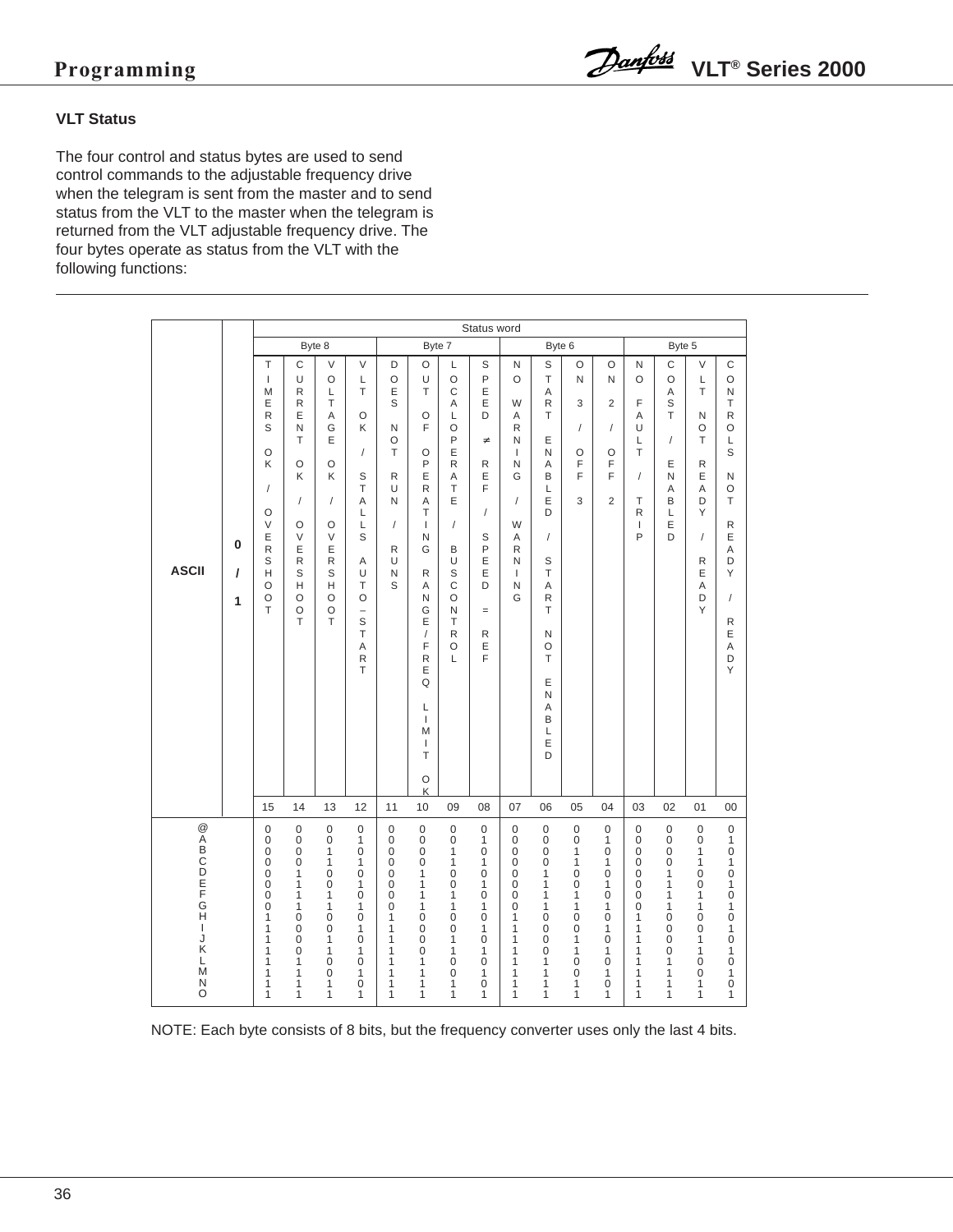### VLT Status

The four control and status bytes are used to send control commands to the adjustable frequency drive when the telegram is sent from the master and to send status from the VLT to the master when the telegram is returned from the VLT adjustable frequency drive. The four bytes operate as status from the VLT with the following functions:

| ASCII | 0 / 1 | Status word | | | | | | | | | | | | | | | |
|---|---|---|---|---|---|---|---|---|---|---|---|---|---|---|---|---|---|
| | | Byte 8 | | | | Byte 7 | | | | Byte 6 | | | | Byte 5 | | | |
| | | TIMERS OK / OVERSHOOT | CURRENT OK / OVERSHOOT | VOLTAGE OK / OVERSHOOT | VLT OK / STALLS AUTO-START | DOES NOT RUN / RUNS | OUT OF OPERATING RANGE / FREQ LIMIT OK | LOCAL OPERATE / BUS CONTROL | SPEED ≠ REF / SPEED = REF | NO WARNING / WARNING | START ENABLED / START NOT ENABLED | ON 3 / OFF 3 | ON 2 / OFF 2 | NO FAULT / TRIP | COAST / ENABLED | VLT NOT READY / READY | CONTROLS NOT READY / READY |
| | | 15 | 14 | 13 | 12 | 11 | 10 | 09 | 08 | 07 | 06 | 05 | 04 | 03 | 02 | 01 | 00 |
| @ | | 0 | 0 | 0 | 0 | 0 | 0 | 0 | 0 | 0 | 0 | 0 | 0 | 0 | 0 | 0 | 0 |
| A | | 0 | 0 | 0 | 1 | 0 | 0 | 0 | 1 | 0 | 0 | 0 | 1 | 0 | 0 | 0 | 1 |
| B | | 0 | 0 | 1 | 0 | 0 | 0 | 1 | 0 | 0 | 0 | 1 | 0 | 0 | 0 | 1 | 0 |
| C | | 0 | 0 | 1 | 1 | 0 | 0 | 1 | 1 | 0 | 0 | 1 | 1 | 0 | 0 | 1 | 1 |
| D | | 0 | 1 | 0 | 0 | 0 | 1 | 0 | 0 | 0 | 1 | 0 | 0 | 0 | 1 | 0 | 0 |
| E | | 0 | 1 | 0 | 1 | 0 | 1 | 0 | 1 | 0 | 1 | 0 | 1 | 0 | 1 | 0 | 1 |
| F | | 0 | 1 | 1 | 0 | 0 | 1 | 1 | 0 | 0 | 1 | 1 | 0 | 0 | 1 | 1 | 0 |
| G | | 0 | 1 | 1 | 1 | 0 | 1 | 1 | 1 | 0 | 1 | 1 | 1 | 0 | 1 | 1 | 1 |
| H | | 1 | 0 | 0 | 0 | 1 | 0 | 0 | 0 | 1 | 0 | 0 | 0 | 1 | 0 | 0 | 0 |
| I | | 1 | 0 | 0 | 1 | 1 | 0 | 0 | 1 | 1 | 0 | 0 | 1 | 1 | 0 | 0 | 1 |
| J | | 1 | 0 | 1 | 0 | 1 | 0 | 1 | 0 | 1 | 0 | 1 | 0 | 1 | 0 | 1 | 0 |
| K | | 1 | 0 | 1 | 1 | 1 | 0 | 1 | 1 | 1 | 0 | 1 | 1 | 1 | 0 | 1 | 1 |
| L | | 1 | 1 | 0 | 0 | 1 | 1 | 0 | 0 | 1 | 1 | 0 | 0 | 1 | 1 | 0 | 0 |
| M | | 1 | 1 | 0 | 1 | 1 | 1 | 0 | 1 | 1 | 1 | 0 | 1 | 1 | 1 | 0 | 1 |
| N | | 1 | 1 | 1 | 0 | 1 | 1 | 1 | 0 | 1 | 1 | 1 | 0 | 1 | 1 | 1 | 0 |
| O | | 1 | 1 | 1 | 1 | 1 | 1 | 1 | 1 | 1 | 1 | 1 | 1 | 1 | 1 | 1 | 1 |

NOTE: Each byte consists of 8 bits, but the frequency converter uses only the last 4 bits.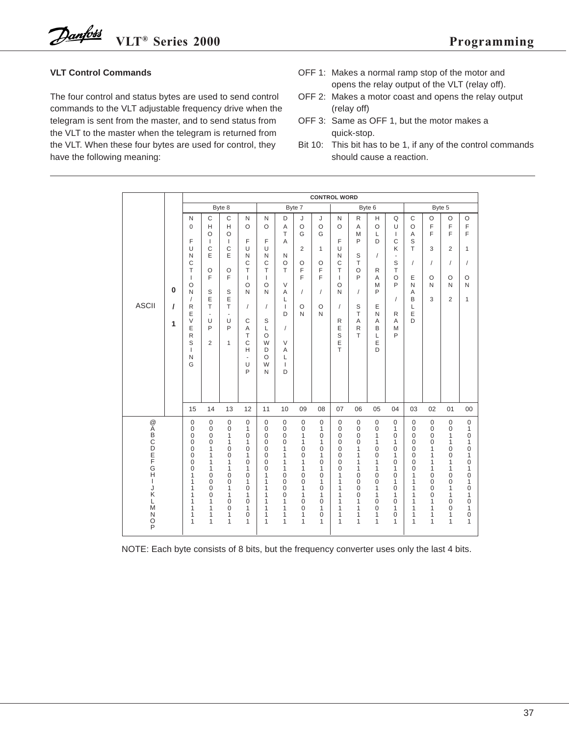### VLT Control Commands

The four control and status bytes are used to send control commands to the VLT adjustable frequency drive when the telegram is sent from the master, and to send status from the VLT to the master when the telegram is returned from the VLT. When these four bytes are used for control, they have the following meaning:

- OFF 1: Makes a normal ramp stop of the motor and opens the relay output of the VLT (relay off).
- OFF 2: Makes a motor coast and opens the relay output (relay off)
- OFF 3: Same as OFF 1, but the motor makes a quick-stop.
- Bit 10: This bit has to be 1, if any of the control commands should cause a reaction.

| ASCII | 0 / 1 | CONTROL WORD | | | | | | | | | | | | | | | |
|---|---|---|---|---|---|---|---|---|---|---|---|---|---|---|---|---|---|
| | | Byte 8 | | | | Byte 7 | | | | Byte 6 | | | | Byte 5 | | | |
| | | N0 FUNCTION / REVERSING | CHOICE OF SET-UP 2 | CHOICE OF SET-UP 1 | NO FUNCTION / CATCH-UP | NO FUNCTION / SLOWDOWN | DATA NOT VALID / VALID | JOG 2 OFF / ON | JOG 1 OFF / ON | NO FUNCTION / RESET | RAMP STOP / START | HOLD / RAMP ENABLED | QUICK-STOP / RAMP | COAST / ENABLED | OFF 3 / ON 3 | OFF 2 / ON 2 | OFF 1 / ON 1 |
| | | 15 | 14 | 13 | 12 | 11 | 10 | 09 | 08 | 07 | 06 | 05 | 04 | 03 | 02 | 01 | 00 |
| @ | | 0 | 0 | 0 | 0 | 0 | 0 | 0 | 0 | 0 | 0 | 0 | 0 | 0 | 0 | 0 | 0 |
| A | | 0 | 0 | 0 | 1 | 0 | 0 | 0 | 1 | 0 | 0 | 0 | 1 | 0 | 0 | 0 | 1 |
| B | | 0 | 0 | 1 | 0 | 0 | 0 | 1 | 0 | 0 | 0 | 1 | 0 | 0 | 0 | 1 | 0 |
| C | | 0 | 0 | 1 | 1 | 0 | 0 | 1 | 1 | 0 | 0 | 1 | 1 | 0 | 0 | 1 | 1 |
| D | | 0 | 1 | 0 | 0 | 0 | 1 | 0 | 0 | 0 | 1 | 0 | 0 | 0 | 1 | 0 | 0 |
| E | | 0 | 1 | 0 | 1 | 0 | 1 | 0 | 1 | 0 | 1 | 0 | 1 | 0 | 1 | 0 | 1 |
| F | | 0 | 1 | 1 | 0 | 0 | 1 | 1 | 0 | 0 | 1 | 1 | 0 | 0 | 1 | 1 | 0 |
| G | | 0 | 1 | 1 | 1 | 0 | 1 | 1 | 1 | 0 | 1 | 1 | 1 | 0 | 1 | 1 | 1 |
| H | | 1 | 0 | 0 | 0 | 1 | 0 | 0 | 0 | 1 | 0 | 0 | 0 | 1 | 0 | 0 | 0 |
| I | | 1 | 0 | 0 | 1 | 1 | 0 | 0 | 1 | 1 | 0 | 0 | 1 | 1 | 0 | 0 | 1 |
| J | | 1 | 0 | 1 | 0 | 1 | 0 | 1 | 0 | 1 | 0 | 1 | 0 | 1 | 0 | 1 | 0 |
| K | | 1 | 0 | 1 | 1 | 1 | 0 | 1 | 1 | 1 | 0 | 1 | 1 | 1 | 0 | 1 | 1 |
| L | | 1 | 1 | 0 | 0 | 1 | 1 | 0 | 0 | 1 | 1 | 0 | 0 | 1 | 1 | 0 | 0 |
| M | | 1 | 1 | 0 | 1 | 1 | 1 | 0 | 1 | 1 | 1 | 0 | 1 | 1 | 1 | 0 | 1 |
| N | | 1 | 1 | 1 | 0 | 1 | 1 | 1 | 0 | 1 | 1 | 1 | 0 | 1 | 1 | 1 | 0 |
| O | | 1 | 1 | 1 | 1 | 1 | 1 | 1 | 1 | 1 | 1 | 1 | 1 | 1 | 1 | 1 | 1 |
| P | | | | | | | | | | | | | | | | | |

NOTE: Each byte consists of 8 bits, but the frequency converter uses only the last 4 bits.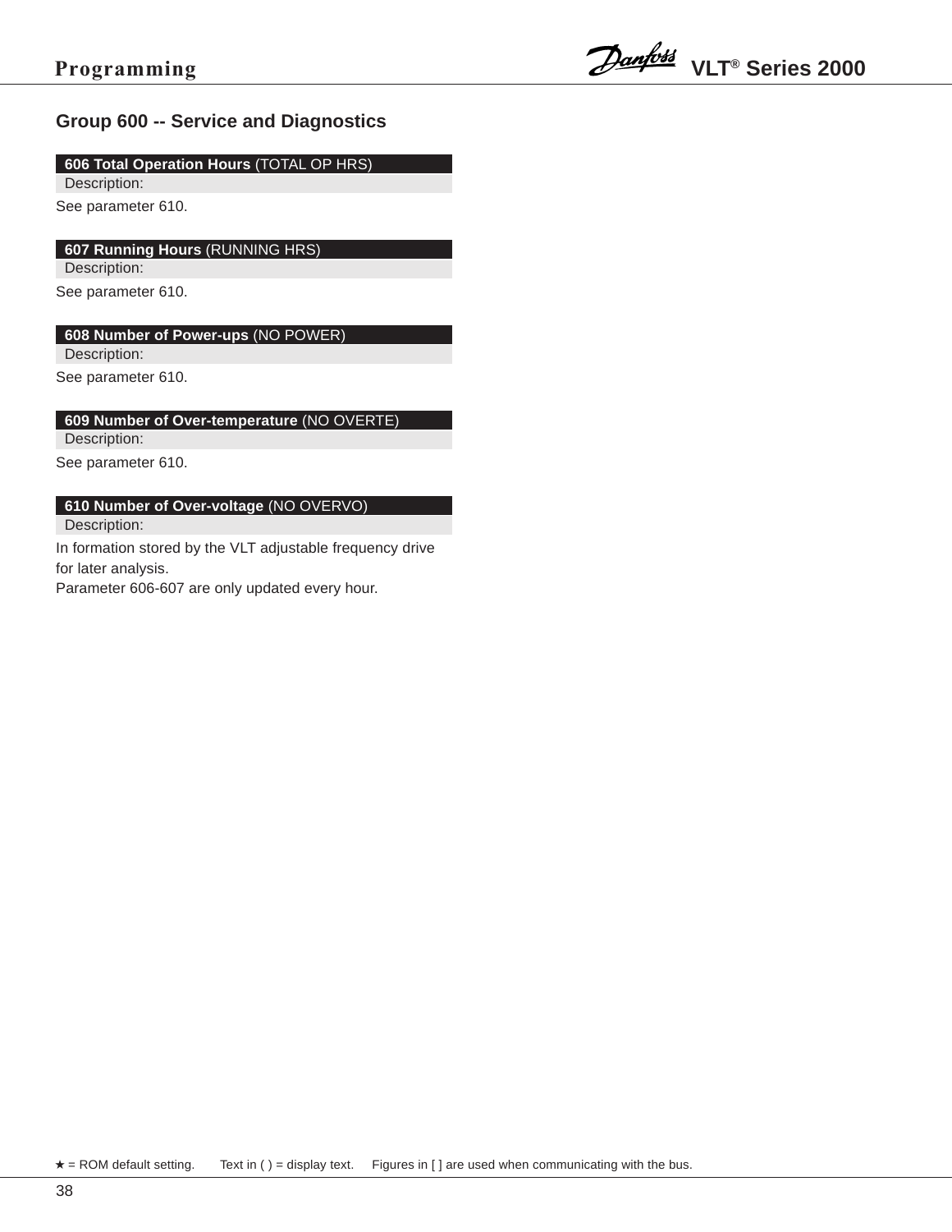## Group 600 -- Service and Diagnostics

**606 Total Operation Hours** (TOTAL OP HRS)

Description:

See parameter 610.

**607 Running Hours** (RUNNING HRS)

Description:

See parameter 610.

**608 Number of Power-ups** (NO POWER)

Description:

See parameter 610.

**609 Number of Over-temperature** (NO OVERTE)

Description:

See parameter 610.

**610 Number of Over-voltage** (NO OVERVO)

Description:

In formation stored by the VLT adjustable frequency drive for later analysis.
Parameter 606-607 are only updated every hour.

★ = ROM default setting. Text in ( ) = display text. Figures in [ ] are used when communicating with the bus.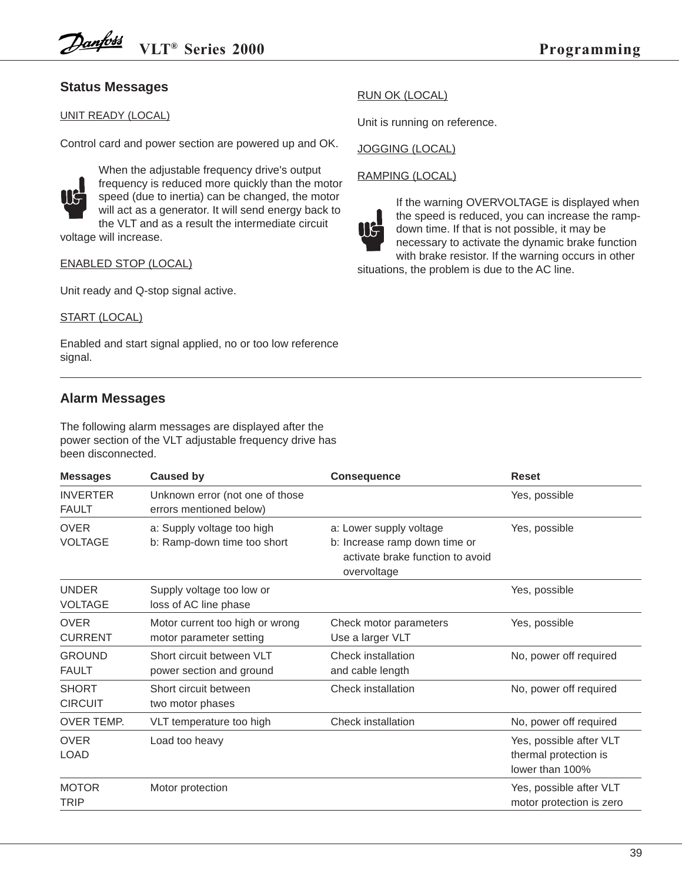## Status Messages

UNIT READY (LOCAL)

Control card and power section are powered up and OK.

When the adjustable frequency drive's output frequency is reduced more quickly than the motor speed (due to inertia) can be changed, the motor will act as a generator. It will send energy back to the VLT and as a result the intermediate circuit voltage will increase.

ENABLED STOP (LOCAL)

Unit ready and Q-stop signal active.

START (LOCAL)

Enabled and start signal applied, no or too low reference signal.

RUN OK (LOCAL)

Unit is running on reference.

JOGGING (LOCAL)

RAMPING (LOCAL)

If the warning OVERVOLTAGE is displayed when the speed is reduced, you can increase the ramp-down time. If that is not possible, it may be necessary to activate the dynamic brake function with brake resistor. If the warning occurs in other situations, the problem is due to the AC line.

## Alarm Messages

The following alarm messages are displayed after the power section of the VLT adjustable frequency drive has been disconnected.

| Messages | Caused by | Consequence | Reset |
|---|---|---|---|
| INVERTER FAULT | Unknown error (not one of those errors mentioned below) | | Yes, possible |
| OVER VOLTAGE | a: Supply voltage too high<br>b: Ramp-down time too short | a: Lower supply voltage<br>b: Increase ramp down time or activate brake function to avoid overvoltage | Yes, possible |
| UNDER VOLTAGE | Supply voltage too low or loss of AC line phase | | Yes, possible |
| OVER CURRENT | Motor current too high or wrong motor parameter setting | Check motor parameters<br>Use a larger VLT | Yes, possible |
| GROUND FAULT | Short circuit between VLT power section and ground | Check installation and cable length | No, power off required |
| SHORT CIRCUIT | Short circuit between two motor phases | Check installation | No, power off required |
| OVER TEMP. | VLT temperature too high | Check installation | No, power off required |
| OVER LOAD | Load too heavy | | Yes, possible after VLT thermal protection is lower than 100% |
| MOTOR TRIP | Motor protection | | Yes, possible after VLT motor protection is zero |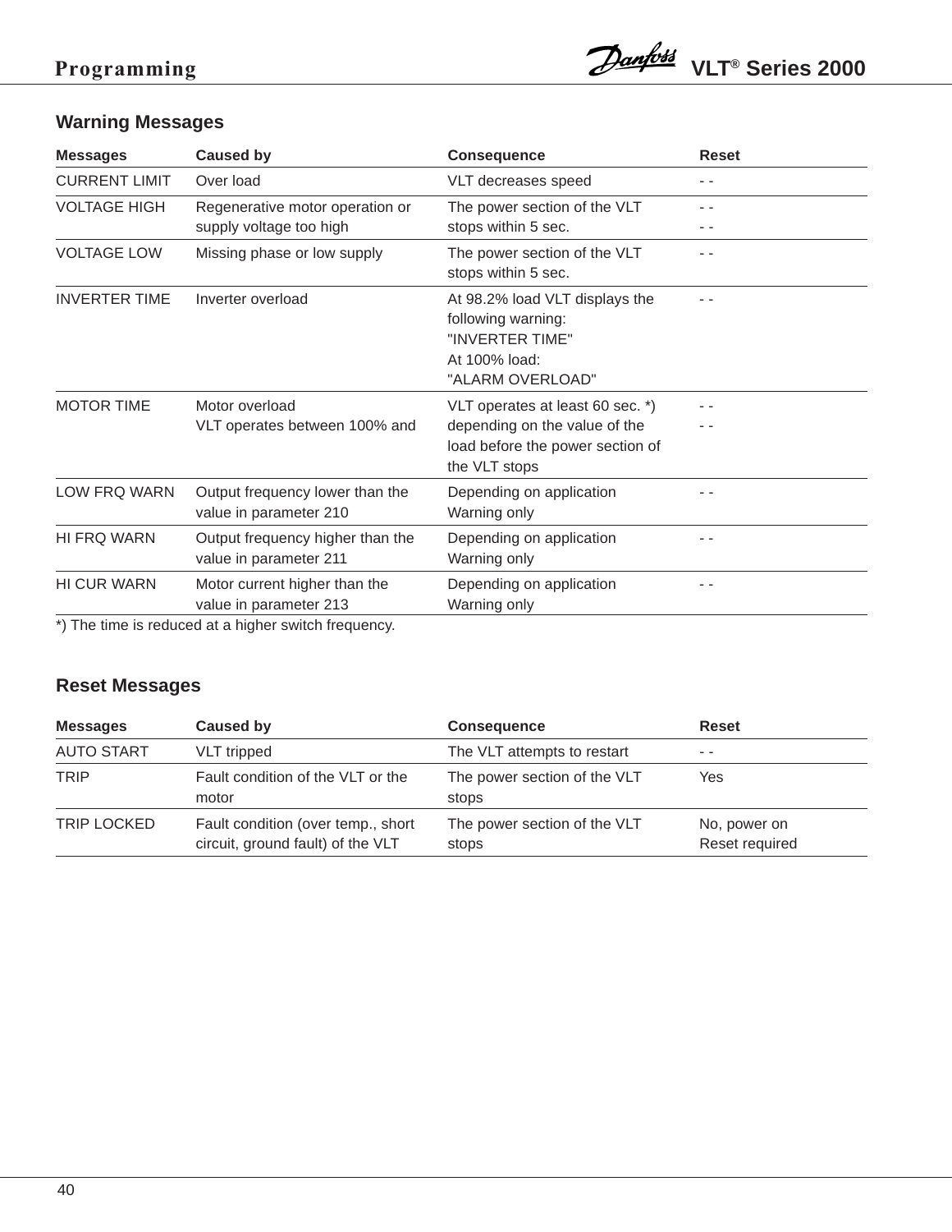## Warning Messages

| Messages | Caused by | Consequence | Reset |
|---|---|---|---|
| CURRENT LIMIT | Over load | VLT decreases speed | - - |
| VOLTAGE HIGH | Regenerative motor operation or supply voltage too high | The power section of the VLT stops within 5 sec. | - - <br> - - |
| VOLTAGE LOW | Missing phase or low supply | The power section of the VLT stops within 5 sec. | - - |
| INVERTER TIME | Inverter overload | At 98.2% load VLT displays the following warning: "INVERTER TIME" At 100% load: "ALARM OVERLOAD" | - - |
| MOTOR TIME | Motor overload VLT operates between 100% and | VLT operates at least 60 sec. *) depending on the value of the load before the power section of the VLT stops | - - <br> - - |
| LOW FRQ WARN | Output frequency lower than the value in parameter 210 | Depending on application Warning only | - - |
| HI FRQ WARN | Output frequency higher than the value in parameter 211 | Depending on application Warning only | - - |
| HI CUR WARN | Motor current higher than the value in parameter 213 | Depending on application Warning only | - - |

*) The time is reduced at a higher switch frequency.

## Reset Messages

| Messages | Caused by | Consequence | Reset |
|---|---|---|---|
| AUTO START | VLT tripped | The VLT attempts to restart | - - |
| TRIP | Fault condition of the VLT or the motor | The power section of the VLT stops | Yes |
| TRIP LOCKED | Fault condition (over temp., short circuit, ground fault) of the VLT | The power section of the VLT stops | No, power on Reset required |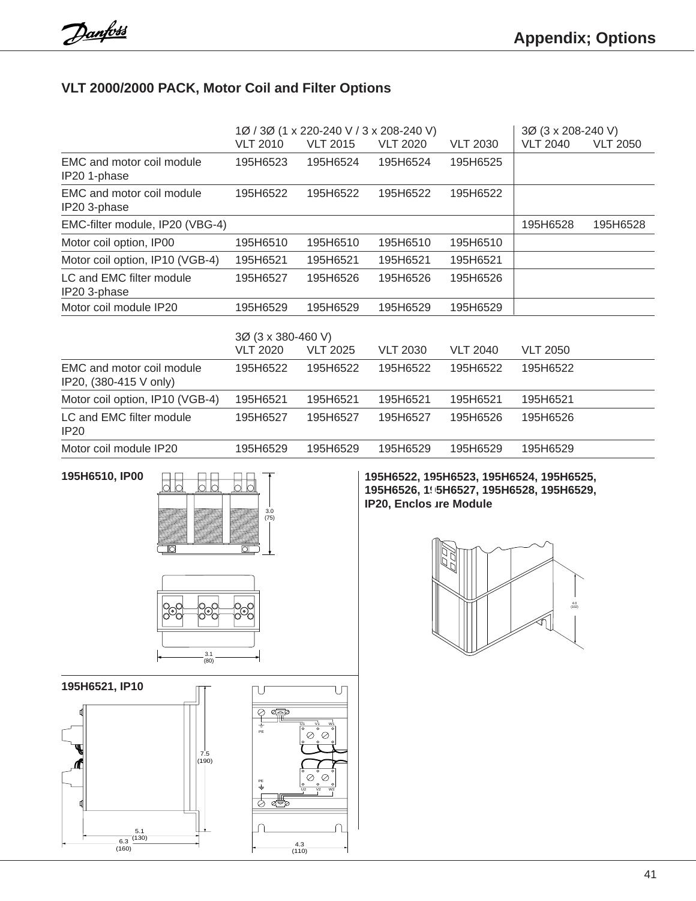## VLT 2000/2000 PACK, Motor Coil and Filter Options

| | 1Ø / 3Ø (1 x 220-240 V / 3 x 208-240 V) | | | | 3Ø (3 x 208-240 V) | |
|---|---|---|---|---|---|---|
| | VLT 2010 | VLT 2015 | VLT 2020 | VLT 2030 | VLT 2040 | VLT 2050 |
| EMC and motor coil module IP20 1-phase | 195H6523 | 195H6524 | 195H6524 | 195H6525 | | |
| EMC and motor coil module IP20 3-phase | 195H6522 | 195H6522 | 195H6522 | 195H6522 | | |
| EMC-filter module, IP20 (VBG-4) | | | | | 195H6528 | 195H6528 |
| Motor coil option, IP00 | 195H6510 | 195H6510 | 195H6510 | 195H6510 | | |
| Motor coil option, IP10 (VGB-4) | 195H6521 | 195H6521 | 195H6521 | 195H6521 | | |
| LC and EMC filter module IP20 3-phase | 195H6527 | 195H6526 | 195H6526 | 195H6526 | | |
| Motor coil module IP20 | 195H6529 | 195H6529 | 195H6529 | 195H6529 | | |

| | 3Ø (3 x 380-460 V) | | | | |
|---|---|---|---|---|---|
| | VLT 2020 | VLT 2025 | VLT 2030 | VLT 2040 | VLT 2050 |
| EMC and motor coil module IP20, (380-415 V only) | 195H6522 | 195H6522 | 195H6522 | 195H6522 | 195H6522 |
| Motor coil option, IP10 (VGB-4) | 195H6521 | 195H6521 | 195H6521 | 195H6521 | 195H6521 |
| LC and EMC filter module IP20 | 195H6527 | 195H6527 | 195H6527 | 195H6526 | 195H6526 |
| Motor coil module IP20 | 195H6529 | 195H6529 | 195H6529 | 195H6529 | 195H6529 |

**195H6510, IP00**

3.0 (75)

3.1 (80)

**195H6521, IP10**

7.5 (190)

5.1 (130)

6.3 (160)

4.3 (110)

**195H6522, 195H6523, 195H6524, 195H6525, 195H6526, 195H6527, 195H6528, 195H6529, IP20, Enclosure Module**

4.0 (102)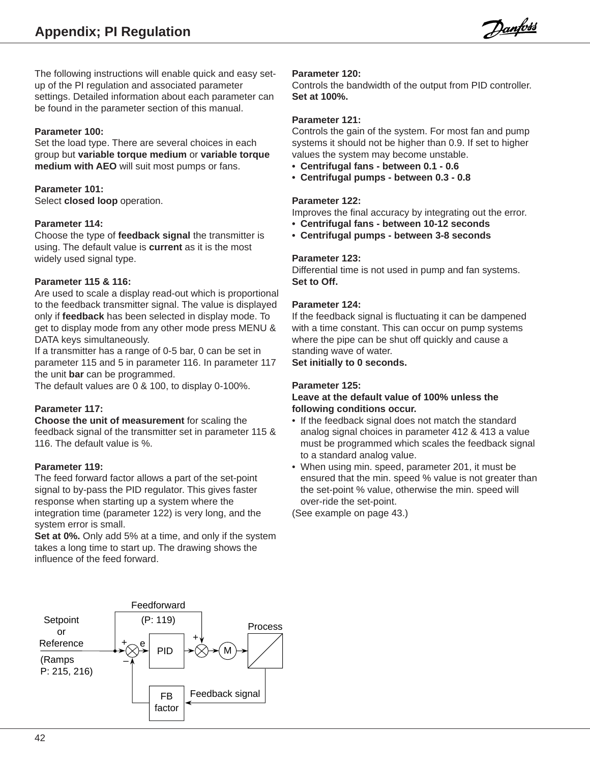# Appendix; PI Regulation

The following instructions will enable quick and easy set-up of the PI regulation and associated parameter settings. Detailed information about each parameter can be found in the parameter section of this manual.

**Parameter 100:**
Set the load type. There are several choices in each group but **variable torque medium** or **variable torque medium with AEO** will suit most pumps or fans.

**Parameter 101:**
Select **closed loop** operation.

**Parameter 114:**
Choose the type of **feedback signal** the transmitter is using. The default value is **current** as it is the most widely used signal type.

**Parameter 115 & 116:**
Are used to scale a display read-out which is proportional to the feedback transmitter signal. The value is displayed only if **feedback** has been selected in display mode. To get to display mode from any other mode press MENU & DATA keys simultaneously.
If a transmitter has a range of 0-5 bar, 0 can be set in parameter 115 and 5 in parameter 116. In parameter 117 the unit **bar** can be programmed.
The default values are 0 & 100, to display 0-100%.

**Parameter 117:**
**Choose the unit of measurement** for scaling the feedback signal of the transmitter set in parameter 115 & 116. The default value is %.

**Parameter 119:**
The feed forward factor allows a part of the set-point signal to by-pass the PID regulator. This gives faster response when starting up a system where the integration time (parameter 122) is very long, and the system error is small.
**Set at 0%.** Only add 5% at a time, and only if the system takes a long time to start up. The drawing shows the influence of the feed forward.

Setpoint or Reference (Ramps P: 215, 216) — Feedforward (P: 119) — PID — M — Process — Feedback signal — FB factor

**Parameter 120:**
Controls the bandwidth of the output from PID controller.
**Set at 100%.**

**Parameter 121:**
Controls the gain of the system. For most fan and pump systems it should not be higher than 0.9. If set to higher values the system may become unstable.

- **Centrifugal fans - between 0.1 - 0.6**
- **Centrifugal pumps - between 0.3 - 0.8**

**Parameter 122:**
Improves the final accuracy by integrating out the error.

- **Centrifugal fans - between 10-12 seconds**
- **Centrifugal pumps - between 3-8 seconds**

**Parameter 123:**
Differential time is not used in pump and fan systems.
**Set to Off.**

**Parameter 124:**
If the feedback signal is fluctuating it can be dampened with a time constant. This can occur on pump systems where the pipe can be shut off quickly and cause a standing wave of water.
**Set initially to 0 seconds.**

**Parameter 125:**
**Leave at the default value of 100% unless the following conditions occur.**

- If the feedback signal does not match the standard analog signal choices in parameter 412 & 413 a value must be programmed which scales the feedback signal to a standard analog value.
- When using min. speed, parameter 201, it must be ensured that the min. speed % value is not greater than the set-point % value, otherwise the min. speed will over-ride the set-point.

(See example on page 43.)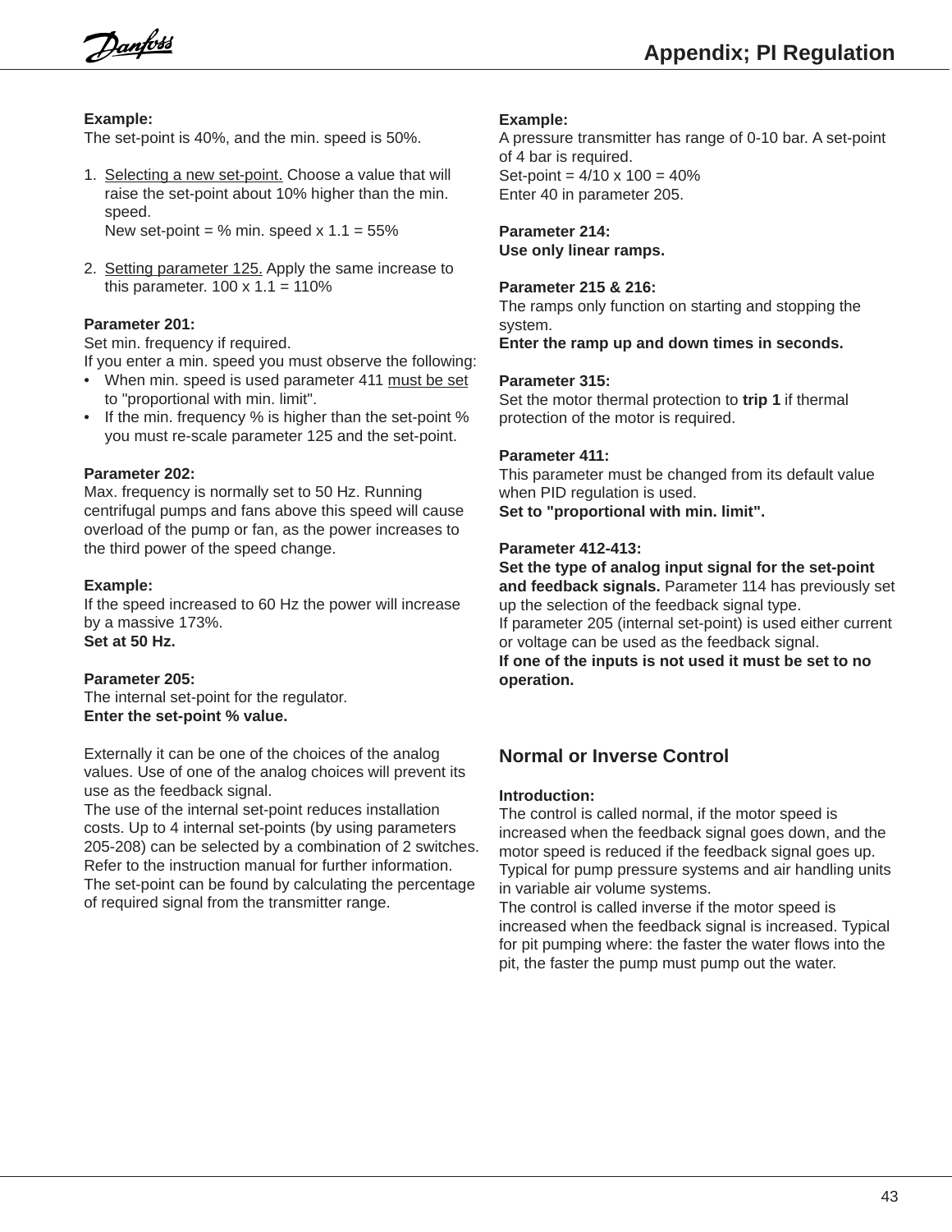**Example:**
The set-point is 40%, and the min. speed is 50%.

1. Selecting a new set-point. Choose a value that will raise the set-point about 10% higher than the min. speed.
   New set-point = % min. speed x 1.1 = 55%

2. Setting parameter 125. Apply the same increase to this parameter. 100 x 1.1 = 110%

**Parameter 201:**
Set min. frequency if required.
If you enter a min. speed you must observe the following:

- When min. speed is used parameter 411 must be set to "proportional with min. limit".
- If the min. frequency % is higher than the set-point % you must re-scale parameter 125 and the set-point.

**Parameter 202:**
Max. frequency is normally set to 50 Hz. Running centrifugal pumps and fans above this speed will cause overload of the pump or fan, as the power increases to the third power of the speed change.

**Example:**
If the speed increased to 60 Hz the power will increase by a massive 173%.
**Set at 50 Hz.**

**Parameter 205:**
The internal set-point for the regulator.
**Enter the set-point % value.**

Externally it can be one of the choices of the analog values. Use of one of the analog choices will prevent its use as the feedback signal.
The use of the internal set-point reduces installation costs. Up to 4 internal set-points (by using parameters 205-208) can be selected by a combination of 2 switches. Refer to the instruction manual for further information.
The set-point can be found by calculating the percentage of required signal from the transmitter range.

**Example:**
A pressure transmitter has range of 0-10 bar. A set-point of 4 bar is required.
Set-point = 4/10 x 100 = 40%
Enter 40 in parameter 205.

**Parameter 214:**
**Use only linear ramps.**

**Parameter 215 & 216:**
The ramps only function on starting and stopping the system.
**Enter the ramp up and down times in seconds.**

**Parameter 315:**
Set the motor thermal protection to **trip 1** if thermal protection of the motor is required.

**Parameter 411:**
This parameter must be changed from its default value when PID regulation is used.
**Set to "proportional with min. limit".**

**Parameter 412-413:**
**Set the type of analog input signal for the set-point and feedback signals.** Parameter 114 has previously set up the selection of the feedback signal type.
If parameter 205 (internal set-point) is used either current or voltage can be used as the feedback signal.
**If one of the inputs is not used it must be set to no operation.**

## Normal or Inverse Control

**Introduction:**
The control is called normal, if the motor speed is increased when the feedback signal goes down, and the motor speed is reduced if the feedback signal goes up. Typical for pump pressure systems and air handling units in variable air volume systems.
The control is called inverse if the motor speed is increased when the feedback signal is increased. Typical for pit pumping where: the faster the water flows into the pit, the faster the pump must pump out the water.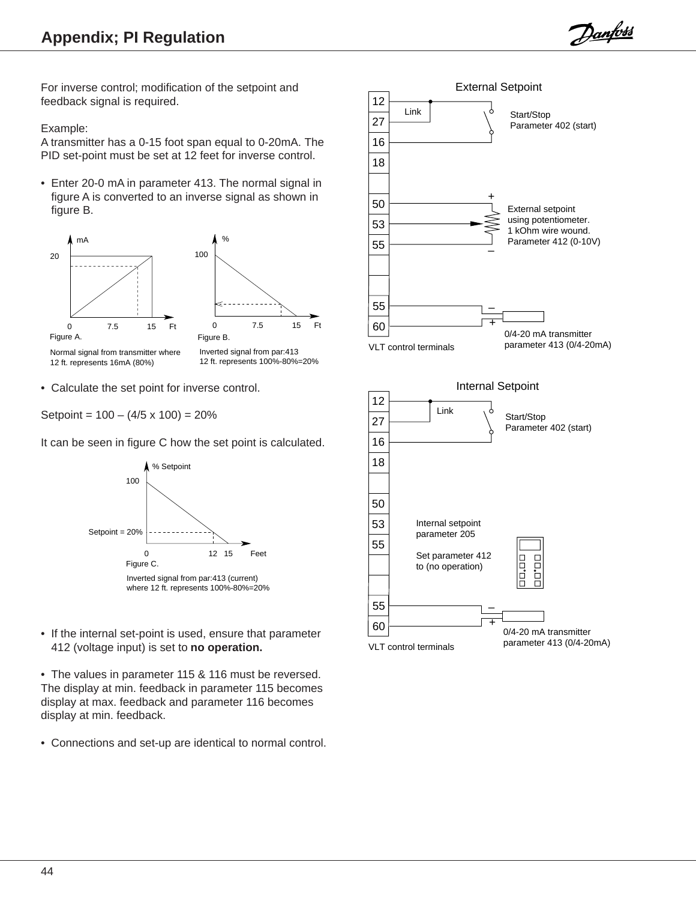# Appendix; PI Regulation

For inverse control; modification of the setpoint and feedback signal is required.

Example:
A transmitter has a 0-15 foot span equal to 0-20mA. The PID set-point must be set at 12 feet for inverse control.

- Enter 20-0 mA in parameter 413. The normal signal in figure A is converted to an inverse signal as shown in figure B.

Figure A.

Normal signal from transmitter where 12 ft. represents 16mA (80%)

Figure B.

Inverted signal from par:413 12 ft. represents 100%-80%=20%

- Calculate the set point for inverse control.

Setpoint = 100 – (4/5 x 100) = 20%

It can be seen in figure C how the set point is calculated.

Figure C.

Inverted signal from par:413 (current) where 12 ft. represents 100%-80%=20%

- If the internal set-point is used, ensure that parameter 412 (voltage input) is set to **no operation.**

- The values in parameter 115 & 116 must be reversed. The display at min. feedback in parameter 115 becomes display at max. feedback and parameter 116 becomes display at min. feedback.

- Connections and set-up are identical to normal control.

**External Setpoint**

- Terminals 12, 27 (Link) – Start/Stop, Parameter 402 (start)
- Terminals 50, 53, 55 – External setpoint using potentiometer. 1 kOhm wire wound. Parameter 412 (0-10V)
- Terminals 55 (–), 60 (+) – 0/4-20 mA transmitter parameter 413 (0/4-20mA)

VLT control terminals

**Internal Setpoint**

- Terminals 12, 27 (Link) – Start/Stop, Parameter 402 (start)
- Internal setpoint parameter 205. Set parameter 412 to (no operation)
- Terminals 55 (–), 60 (+) – 0/4-20 mA transmitter parameter 413 (0/4-20mA)

VLT control terminals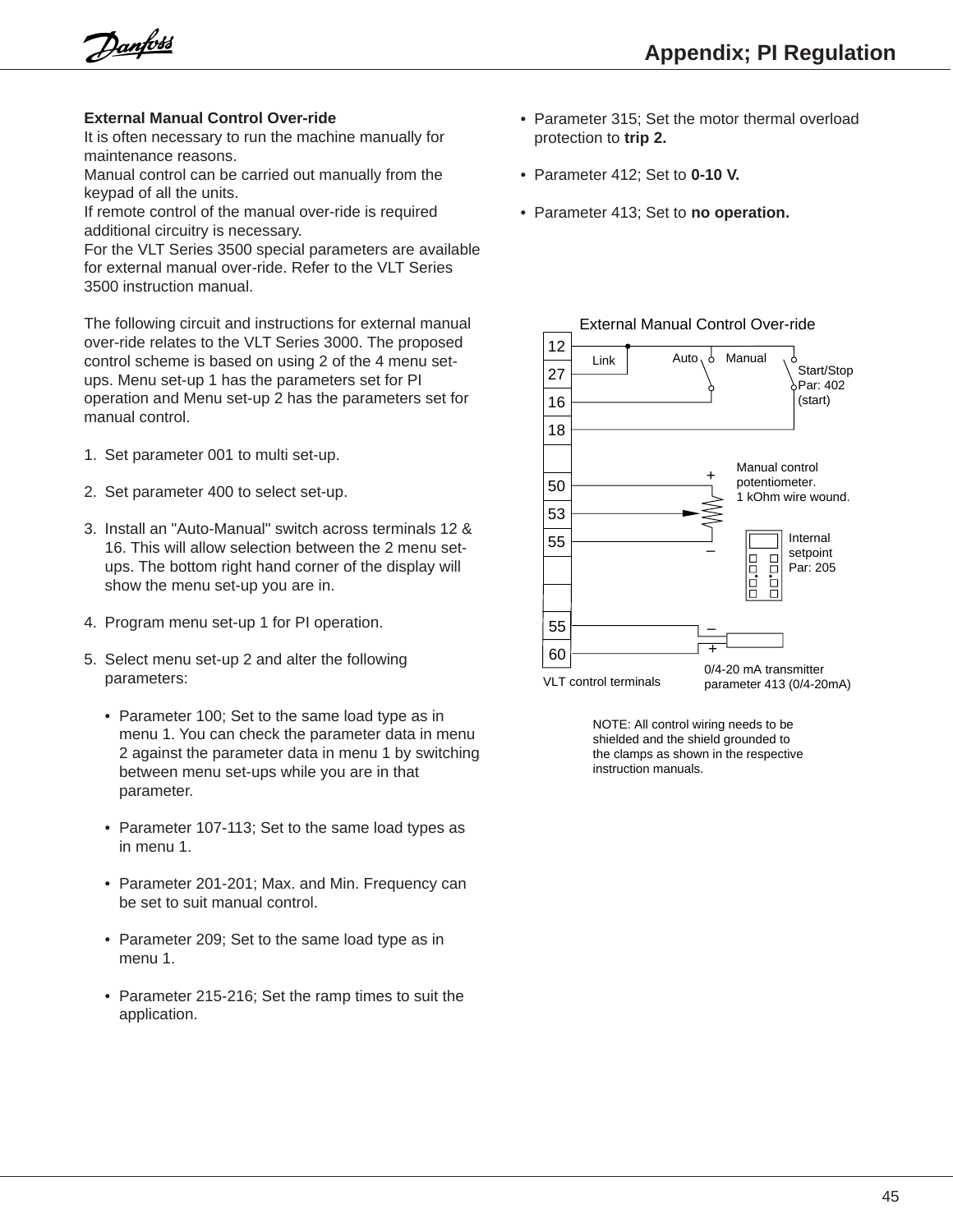**External Manual Control Over-ride**

It is often necessary to run the machine manually for maintenance reasons.
Manual control can be carried out manually from the keypad of all the units.
If remote control of the manual over-ride is required additional circuitry is necessary.
For the VLT Series 3500 special parameters are available for external manual over-ride. Refer to the VLT Series 3500 instruction manual.

The following circuit and instructions for external manual over-ride relates to the VLT Series 3000. The proposed control scheme is based on using 2 of the 4 menu set-ups. Menu set-up 1 has the parameters set for PI operation and Menu set-up 2 has the parameters set for manual control.

1. Set parameter 001 to multi set-up.
2. Set parameter 400 to select set-up.
3. Install an "Auto-Manual" switch across terminals 12 & 16. This will allow selection between the 2 menu set-ups. The bottom right hand corner of the display will show the menu set-up you are in.
4. Program menu set-up 1 for PI operation.
5. Select menu set-up 2 and alter the following parameters:
   - Parameter 100; Set to the same load type as in menu 1. You can check the parameter data in menu 2 against the parameter data in menu 1 by switching between menu set-ups while you are in that parameter.
   - Parameter 107-113; Set to the same load types as in menu 1.
   - Parameter 201-201; Max. and Min. Frequency can be set to suit manual control.
   - Parameter 209; Set to the same load type as in menu 1.
   - Parameter 215-216; Set the ramp times to suit the application.
   - Parameter 315; Set the motor thermal overload protection to **trip 2.**
   - Parameter 412; Set to **0-10 V.**
   - Parameter 413; Set to **no operation.**

External Manual Control Over-ride

NOTE: All control wiring needs to be shielded and the shield grounded to the clamps as shown in the respective instruction manuals.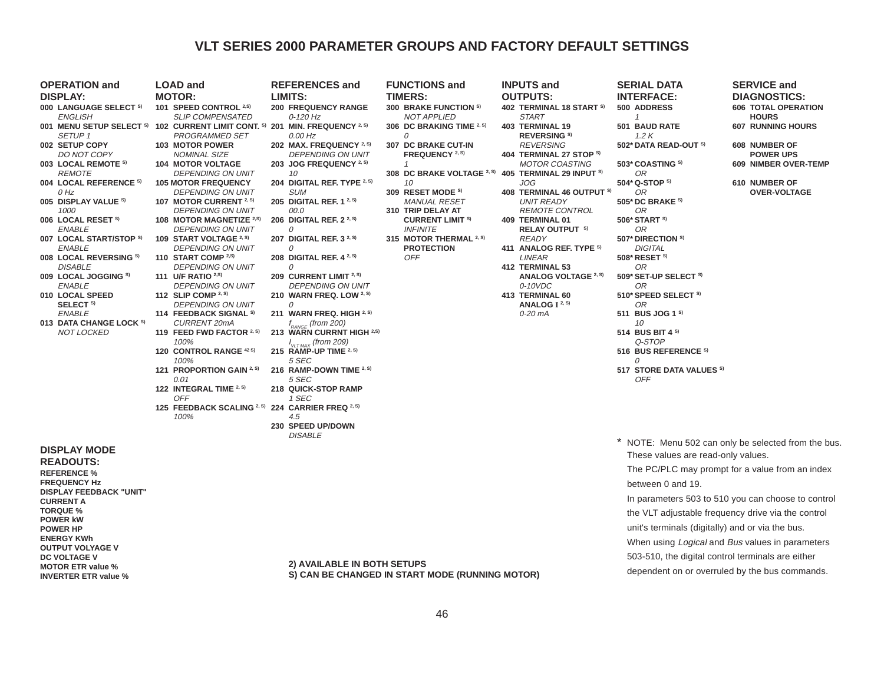# VLT SERIES 2000 PARAMETER GROUPS AND FACTORY DEFAULT SETTINGS

## OPERATION and DISPLAY:

- **000 LANGUAGE SELECT S)**
  *ENGLISH*
- **001 MENU SETUP SELECT S)**
  *SETUP 1*
- **002 SETUP COPY**
  *DO NOT COPY*
- **003 LOCAL REMOTE S)**
  *REMOTE*
- **004 LOCAL REFERENCE S)**
  *0 Hz*
- **005 DISPLAY VALUE S)**
  *1000*
- **006 LOCAL RESET S)**
  *ENABLE*
- **007 LOCAL START/STOP S)**
  *ENABLE*
- **008 LOCAL REVERSING S)**
  *DISABLE*
- **009 LOCAL JOGGING S)**
  *ENABLE*
- **010 LOCAL SPEED SELECT S)**
  *ENABLE*
- **013 DATA CHANGE LOCK S)**
  *NOT LOCKED*

## LOAD and MOTOR:

- **101 SPEED CONTROL 2,S)**
  *SLIP COMPENSATED*
- **102 CURRENT LIMIT CONT. S)**
  *PROGRAMMED SET*
- **103 MOTOR POWER**
  *NOMINAL SIZE*
- **104 MOTOR VOLTAGE**
  *DEPENDING ON UNIT*
- **105 MOTOR FREQUENCY**
  *DEPENDING ON UNIT*
- **107 MOTOR CURRENT 2, S)**
  *DEPENDING ON UNIT*
- **108 MOTOR MAGNETIZE 2,S)**
  *DEPENDING ON UNIT*
- **109 START VOLTAGE 2, S)**
  *DEPENDING ON UNIT*
- **110 START COMP 2,S)**
  *DEPENDING ON UNIT*
- **111 U/F RATIO 2,S)**
  *DEPENDING ON UNIT*
- **112 SLIP COMP 2, S)**
  *DEPENDING ON UNIT*
- **114 FEEDBACK SIGNAL S)**
  *CURRENT 20mA*
- **119 FEED FWD FACTOR 2, S)**
  *100%*
- **120 CONTROL RANGE 42 S)**
  *100%*
- **121 PROPORTION GAIN 2, S)**
  *0.01*
- **122 INTEGRAL TIME 2, S)**
  *OFF*
- **125 FEEDBACK SCALING 2, S)**
  *100%*

## REFERENCES and LIMITS:

- **200 FREQUENCY RANGE**
  *0-120 Hz*
- **201 MIN. FREQUENCY 2, S)**
  *0.00 Hz*
- **202 MAX. FREQUENCY 2, S)**
  *DEPENDING ON UNIT*
- **203 JOG FREQUENCY 2, S)**
  *10*
- **204 DIGITAL REF. TYPE 2, S)**
  *SUM*
- **205 DIGITAL REF. 1 2, S)**
  *00.0*
- **206 DIGITAL REF. 2 2, S)**
  *0*
- **207 DIGITAL REF. 3 2, S)**
  *0*
- **208 DIGITAL REF. 4 2, S)**
  *0*
- **209 CURRENT LIMIT 2, S)**
  *DEPENDING ON UNIT*
- **210 WARN FREQ. LOW 2, S)**
  *0*
- **211 WARN FREQ. HIGH 2, S)**
  *$f_{RANGE}$ (from 200)*
- **213 WARN CURRNT HIGH 2,S)**
  *$I_{VLT\ MAX}$ (from 209)*
- **215 RAMP-UP TIME 2, S)**
  *5 SEC*
- **216 RAMP-DOWN TIME 2, S)**
  *5 SEC*
- **218 QUICK-STOP RAMP**
  *1 SEC*
- **224 CARRIER FREQ 2, S)**
  *4.5*
- **230 SPEED UP/DOWN**
  *DISABLE*

## FUNCTIONS and TIMERS:

- **300 BRAKE FUNCTION S)**
  *NOT APPLIED*
- **306 DC BRAKING TIME 2, S)**
  *0*
- **307 DC BRAKE CUT-IN FREQUENCY 2, S)**
  *1*
- **308 DC BRAKE VOLTAGE 2, S)**
  *10*
- **309 RESET MODE S)**
  *MANUAL RESET*
- **310 TRIP DELAY AT CURRENT LIMIT S)**
  *INFINITE*
- **315 MOTOR THERMAL 2, S) PROTECTION**
  *OFF*

## INPUTS and OUTPUTS:

- **402 TERMINAL 18 START S)**
  *START*
- **403 TERMINAL 19 REVERSING S)**
  *REVERSING*
- **404 TERMINAL 27 STOP S)**
  *MOTOR COASTING*
- **405 TERMINAL 29 INPUT S)**
  *JOG*
- **408 TERMINAL 46 OUTPUT S)**
  *UNIT READY REMOTE CONTROL*
- **409 TERMINAL 01 RELAY OUTPUT S)**
  *READY*
- **411 ANALOG REF. TYPE S)**
  *LINEAR*
- **412 TERMINAL 53 ANALOG VOLTAGE 2, S)**
  *0-10VDC*
- **413 TERMINAL 60 ANALOG I 2, S)**
  *0-20 mA*

## SERIAL DATA INTERFACE:

- **500 ADDRESS**
  *1*
- **501 BAUD RATE**
  *1.2 K*
- **502* DATA READ-OUT S)**
- **503* COASTING S)**
  *OR*
- **504* Q-STOP S)**
  *OR*
- **505* DC BRAKE S)**
  *OR*
- **506* START S)**
  *OR*
- **507* DIRECTION S)**
  *DIGITAL*
- **508* RESET S)**
  *OR*
- **509* SET-UP SELECT S)**
  *OR*
- **510* SPEED SELECT S)**
  *OR*
- **511 BUS JOG 1 S)**
  *10*
- **514 BUS BIT 4 S)**
  *Q-STOP*
- **516 BUS REFERENCE S)**
  *0*
- **517 STORE DATA VALUES S)**
  *OFF*

## SERVICE and DIAGNOSTICS:

- **606 TOTAL OPERATION HOURS**
- **607 RUNNING HOURS**
- **608 NUMBER OF POWER UPS**
- **609 NIMBER OVER-TEMP**
- **610 NUMBER OF OVER-VOLTAGE**

## DISPLAY MODE READOUTS:

**REFERENCE %**
**FREQUENCY Hz**
**DISPLAY FEEDBACK "UNIT"**
**CURRENT A**
**TORQUE %**
**POWER kW**
**POWER HP**
**ENERGY KWh**
**OUTPUT VOLYAGE V**
**DC VOLTAGE V**
**MOTOR ETR value %**
**INVERTER ETR value %**

**2) AVAILABLE IN BOTH SETUPS**
**S) CAN BE CHANGED IN START MODE (RUNNING MOTOR)**

\* NOTE: Menu 502 can only be selected from the bus. These values are read-only values.
The PC/PLC may prompt for a value from an index between 0 and 19.
In parameters 503 to 510 you can choose to control the VLT adjustable frequency drive via the control unit's terminals (digitally) and or via the bus.
When using *Logical* and *Bus* values in parameters 503-510, the digital control terminals are either dependent on or overruled by the bus commands.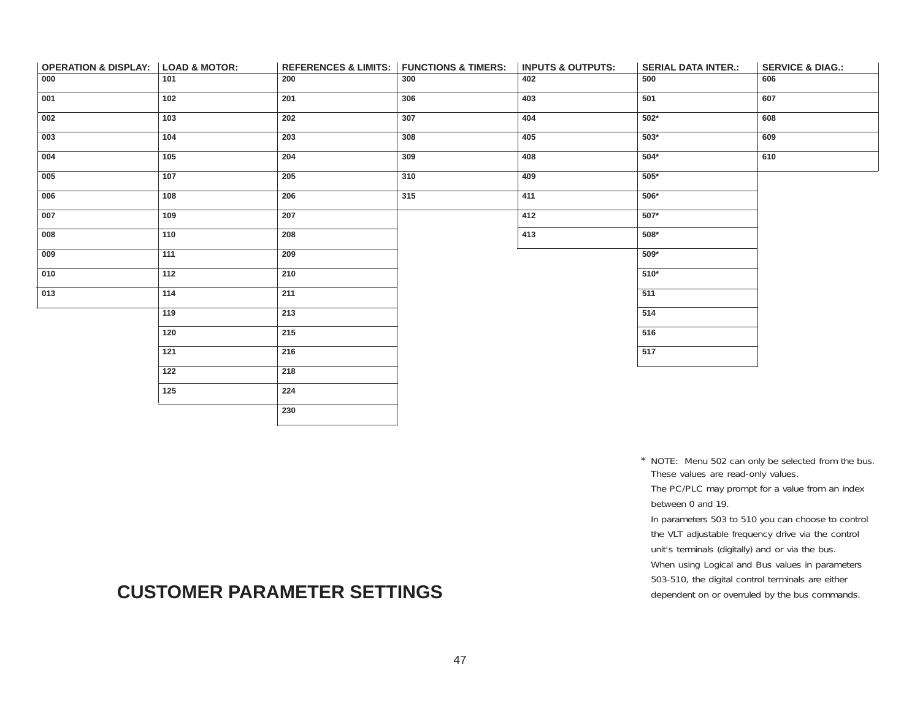| OPERATION & DISPLAY: | LOAD & MOTOR: | REFERENCES & LIMITS: | FUNCTIONS & TIMERS: | INPUTS & OUTPUTS: | SERIAL DATA INTER.: | SERVICE & DIAG.: |
| --- | --- | --- | --- | --- | --- | --- |
| 000 | 101 | 200 | 300 | 402 | 500 | 606 |
| 001 | 102 | 201 | 306 | 403 | 501 | 607 |
| 002 | 103 | 202 | 307 | 404 | 502* | 608 |
| 003 | 104 | 203 | 308 | 405 | 503* | 609 |
| 004 | 105 | 204 | 309 | 408 | 504* | 610 |
| 005 | 107 | 205 | 310 | 409 | 505* | |
| 006 | 108 | 206 | 315 | 411 | 506* | |
| 007 | 109 | 207 | | 412 | 507* | |
| 008 | 110 | 208 | | 413 | 508* | |
| 009 | 111 | 209 | | | 509* | |
| 010 | 112 | 210 | | | 510* | |
| 013 | 114 | 211 | | | 511 | |
| | 119 | 213 | | | 514 | |
| | 120 | 215 | | | 516 | |
| | 121 | 216 | | | 517 | |
| | 122 | 218 | | | | |
| | 125 | 224 | | | | |
| | | 230 | | | | |

\* NOTE: Menu 502 can only be selected from the bus. These values are read-only values.
The PC/PLC may prompt for a value from an index between 0 and 19.
In parameters 503 to 510 you can choose to control the VLT adjustable frequency drive via the control unit's terminals (digitally) and or via the bus.
When using Logical and Bus values in parameters 503-510, the digital control terminals are either dependent on or overruled by the bus commands.

## CUSTOMER PARAMETER SETTINGS